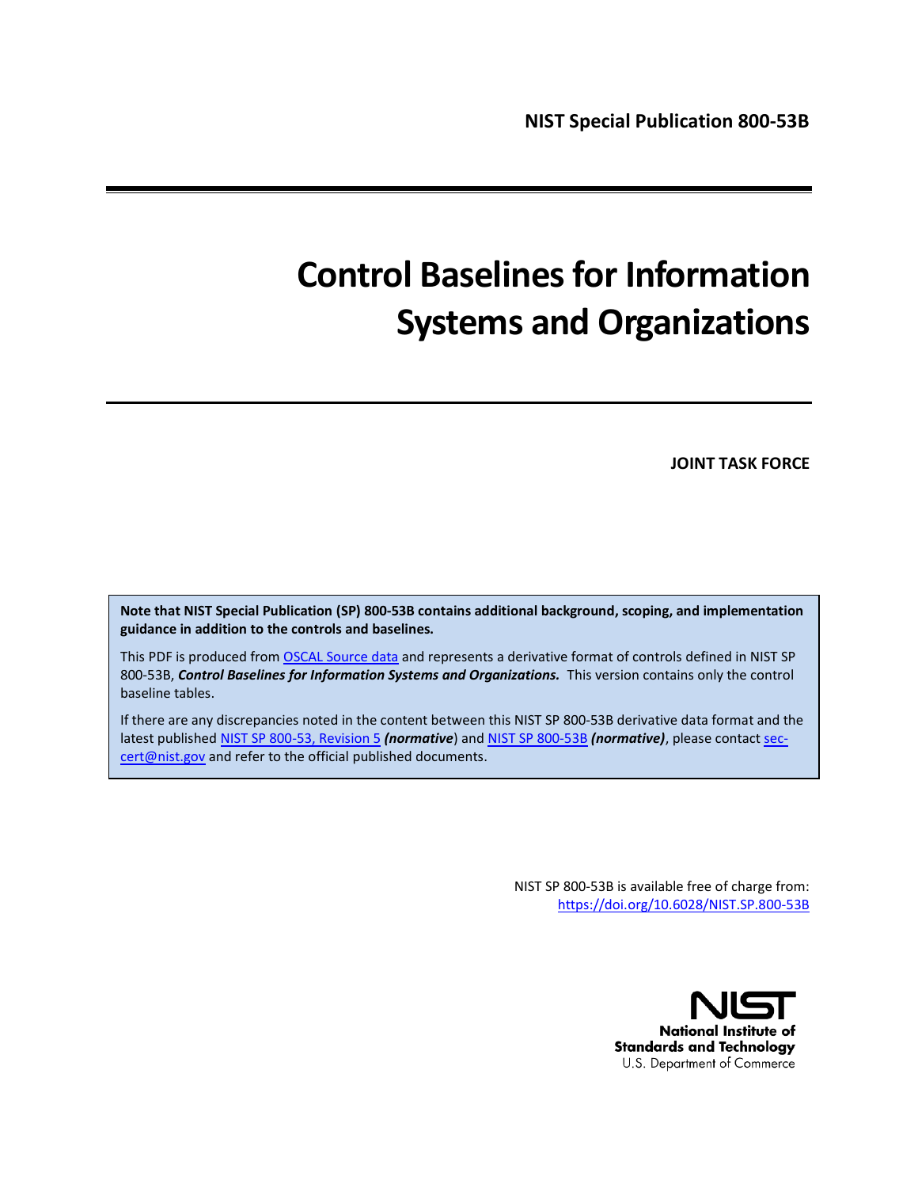**NIST Special Publication 800-53B**

# Control Baselines for Information Systems and Organizations

**JOINT TASK FORCE**

**Note that NIST Special Publication (SP) 800-53B contains additional background, scoping, and implementation guidance in addition to the controls and baselines.**

This PDF is produced from [OSCAL Source data](#) and represents a derivative format of controls defined in NIST SP 800-53B, ***Control Baselines for Information Systems and Organizations.*** This version contains only the control baseline tables.

If there are any discrepancies noted in the content between this NIST SP 800-53B derivative data format and the latest published [NIST SP 800-53, Revision 5](#) ***(normative)*** and [NIST SP 800-53B](#) ***(normative)***, please contact [sec-cert@nist.gov](mailto:sec-cert@nist.gov) and refer to the official published documents.

NIST SP 800-53B is available free of charge from:
https://doi.org/10.6028/NIST.SP.800-53B

**National Institute of Standards and Technology**
U.S. Department of Commerce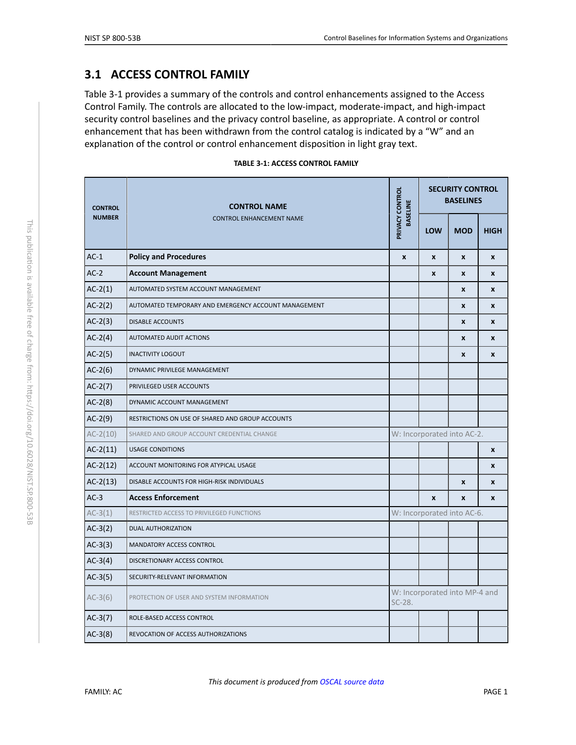## 3.1 ACCESS CONTROL FAMILY

Table 3-1 provides a summary of the controls and control enhancements assigned to the Access Control Family. The controls are allocated to the low-impact, moderate-impact, and high-impact security control baselines and the privacy control baseline, as appropriate. A control or control enhancement that has been withdrawn from the control catalog is indicated by a "W" and an explanation of the control or control enhancement disposition in light gray text.

**TABLE 3-1: ACCESS CONTROL FAMILY**

| CONTROL NUMBER | CONTROL NAME<br>CONTROL ENHANCEMENT NAME | PRIVACY CONTROL BASELINE | SECURITY CONTROL BASELINES | | |
|---|---|---|---|---|---|
| | | | LOW | MOD | HIGH |
| AC-1 | **Policy and Procedures** | x | x | x | x |
| AC-2 | **Account Management** | | x | x | x |
| AC-2(1) | AUTOMATED SYSTEM ACCOUNT MANAGEMENT | | | x | x |
| AC-2(2) | AUTOMATED TEMPORARY AND EMERGENCY ACCOUNT MANAGEMENT | | | x | x |
| AC-2(3) | DISABLE ACCOUNTS | | | x | x |
| AC-2(4) | AUTOMATED AUDIT ACTIONS | | | x | x |
| AC-2(5) | INACTIVITY LOGOUT | | | x | x |
| AC-2(6) | DYNAMIC PRIVILEGE MANAGEMENT | | | | |
| AC-2(7) | PRIVILEGED USER ACCOUNTS | | | | |
| AC-2(8) | DYNAMIC ACCOUNT MANAGEMENT | | | | |
| AC-2(9) | RESTRICTIONS ON USE OF SHARED AND GROUP ACCOUNTS | | | | |
| AC-2(10) | SHARED AND GROUP ACCOUNT CREDENTIAL CHANGE | W: Incorporated into AC-2. | | | |
| AC-2(11) | USAGE CONDITIONS | | | | x |
| AC-2(12) | ACCOUNT MONITORING FOR ATYPICAL USAGE | | | | x |
| AC-2(13) | DISABLE ACCOUNTS FOR HIGH-RISK INDIVIDUALS | | | x | x |
| AC-3 | **Access Enforcement** | | x | x | x |
| AC-3(1) | RESTRICTED ACCESS TO PRIVILEGED FUNCTIONS | W: Incorporated into AC-6. | | | |
| AC-3(2) | DUAL AUTHORIZATION | | | | |
| AC-3(3) | MANDATORY ACCESS CONTROL | | | | |
| AC-3(4) | DISCRETIONARY ACCESS CONTROL | | | | |
| AC-3(5) | SECURITY-RELEVANT INFORMATION | | | | |
| AC-3(6) | PROTECTION OF USER AND SYSTEM INFORMATION | W: Incorporated into MP-4 and SC-28. | | | |
| AC-3(7) | ROLE-BASED ACCESS CONTROL | | | | |
| AC-3(8) | REVOCATION OF ACCESS AUTHORIZATIONS | | | | |

*This document is produced from OSCAL source data*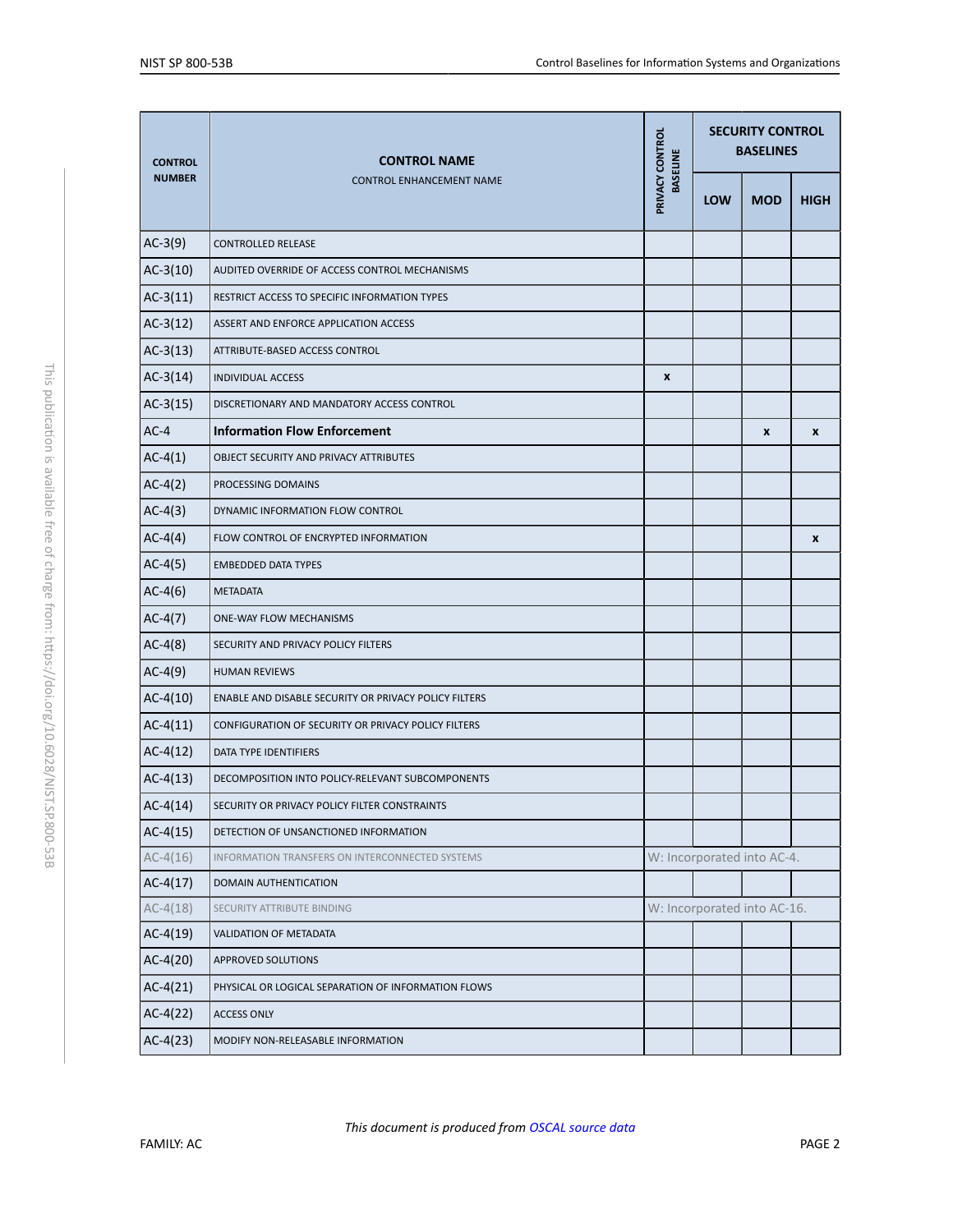| CONTROL NUMBER | CONTROL NAME<br>CONTROL ENHANCEMENT NAME | PRIVACY CONTROL BASELINE | SECURITY CONTROL BASELINES | | |
|---|---|---|---|---|---|
| | | | LOW | MOD | HIGH |
| AC-3(9) | CONTROLLED RELEASE | | | | |
| AC-3(10) | AUDITED OVERRIDE OF ACCESS CONTROL MECHANISMS | | | | |
| AC-3(11) | RESTRICT ACCESS TO SPECIFIC INFORMATION TYPES | | | | |
| AC-3(12) | ASSERT AND ENFORCE APPLICATION ACCESS | | | | |
| AC-3(13) | ATTRIBUTE-BASED ACCESS CONTROL | | | | |
| AC-3(14) | INDIVIDUAL ACCESS | x | | | |
| AC-3(15) | DISCRETIONARY AND MANDATORY ACCESS CONTROL | | | | |
| AC-4 | **Information Flow Enforcement** | | | x | x |
| AC-4(1) | OBJECT SECURITY AND PRIVACY ATTRIBUTES | | | | |
| AC-4(2) | PROCESSING DOMAINS | | | | |
| AC-4(3) | DYNAMIC INFORMATION FLOW CONTROL | | | | |
| AC-4(4) | FLOW CONTROL OF ENCRYPTED INFORMATION | | | | x |
| AC-4(5) | EMBEDDED DATA TYPES | | | | |
| AC-4(6) | METADATA | | | | |
| AC-4(7) | ONE-WAY FLOW MECHANISMS | | | | |
| AC-4(8) | SECURITY AND PRIVACY POLICY FILTERS | | | | |
| AC-4(9) | HUMAN REVIEWS | | | | |
| AC-4(10) | ENABLE AND DISABLE SECURITY OR PRIVACY POLICY FILTERS | | | | |
| AC-4(11) | CONFIGURATION OF SECURITY OR PRIVACY POLICY FILTERS | | | | |
| AC-4(12) | DATA TYPE IDENTIFIERS | | | | |
| AC-4(13) | DECOMPOSITION INTO POLICY-RELEVANT SUBCOMPONENTS | | | | |
| AC-4(14) | SECURITY OR PRIVACY POLICY FILTER CONSTRAINTS | | | | |
| AC-4(15) | DETECTION OF UNSANCTIONED INFORMATION | | | | |
| AC-4(16) | INFORMATION TRANSFERS ON INTERCONNECTED SYSTEMS | W: Incorporated into AC-4. | | | |
| AC-4(17) | DOMAIN AUTHENTICATION | | | | |
| AC-4(18) | SECURITY ATTRIBUTE BINDING | W: Incorporated into AC-16. | | | |
| AC-4(19) | VALIDATION OF METADATA | | | | |
| AC-4(20) | APPROVED SOLUTIONS | | | | |
| AC-4(21) | PHYSICAL OR LOGICAL SEPARATION OF INFORMATION FLOWS | | | | |
| AC-4(22) | ACCESS ONLY | | | | |
| AC-4(23) | MODIFY NON-RELEASABLE INFORMATION | | | | |

*This document is produced from OSCAL source data*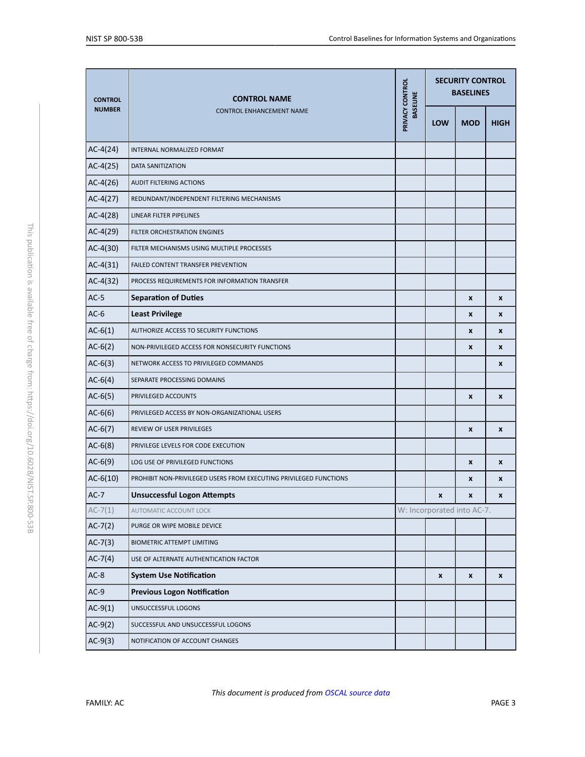| CONTROL NUMBER | CONTROL NAME<br>CONTROL ENHANCEMENT NAME | PRIVACY CONTROL BASELINE | SECURITY CONTROL BASELINES | | |
|---|---|---|---|---|---|
| | | | LOW | MOD | HIGH |
| AC-4(24) | INTERNAL NORMALIZED FORMAT | | | | |
| AC-4(25) | DATA SANITIZATION | | | | |
| AC-4(26) | AUDIT FILTERING ACTIONS | | | | |
| AC-4(27) | REDUNDANT/INDEPENDENT FILTERING MECHANISMS | | | | |
| AC-4(28) | LINEAR FILTER PIPELINES | | | | |
| AC-4(29) | FILTER ORCHESTRATION ENGINES | | | | |
| AC-4(30) | FILTER MECHANISMS USING MULTIPLE PROCESSES | | | | |
| AC-4(31) | FAILED CONTENT TRANSFER PREVENTION | | | | |
| AC-4(32) | PROCESS REQUIREMENTS FOR INFORMATION TRANSFER | | | | |
| AC-5 | **Separation of Duties** | | | x | x |
| AC-6 | **Least Privilege** | | | x | x |
| AC-6(1) | AUTHORIZE ACCESS TO SECURITY FUNCTIONS | | | x | x |
| AC-6(2) | NON-PRIVILEGED ACCESS FOR NONSECURITY FUNCTIONS | | | x | x |
| AC-6(3) | NETWORK ACCESS TO PRIVILEGED COMMANDS | | | | x |
| AC-6(4) | SEPARATE PROCESSING DOMAINS | | | | |
| AC-6(5) | PRIVILEGED ACCOUNTS | | | x | x |
| AC-6(6) | PRIVILEGED ACCESS BY NON-ORGANIZATIONAL USERS | | | | |
| AC-6(7) | REVIEW OF USER PRIVILEGES | | | x | x |
| AC-6(8) | PRIVILEGE LEVELS FOR CODE EXECUTION | | | | |
| AC-6(9) | LOG USE OF PRIVILEGED FUNCTIONS | | | x | x |
| AC-6(10) | PROHIBIT NON-PRIVILEGED USERS FROM EXECUTING PRIVILEGED FUNCTIONS | | | x | x |
| AC-7 | **Unsuccessful Logon Attempts** | | x | x | x |
| AC-7(1) | AUTOMATIC ACCOUNT LOCK | W: Incorporated into AC-7. | | | |
| AC-7(2) | PURGE OR WIPE MOBILE DEVICE | | | | |
| AC-7(3) | BIOMETRIC ATTEMPT LIMITING | | | | |
| AC-7(4) | USE OF ALTERNATE AUTHENTICATION FACTOR | | | | |
| AC-8 | **System Use Notification** | | x | x | x |
| AC-9 | **Previous Logon Notification** | | | | |
| AC-9(1) | UNSUCCESSFUL LOGONS | | | | |
| AC-9(2) | SUCCESSFUL AND UNSUCCESSFUL LOGONS | | | | |
| AC-9(3) | NOTIFICATION OF ACCOUNT CHANGES | | | | |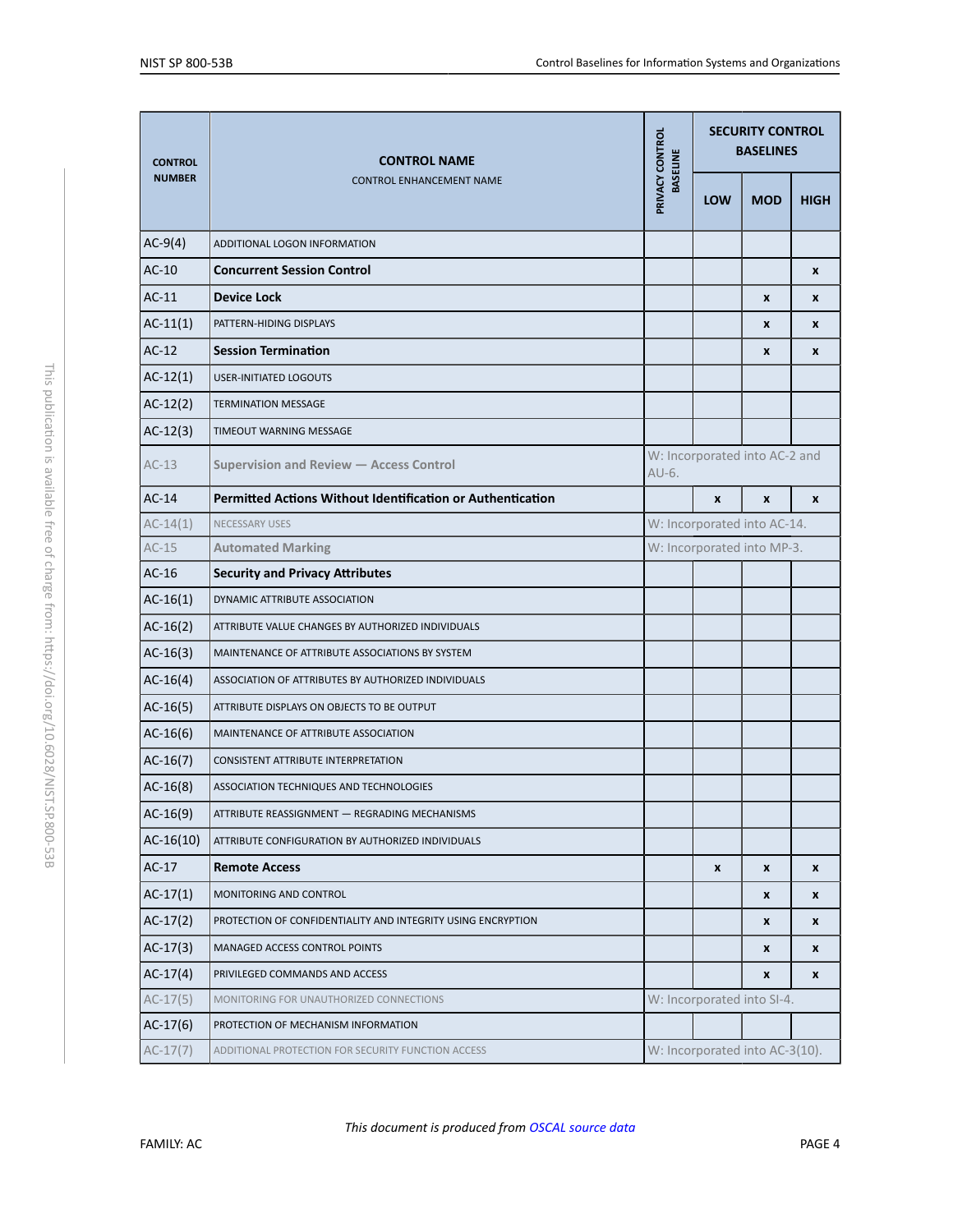| CONTROL NUMBER | CONTROL NAME<br>CONTROL ENHANCEMENT NAME | PRIVACY CONTROL BASELINE | SECURITY CONTROL BASELINES | | |
|---|---|---|---|---|---|
| | | | LOW | MOD | HIGH |
| AC-9(4) | ADDITIONAL LOGON INFORMATION | | | | |
| AC-10 | **Concurrent Session Control** | | | | x |
| AC-11 | **Device Lock** | | | x | x |
| AC-11(1) | PATTERN-HIDING DISPLAYS | | | x | x |
| AC-12 | **Session Termination** | | | x | x |
| AC-12(1) | USER-INITIATED LOGOUTS | | | | |
| AC-12(2) | TERMINATION MESSAGE | | | | |
| AC-12(3) | TIMEOUT WARNING MESSAGE | | | | |
| AC-13 | **Supervision and Review — Access Control** | W: Incorporated into AC-2 and AU-6. | | | |
| AC-14 | **Permitted Actions Without Identification or Authentication** | | x | x | x |
| AC-14(1) | NECESSARY USES | W: Incorporated into AC-14. | | | |
| AC-15 | **Automated Marking** | W: Incorporated into MP-3. | | | |
| AC-16 | **Security and Privacy Attributes** | | | | |
| AC-16(1) | DYNAMIC ATTRIBUTE ASSOCIATION | | | | |
| AC-16(2) | ATTRIBUTE VALUE CHANGES BY AUTHORIZED INDIVIDUALS | | | | |
| AC-16(3) | MAINTENANCE OF ATTRIBUTE ASSOCIATIONS BY SYSTEM | | | | |
| AC-16(4) | ASSOCIATION OF ATTRIBUTES BY AUTHORIZED INDIVIDUALS | | | | |
| AC-16(5) | ATTRIBUTE DISPLAYS ON OBJECTS TO BE OUTPUT | | | | |
| AC-16(6) | MAINTENANCE OF ATTRIBUTE ASSOCIATION | | | | |
| AC-16(7) | CONSISTENT ATTRIBUTE INTERPRETATION | | | | |
| AC-16(8) | ASSOCIATION TECHNIQUES AND TECHNOLOGIES | | | | |
| AC-16(9) | ATTRIBUTE REASSIGNMENT — REGRADING MECHANISMS | | | | |
| AC-16(10) | ATTRIBUTE CONFIGURATION BY AUTHORIZED INDIVIDUALS | | | | |
| AC-17 | **Remote Access** | | x | x | x |
| AC-17(1) | MONITORING AND CONTROL | | | x | x |
| AC-17(2) | PROTECTION OF CONFIDENTIALITY AND INTEGRITY USING ENCRYPTION | | | x | x |
| AC-17(3) | MANAGED ACCESS CONTROL POINTS | | | x | x |
| AC-17(4) | PRIVILEGED COMMANDS AND ACCESS | | | x | x |
| AC-17(5) | MONITORING FOR UNAUTHORIZED CONNECTIONS | W: Incorporated into SI-4. | | | |
| AC-17(6) | PROTECTION OF MECHANISM INFORMATION | | | | |
| AC-17(7) | ADDITIONAL PROTECTION FOR SECURITY FUNCTION ACCESS | W: Incorporated into AC-3(10). | | | |

*This document is produced from OSCAL source data*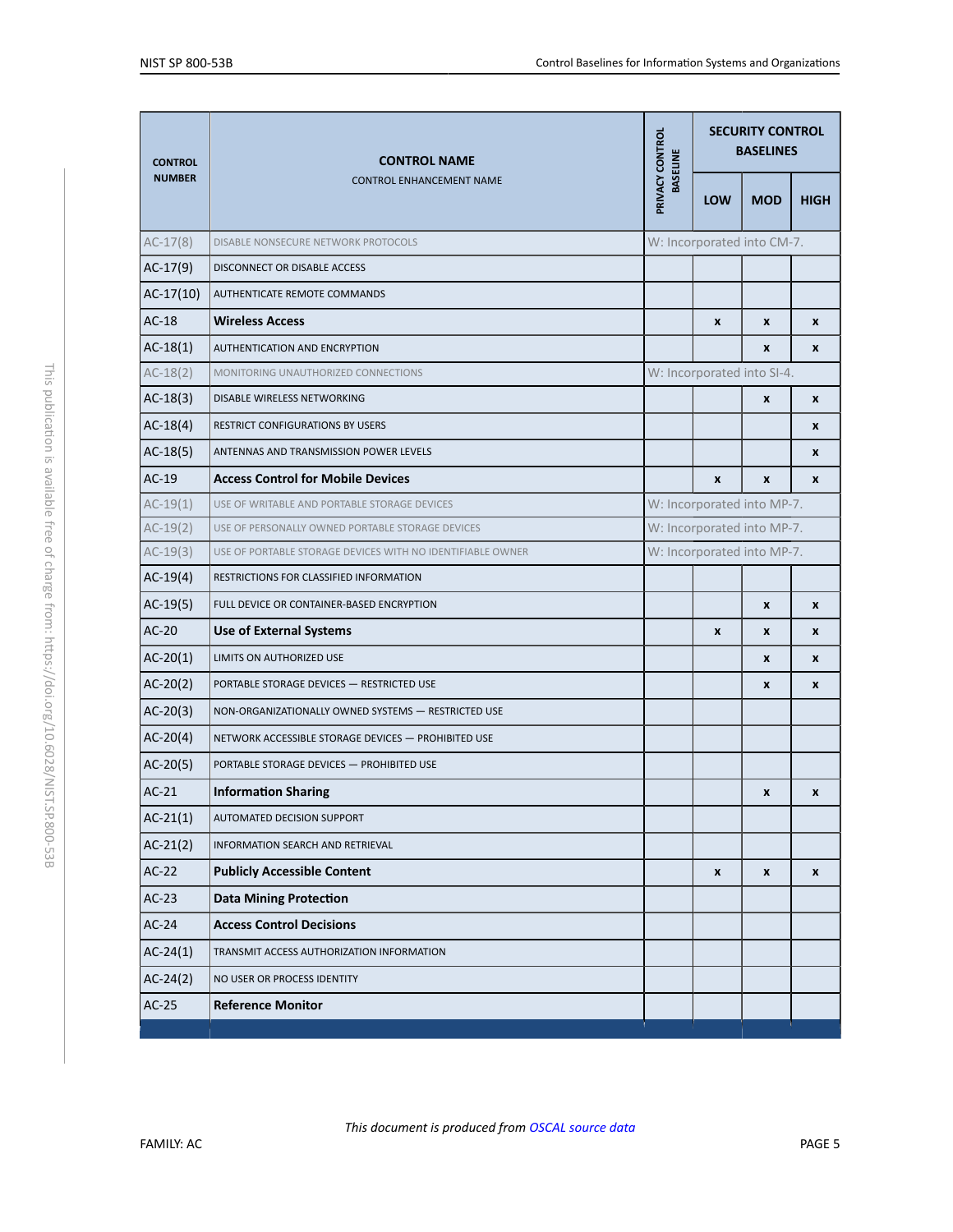| CONTROL NUMBER | CONTROL NAME<br>CONTROL ENHANCEMENT NAME | PRIVACY CONTROL BASELINE | SECURITY CONTROL BASELINES | | |
|---|---|---|---|---|---|
| | | | LOW | MOD | HIGH |
| AC-17(8) | DISABLE NONSECURE NETWORK PROTOCOLS | W: Incorporated into CM-7. | | | |
| AC-17(9) | DISCONNECT OR DISABLE ACCESS | | | | |
| AC-17(10) | AUTHENTICATE REMOTE COMMANDS | | | | |
| AC-18 | **Wireless Access** | | x | x | x |
| AC-18(1) | AUTHENTICATION AND ENCRYPTION | | | x | x |
| AC-18(2) | MONITORING UNAUTHORIZED CONNECTIONS | W: Incorporated into SI-4. | | | |
| AC-18(3) | DISABLE WIRELESS NETWORKING | | | x | x |
| AC-18(4) | RESTRICT CONFIGURATIONS BY USERS | | | | x |
| AC-18(5) | ANTENNAS AND TRANSMISSION POWER LEVELS | | | | x |
| AC-19 | **Access Control for Mobile Devices** | | x | x | x |
| AC-19(1) | USE OF WRITABLE AND PORTABLE STORAGE DEVICES | W: Incorporated into MP-7. | | | |
| AC-19(2) | USE OF PERSONALLY OWNED PORTABLE STORAGE DEVICES | W: Incorporated into MP-7. | | | |
| AC-19(3) | USE OF PORTABLE STORAGE DEVICES WITH NO IDENTIFIABLE OWNER | W: Incorporated into MP-7. | | | |
| AC-19(4) | RESTRICTIONS FOR CLASSIFIED INFORMATION | | | | |
| AC-19(5) | FULL DEVICE OR CONTAINER-BASED ENCRYPTION | | | x | x |
| AC-20 | **Use of External Systems** | | x | x | x |
| AC-20(1) | LIMITS ON AUTHORIZED USE | | | x | x |
| AC-20(2) | PORTABLE STORAGE DEVICES — RESTRICTED USE | | | x | x |
| AC-20(3) | NON-ORGANIZATIONALLY OWNED SYSTEMS — RESTRICTED USE | | | | |
| AC-20(4) | NETWORK ACCESSIBLE STORAGE DEVICES — PROHIBITED USE | | | | |
| AC-20(5) | PORTABLE STORAGE DEVICES — PROHIBITED USE | | | | |
| AC-21 | **Information Sharing** | | | x | x |
| AC-21(1) | AUTOMATED DECISION SUPPORT | | | | |
| AC-21(2) | INFORMATION SEARCH AND RETRIEVAL | | | | |
| AC-22 | **Publicly Accessible Content** | | x | x | x |
| AC-23 | **Data Mining Protection** | | | | |
| AC-24 | **Access Control Decisions** | | | | |
| AC-24(1) | TRANSMIT ACCESS AUTHORIZATION INFORMATION | | | | |
| AC-24(2) | NO USER OR PROCESS IDENTITY | | | | |
| AC-25 | **Reference Monitor** | | | | |

*This document is produced from OSCAL source data*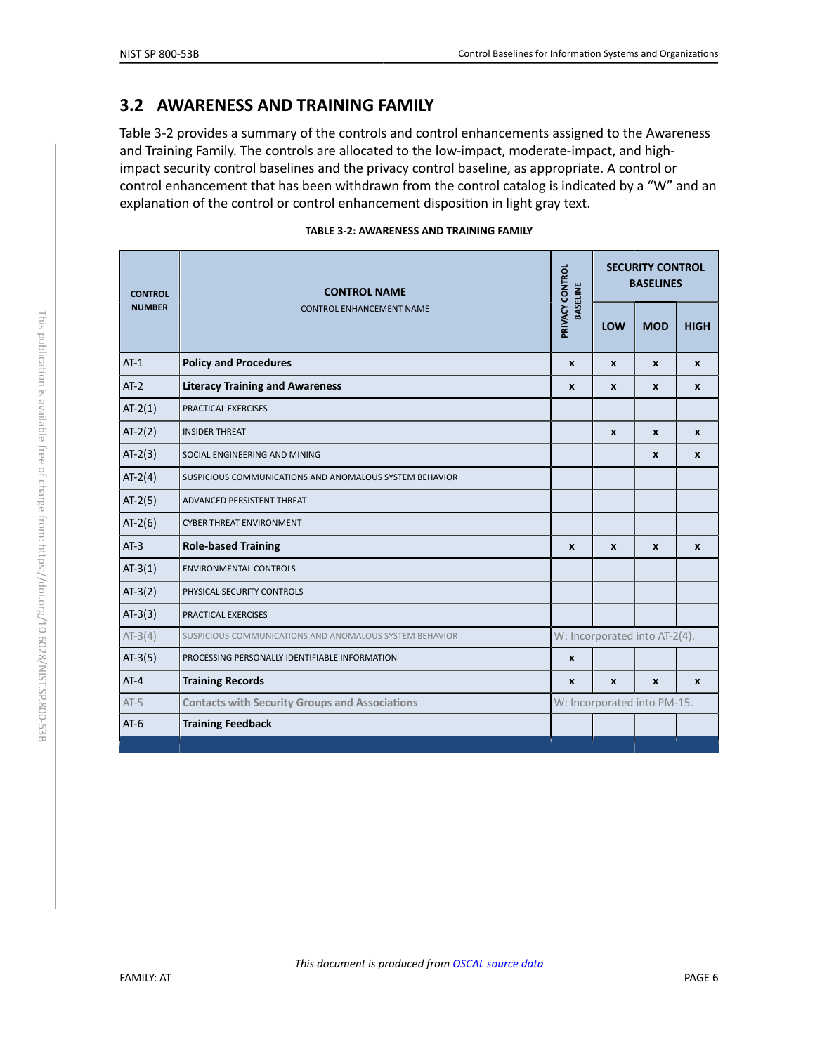## 3.2 AWARENESS AND TRAINING FAMILY

Table 3-2 provides a summary of the controls and control enhancements assigned to the Awareness and Training Family. The controls are allocated to the low-impact, moderate-impact, and high-impact security control baselines and the privacy control baseline, as appropriate. A control or control enhancement that has been withdrawn from the control catalog is indicated by a "W" and an explanation of the control or control enhancement disposition in light gray text.

**TABLE 3-2: AWARENESS AND TRAINING FAMILY**

| CONTROL NUMBER | CONTROL NAME<br>CONTROL ENHANCEMENT NAME | PRIVACY CONTROL BASELINE | SECURITY CONTROL BASELINES | | |
|---|---|---|---|---|---|
| | | | LOW | MOD | HIGH |
| AT-1 | **Policy and Procedures** | x | x | x | x |
| AT-2 | **Literacy Training and Awareness** | x | x | x | x |
| AT-2(1) | PRACTICAL EXERCISES | | | | |
| AT-2(2) | INSIDER THREAT | | x | x | x |
| AT-2(3) | SOCIAL ENGINEERING AND MINING | | | x | x |
| AT-2(4) | SUSPICIOUS COMMUNICATIONS AND ANOMALOUS SYSTEM BEHAVIOR | | | | |
| AT-2(5) | ADVANCED PERSISTENT THREAT | | | | |
| AT-2(6) | CYBER THREAT ENVIRONMENT | | | | |
| AT-3 | **Role-based Training** | x | x | x | x |
| AT-3(1) | ENVIRONMENTAL CONTROLS | | | | |
| AT-3(2) | PHYSICAL SECURITY CONTROLS | | | | |
| AT-3(3) | PRACTICAL EXERCISES | | | | |
| AT-3(4) | SUSPICIOUS COMMUNICATIONS AND ANOMALOUS SYSTEM BEHAVIOR | W: Incorporated into AT-2(4). | | | |
| AT-3(5) | PROCESSING PERSONALLY IDENTIFIABLE INFORMATION | x | | | |
| AT-4 | **Training Records** | x | x | x | x |
| AT-5 | **Contacts with Security Groups and Associations** | W: Incorporated into PM-15. | | | |
| AT-6 | **Training Feedback** | | | | |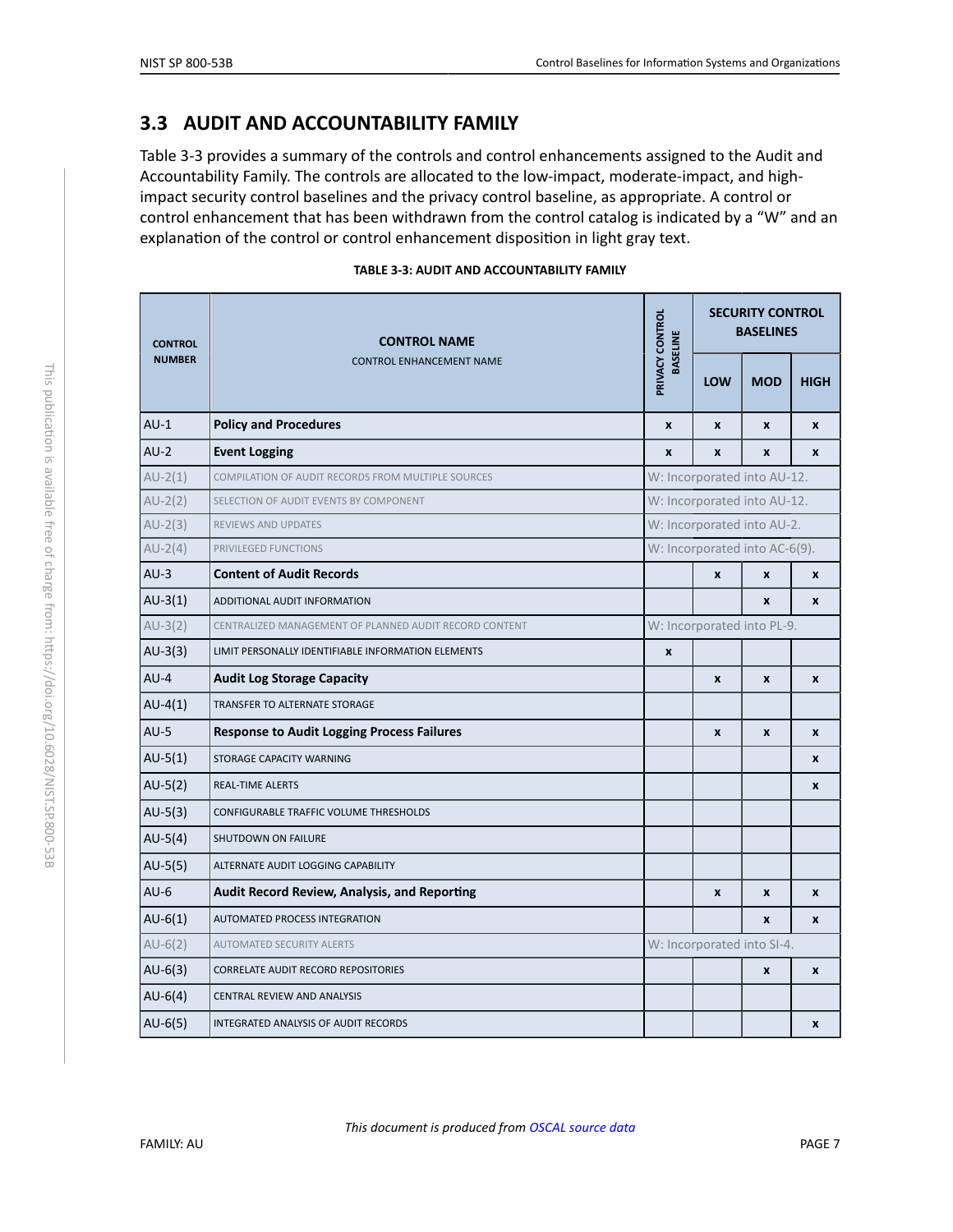## 3.3 AUDIT AND ACCOUNTABILITY FAMILY

Table 3-3 provides a summary of the controls and control enhancements assigned to the Audit and Accountability Family. The controls are allocated to the low-impact, moderate-impact, and high-impact security control baselines and the privacy control baseline, as appropriate. A control or control enhancement that has been withdrawn from the control catalog is indicated by a "W" and an explanation of the control or control enhancement disposition in light gray text.

**TABLE 3-3: AUDIT AND ACCOUNTABILITY FAMILY**

| CONTROL NUMBER | CONTROL NAME<br>CONTROL ENHANCEMENT NAME | PRIVACY CONTROL BASELINE | SECURITY CONTROL BASELINES | | |
|---|---|---|---|---|---|
| | | | LOW | MOD | HIGH |
| AU-1 | **Policy and Procedures** | x | x | x | x |
| AU-2 | **Event Logging** | x | x | x | x |
| AU-2(1) | COMPILATION OF AUDIT RECORDS FROM MULTIPLE SOURCES | W: Incorporated into AU-12. | | | |
| AU-2(2) | SELECTION OF AUDIT EVENTS BY COMPONENT | W: Incorporated into AU-12. | | | |
| AU-2(3) | REVIEWS AND UPDATES | W: Incorporated into AU-2. | | | |
| AU-2(4) | PRIVILEGED FUNCTIONS | W: Incorporated into AC-6(9). | | | |
| AU-3 | **Content of Audit Records** | | x | x | x |
| AU-3(1) | ADDITIONAL AUDIT INFORMATION | | | x | x |
| AU-3(2) | CENTRALIZED MANAGEMENT OF PLANNED AUDIT RECORD CONTENT | W: Incorporated into PL-9. | | | |
| AU-3(3) | LIMIT PERSONALLY IDENTIFIABLE INFORMATION ELEMENTS | x | | | |
| AU-4 | **Audit Log Storage Capacity** | | x | x | x |
| AU-4(1) | TRANSFER TO ALTERNATE STORAGE | | | | |
| AU-5 | **Response to Audit Logging Process Failures** | | x | x | x |
| AU-5(1) | STORAGE CAPACITY WARNING | | | | x |
| AU-5(2) | REAL-TIME ALERTS | | | | x |
| AU-5(3) | CONFIGURABLE TRAFFIC VOLUME THRESHOLDS | | | | |
| AU-5(4) | SHUTDOWN ON FAILURE | | | | |
| AU-5(5) | ALTERNATE AUDIT LOGGING CAPABILITY | | | | |
| AU-6 | **Audit Record Review, Analysis, and Reporting** | | x | x | x |
| AU-6(1) | AUTOMATED PROCESS INTEGRATION | | | x | x |
| AU-6(2) | AUTOMATED SECURITY ALERTS | W: Incorporated into SI-4. | | | |
| AU-6(3) | CORRELATE AUDIT RECORD REPOSITORIES | | | x | x |
| AU-6(4) | CENTRAL REVIEW AND ANALYSIS | | | | |
| AU-6(5) | INTEGRATED ANALYSIS OF AUDIT RECORDS | | | | x |

*This document is produced from OSCAL source data*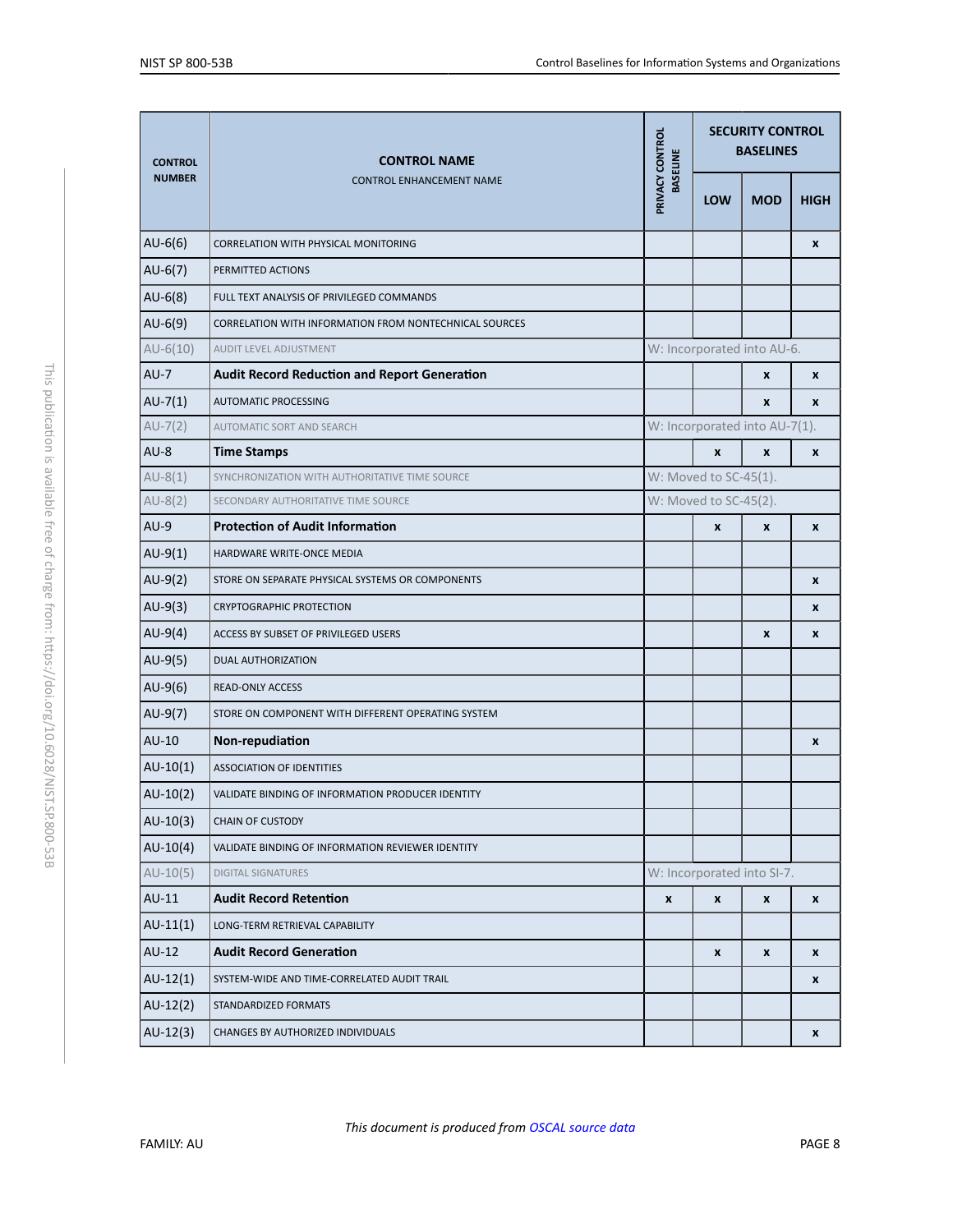| CONTROL NUMBER | CONTROL NAME<br>CONTROL ENHANCEMENT NAME | PRIVACY CONTROL BASELINE | SECURITY CONTROL BASELINES | | |
|---|---|---|---|---|---|
| | | | LOW | MOD | HIGH |
| AU-6(6) | CORRELATION WITH PHYSICAL MONITORING | | | | x |
| AU-6(7) | PERMITTED ACTIONS | | | | |
| AU-6(8) | FULL TEXT ANALYSIS OF PRIVILEGED COMMANDS | | | | |
| AU-6(9) | CORRELATION WITH INFORMATION FROM NONTECHNICAL SOURCES | | | | |
| AU-6(10) | AUDIT LEVEL ADJUSTMENT | W: Incorporated into AU-6. | | | |
| AU-7 | **Audit Record Reduction and Report Generation** | | | x | x |
| AU-7(1) | AUTOMATIC PROCESSING | | | x | x |
| AU-7(2) | AUTOMATIC SORT AND SEARCH | W: Incorporated into AU-7(1). | | | |
| AU-8 | **Time Stamps** | | x | x | x |
| AU-8(1) | SYNCHRONIZATION WITH AUTHORITATIVE TIME SOURCE | W: Moved to SC-45(1). | | | |
| AU-8(2) | SECONDARY AUTHORITATIVE TIME SOURCE | W: Moved to SC-45(2). | | | |
| AU-9 | **Protection of Audit Information** | | x | x | x |
| AU-9(1) | HARDWARE WRITE-ONCE MEDIA | | | | |
| AU-9(2) | STORE ON SEPARATE PHYSICAL SYSTEMS OR COMPONENTS | | | | x |
| AU-9(3) | CRYPTOGRAPHIC PROTECTION | | | | x |
| AU-9(4) | ACCESS BY SUBSET OF PRIVILEGED USERS | | | x | x |
| AU-9(5) | DUAL AUTHORIZATION | | | | |
| AU-9(6) | READ-ONLY ACCESS | | | | |
| AU-9(7) | STORE ON COMPONENT WITH DIFFERENT OPERATING SYSTEM | | | | |
| AU-10 | **Non-repudiation** | | | | x |
| AU-10(1) | ASSOCIATION OF IDENTITIES | | | | |
| AU-10(2) | VALIDATE BINDING OF INFORMATION PRODUCER IDENTITY | | | | |
| AU-10(3) | CHAIN OF CUSTODY | | | | |
| AU-10(4) | VALIDATE BINDING OF INFORMATION REVIEWER IDENTITY | | | | |
| AU-10(5) | DIGITAL SIGNATURES | W: Incorporated into SI-7. | | | |
| AU-11 | **Audit Record Retention** | x | x | x | x |
| AU-11(1) | LONG-TERM RETRIEVAL CAPABILITY | | | | |
| AU-12 | **Audit Record Generation** | | x | x | x |
| AU-12(1) | SYSTEM-WIDE AND TIME-CORRELATED AUDIT TRAIL | | | | x |
| AU-12(2) | STANDARDIZED FORMATS | | | | |
| AU-12(3) | CHANGES BY AUTHORIZED INDIVIDUALS | | | | x |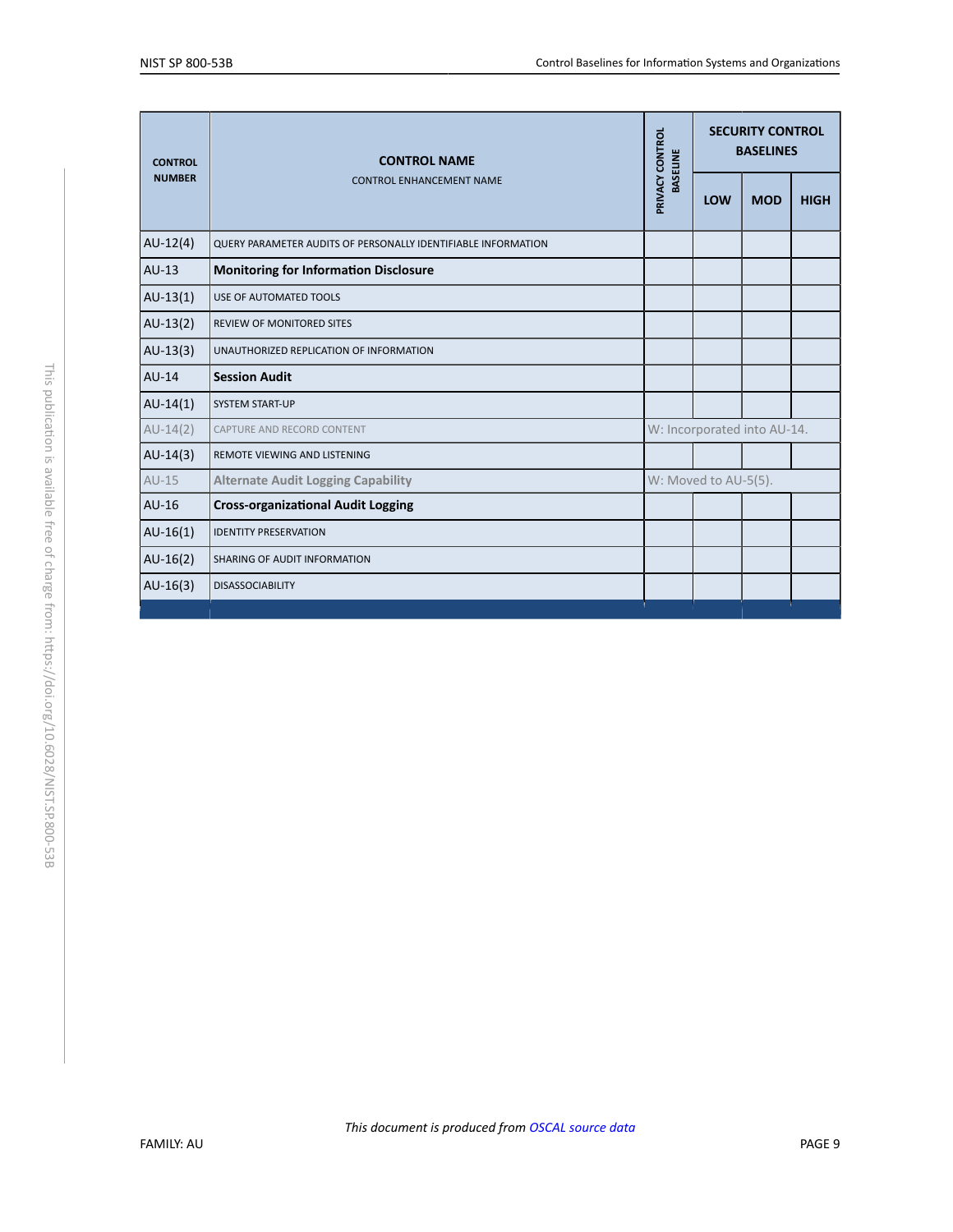| CONTROL NUMBER | CONTROL NAME CONTROL ENHANCEMENT NAME | PRIVACY CONTROL BASELINE | SECURITY CONTROL BASELINES | | |
|---|---|---|---|---|---|
| | | | LOW | MOD | HIGH |
| AU-12(4) | QUERY PARAMETER AUDITS OF PERSONALLY IDENTIFIABLE INFORMATION | | | | |
| AU-13 | **Monitoring for Information Disclosure** | | | | |
| AU-13(1) | USE OF AUTOMATED TOOLS | | | | |
| AU-13(2) | REVIEW OF MONITORED SITES | | | | |
| AU-13(3) | UNAUTHORIZED REPLICATION OF INFORMATION | | | | |
| AU-14 | **Session Audit** | | | | |
| AU-14(1) | SYSTEM START-UP | | | | |
| AU-14(2) | CAPTURE AND RECORD CONTENT | W: Incorporated into AU-14. | | | |
| AU-14(3) | REMOTE VIEWING AND LISTENING | | | | |
| AU-15 | **Alternate Audit Logging Capability** | W: Moved to AU-5(5). | | | |
| AU-16 | **Cross-organizational Audit Logging** | | | | |
| AU-16(1) | IDENTITY PRESERVATION | | | | |
| AU-16(2) | SHARING OF AUDIT INFORMATION | | | | |
| AU-16(3) | DISASSOCIABILITY | | | | |

*This document is produced from OSCAL source data*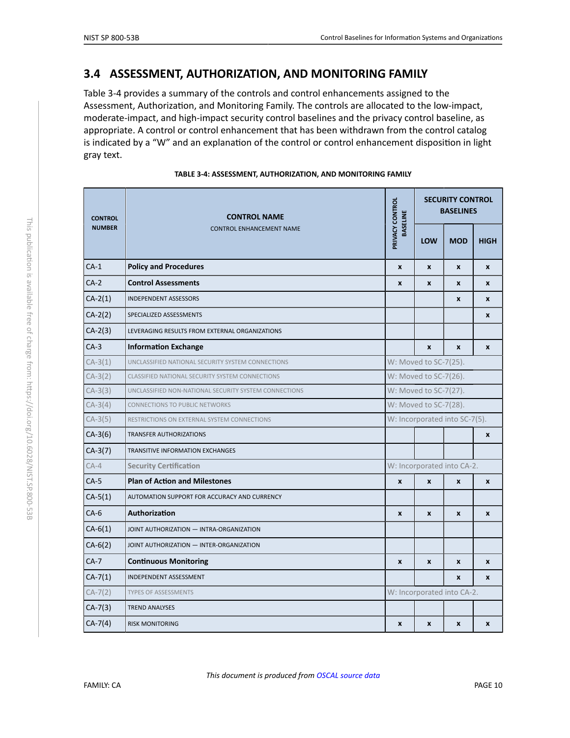## 3.4 ASSESSMENT, AUTHORIZATION, AND MONITORING FAMILY

Table 3-4 provides a summary of the controls and control enhancements assigned to the Assessment, Authorization, and Monitoring Family. The controls are allocated to the low-impact, moderate-impact, and high-impact security control baselines and the privacy control baseline, as appropriate. A control or control enhancement that has been withdrawn from the control catalog is indicated by a "W" and an explanation of the control or control enhancement disposition in light gray text.

**TABLE 3-4: ASSESSMENT, AUTHORIZATION, AND MONITORING FAMILY**

| CONTROL NUMBER | CONTROL NAME / CONTROL ENHANCEMENT NAME | PRIVACY CONTROL BASELINE | SECURITY CONTROL BASELINES | | |
|---|---|---|---|---|---|
| | | | LOW | MOD | HIGH |
| CA-1 | **Policy and Procedures** | x | x | x | x |
| CA-2 | **Control Assessments** | x | x | x | x |
| CA-2(1) | INDEPENDENT ASSESSORS | | | x | x |
| CA-2(2) | SPECIALIZED ASSESSMENTS | | | | x |
| CA-2(3) | LEVERAGING RESULTS FROM EXTERNAL ORGANIZATIONS | | | | |
| CA-3 | **Information Exchange** | | x | x | x |
| CA-3(1) | UNCLASSIFIED NATIONAL SECURITY SYSTEM CONNECTIONS | W: Moved to SC-7(25). | | | |
| CA-3(2) | CLASSIFIED NATIONAL SECURITY SYSTEM CONNECTIONS | W: Moved to SC-7(26). | | | |
| CA-3(3) | UNCLASSIFIED NON-NATIONAL SECURITY SYSTEM CONNECTIONS | W: Moved to SC-7(27). | | | |
| CA-3(4) | CONNECTIONS TO PUBLIC NETWORKS | W: Moved to SC-7(28). | | | |
| CA-3(5) | RESTRICTIONS ON EXTERNAL SYSTEM CONNECTIONS | W: Incorporated into SC-7(5). | | | |
| CA-3(6) | TRANSFER AUTHORIZATIONS | | | | x |
| CA-3(7) | TRANSITIVE INFORMATION EXCHANGES | | | | |
| CA-4 | **Security Certification** | W: Incorporated into CA-2. | | | |
| CA-5 | **Plan of Action and Milestones** | x | x | x | x |
| CA-5(1) | AUTOMATION SUPPORT FOR ACCURACY AND CURRENCY | | | | |
| CA-6 | **Authorization** | x | x | x | x |
| CA-6(1) | JOINT AUTHORIZATION — INTRA-ORGANIZATION | | | | |
| CA-6(2) | JOINT AUTHORIZATION — INTER-ORGANIZATION | | | | |
| CA-7 | **Continuous Monitoring** | x | x | x | x |
| CA-7(1) | INDEPENDENT ASSESSMENT | | | x | x |
| CA-7(2) | TYPES OF ASSESSMENTS | W: Incorporated into CA-2. | | | |
| CA-7(3) | TREND ANALYSES | | | | |
| CA-7(4) | RISK MONITORING | x | x | x | x |

*This document is produced from OSCAL source data*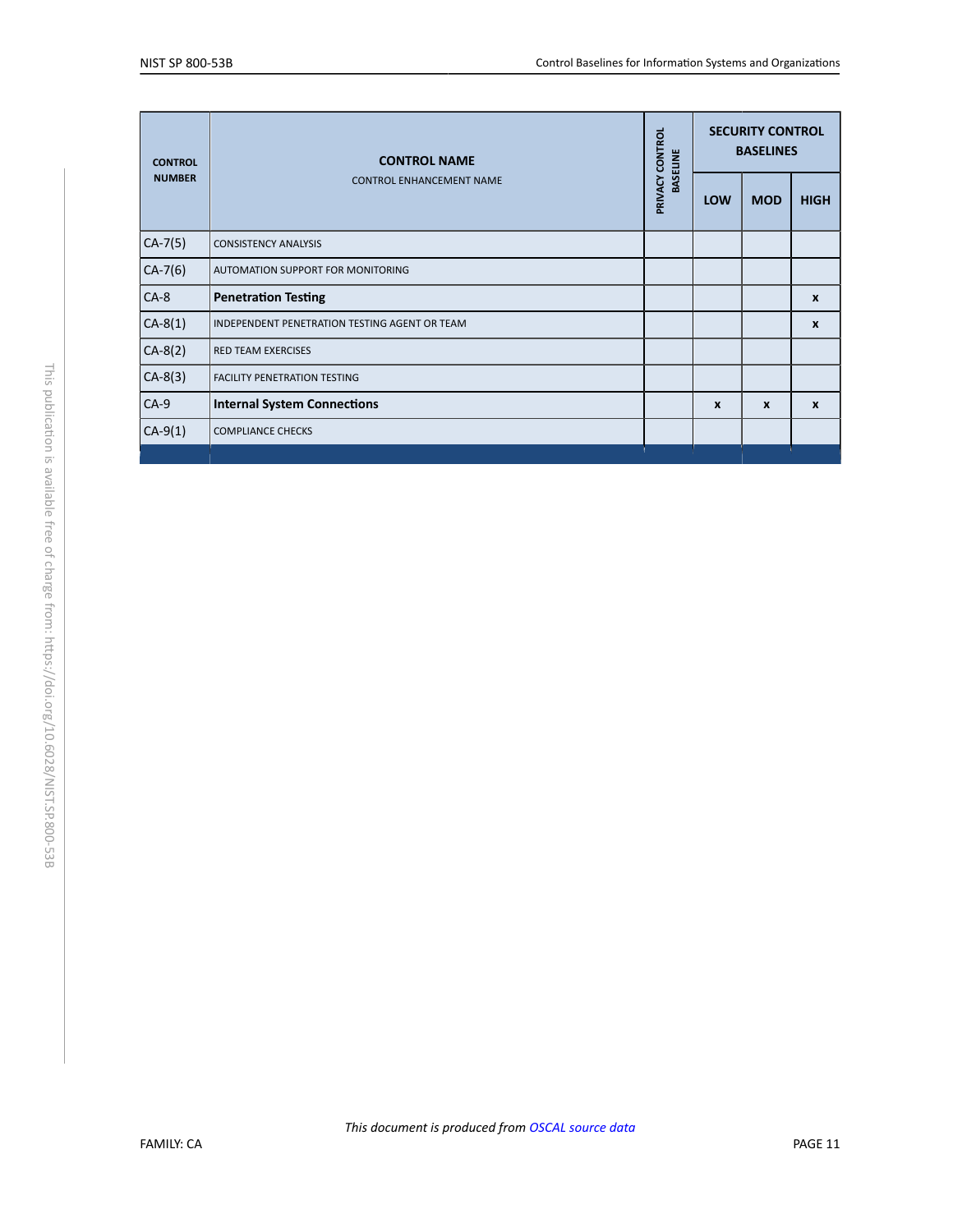| CONTROL NUMBER | CONTROL NAME<br>CONTROL ENHANCEMENT NAME | PRIVACY CONTROL BASELINE | SECURITY CONTROL BASELINES | | |
|---|---|---|---|---|---|
| | | | LOW | MOD | HIGH |
| CA-7(5) | CONSISTENCY ANALYSIS | | | | |
| CA-7(6) | AUTOMATION SUPPORT FOR MONITORING | | | | |
| CA-8 | **Penetration Testing** | | | | x |
| CA-8(1) | INDEPENDENT PENETRATION TESTING AGENT OR TEAM | | | | x |
| CA-8(2) | RED TEAM EXERCISES | | | | |
| CA-8(3) | FACILITY PENETRATION TESTING | | | | |
| CA-9 | **Internal System Connections** | | x | x | x |
| CA-9(1) | COMPLIANCE CHECKS | | | | |

*This document is produced from OSCAL source data*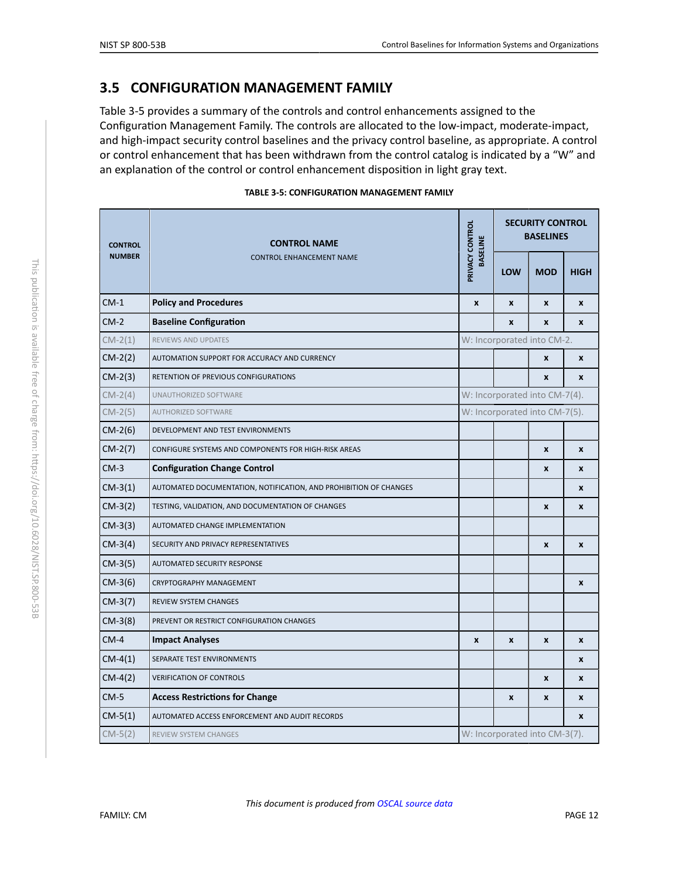## 3.5 CONFIGURATION MANAGEMENT FAMILY

Table 3-5 provides a summary of the controls and control enhancements assigned to the Configuration Management Family. The controls are allocated to the low-impact, moderate-impact, and high-impact security control baselines and the privacy control baseline, as appropriate. A control or control enhancement that has been withdrawn from the control catalog is indicated by a "W" and an explanation of the control or control enhancement disposition in light gray text.

**TABLE 3-5: CONFIGURATION MANAGEMENT FAMILY**

| CONTROL NUMBER | CONTROL NAME<br>CONTROL ENHANCEMENT NAME | PRIVACY CONTROL BASELINE | SECURITY CONTROL BASELINES | | |
|---|---|---|---|---|---|
| | | | LOW | MOD | HIGH |
| CM-1 | **Policy and Procedures** | x | x | x | x |
| CM-2 | **Baseline Configuration** | | x | x | x |
| CM-2(1) | REVIEWS AND UPDATES | W: Incorporated into CM-2. | | | |
| CM-2(2) | AUTOMATION SUPPORT FOR ACCURACY AND CURRENCY | | | x | x |
| CM-2(3) | RETENTION OF PREVIOUS CONFIGURATIONS | | | x | x |
| CM-2(4) | UNAUTHORIZED SOFTWARE | W: Incorporated into CM-7(4). | | | |
| CM-2(5) | AUTHORIZED SOFTWARE | W: Incorporated into CM-7(5). | | | |
| CM-2(6) | DEVELOPMENT AND TEST ENVIRONMENTS | | | | |
| CM-2(7) | CONFIGURE SYSTEMS AND COMPONENTS FOR HIGH-RISK AREAS | | | x | x |
| CM-3 | **Configuration Change Control** | | | x | x |
| CM-3(1) | AUTOMATED DOCUMENTATION, NOTIFICATION, AND PROHIBITION OF CHANGES | | | | x |
| CM-3(2) | TESTING, VALIDATION, AND DOCUMENTATION OF CHANGES | | | x | x |
| CM-3(3) | AUTOMATED CHANGE IMPLEMENTATION | | | | |
| CM-3(4) | SECURITY AND PRIVACY REPRESENTATIVES | | | x | x |
| CM-3(5) | AUTOMATED SECURITY RESPONSE | | | | |
| CM-3(6) | CRYPTOGRAPHY MANAGEMENT | | | | x |
| CM-3(7) | REVIEW SYSTEM CHANGES | | | | |
| CM-3(8) | PREVENT OR RESTRICT CONFIGURATION CHANGES | | | | |
| CM-4 | **Impact Analyses** | x | x | x | x |
| CM-4(1) | SEPARATE TEST ENVIRONMENTS | | | | x |
| CM-4(2) | VERIFICATION OF CONTROLS | | | x | x |
| CM-5 | **Access Restrictions for Change** | | x | x | x |
| CM-5(1) | AUTOMATED ACCESS ENFORCEMENT AND AUDIT RECORDS | | | | x |
| CM-5(2) | REVIEW SYSTEM CHANGES | W: Incorporated into CM-3(7). | | | |

*This document is produced from OSCAL source data*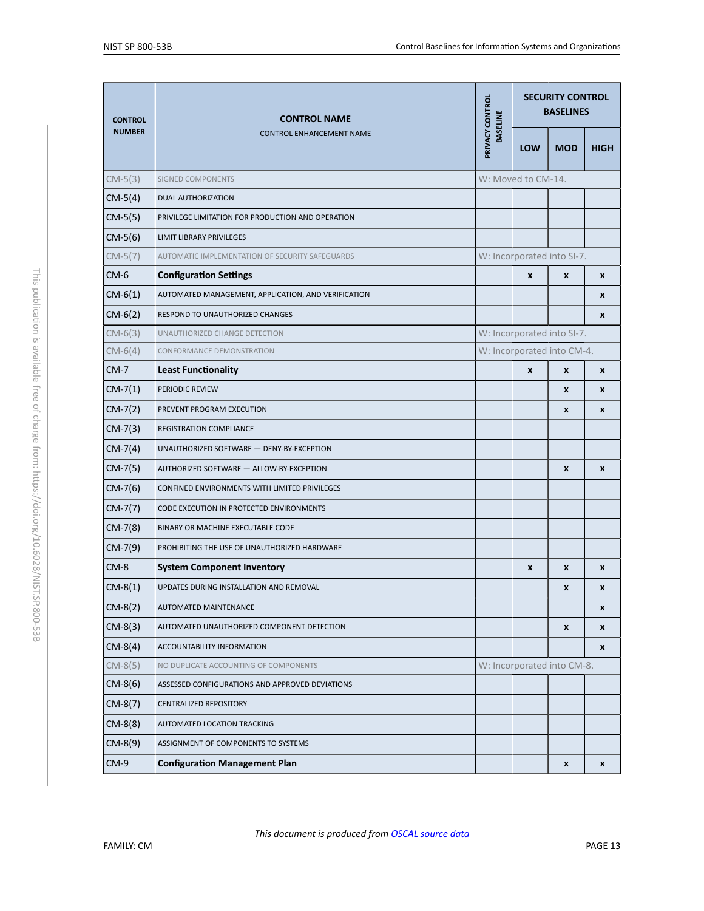| CONTROL NUMBER | CONTROL NAME<br>CONTROL ENHANCEMENT NAME | PRIVACY CONTROL BASELINE | SECURITY CONTROL BASELINES | | |
|---|---|---|---|---|---|
| | | | LOW | MOD | HIGH |
| CM-5(3) | SIGNED COMPONENTS | W: Moved to CM-14. | | | |
| CM-5(4) | DUAL AUTHORIZATION | | | | |
| CM-5(5) | PRIVILEGE LIMITATION FOR PRODUCTION AND OPERATION | | | | |
| CM-5(6) | LIMIT LIBRARY PRIVILEGES | | | | |
| CM-5(7) | AUTOMATIC IMPLEMENTATION OF SECURITY SAFEGUARDS | W: Incorporated into SI-7. | | | |
| CM-6 | **Configuration Settings** | | x | x | x |
| CM-6(1) | AUTOMATED MANAGEMENT, APPLICATION, AND VERIFICATION | | | | x |
| CM-6(2) | RESPOND TO UNAUTHORIZED CHANGES | | | | x |
| CM-6(3) | UNAUTHORIZED CHANGE DETECTION | W: Incorporated into SI-7. | | | |
| CM-6(4) | CONFORMANCE DEMONSTRATION | W: Incorporated into CM-4. | | | |
| CM-7 | **Least Functionality** | | x | x | x |
| CM-7(1) | PERIODIC REVIEW | | | x | x |
| CM-7(2) | PREVENT PROGRAM EXECUTION | | | x | x |
| CM-7(3) | REGISTRATION COMPLIANCE | | | | |
| CM-7(4) | UNAUTHORIZED SOFTWARE — DENY-BY-EXCEPTION | | | | |
| CM-7(5) | AUTHORIZED SOFTWARE — ALLOW-BY-EXCEPTION | | | x | x |
| CM-7(6) | CONFINED ENVIRONMENTS WITH LIMITED PRIVILEGES | | | | |
| CM-7(7) | CODE EXECUTION IN PROTECTED ENVIRONMENTS | | | | |
| CM-7(8) | BINARY OR MACHINE EXECUTABLE CODE | | | | |
| CM-7(9) | PROHIBITING THE USE OF UNAUTHORIZED HARDWARE | | | | |
| CM-8 | **System Component Inventory** | | x | x | x |
| CM-8(1) | UPDATES DURING INSTALLATION AND REMOVAL | | | x | x |
| CM-8(2) | AUTOMATED MAINTENANCE | | | | x |
| CM-8(3) | AUTOMATED UNAUTHORIZED COMPONENT DETECTION | | | x | x |
| CM-8(4) | ACCOUNTABILITY INFORMATION | | | | x |
| CM-8(5) | NO DUPLICATE ACCOUNTING OF COMPONENTS | W: Incorporated into CM-8. | | | |
| CM-8(6) | ASSESSED CONFIGURATIONS AND APPROVED DEVIATIONS | | | | |
| CM-8(7) | CENTRALIZED REPOSITORY | | | | |
| CM-8(8) | AUTOMATED LOCATION TRACKING | | | | |
| CM-8(9) | ASSIGNMENT OF COMPONENTS TO SYSTEMS | | | | |
| CM-9 | **Configuration Management Plan** | | | x | x |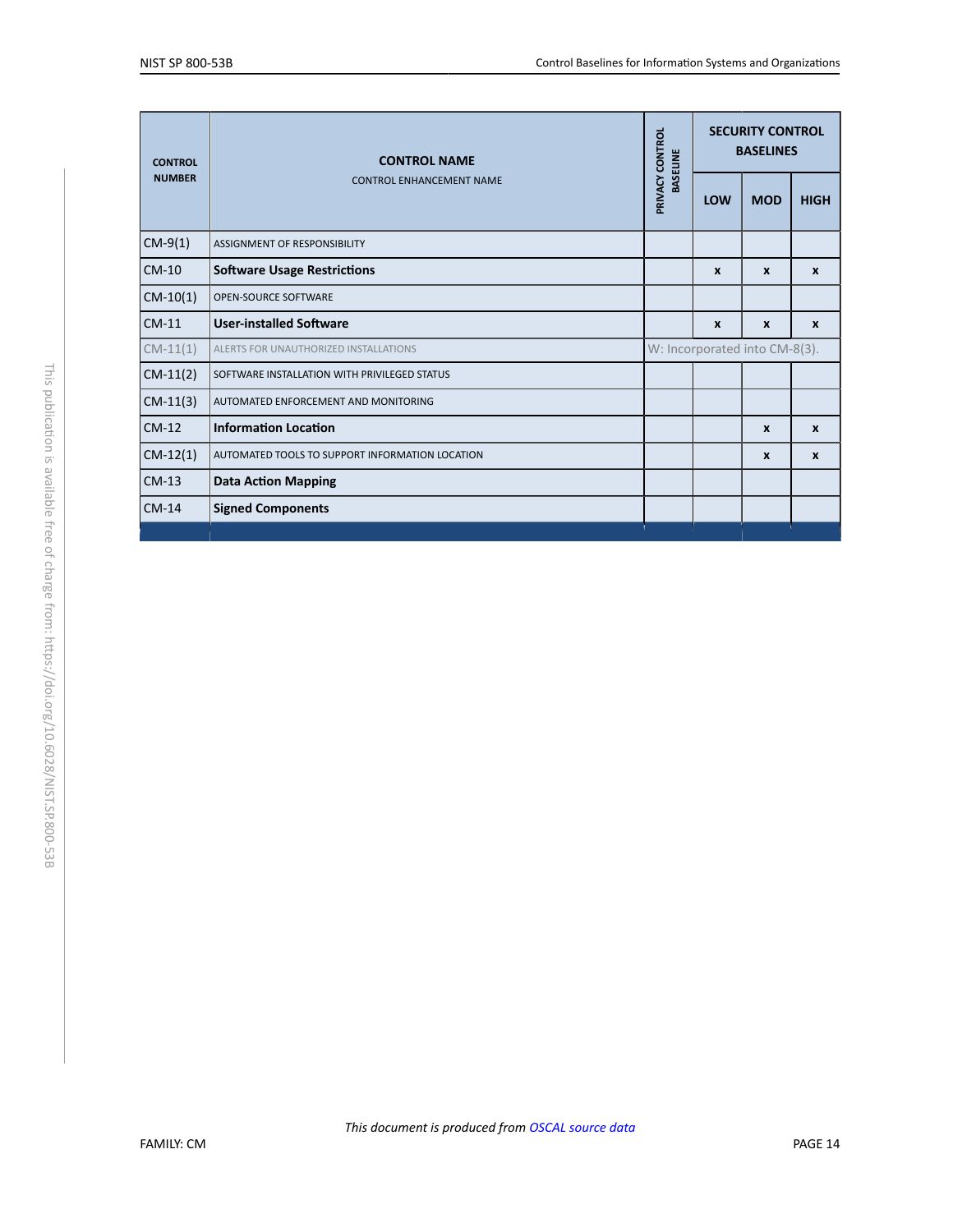| CONTROL NUMBER | CONTROL NAME<br>CONTROL ENHANCEMENT NAME | PRIVACY CONTROL BASELINE | SECURITY CONTROL BASELINES | | |
|---|---|---|---|---|---|
| | | | LOW | MOD | HIGH |
| CM-9(1) | ASSIGNMENT OF RESPONSIBILITY | | | | |
| CM-10 | **Software Usage Restrictions** | | x | x | x |
| CM-10(1) | OPEN-SOURCE SOFTWARE | | | | |
| CM-11 | **User-installed Software** | | x | x | x |
| CM-11(1) | ALERTS FOR UNAUTHORIZED INSTALLATIONS | W: Incorporated into CM-8(3). | | | |
| CM-11(2) | SOFTWARE INSTALLATION WITH PRIVILEGED STATUS | | | | |
| CM-11(3) | AUTOMATED ENFORCEMENT AND MONITORING | | | | |
| CM-12 | **Information Location** | | | x | x |
| CM-12(1) | AUTOMATED TOOLS TO SUPPORT INFORMATION LOCATION | | | x | x |
| CM-13 | **Data Action Mapping** | | | | |
| CM-14 | **Signed Components** | | | | |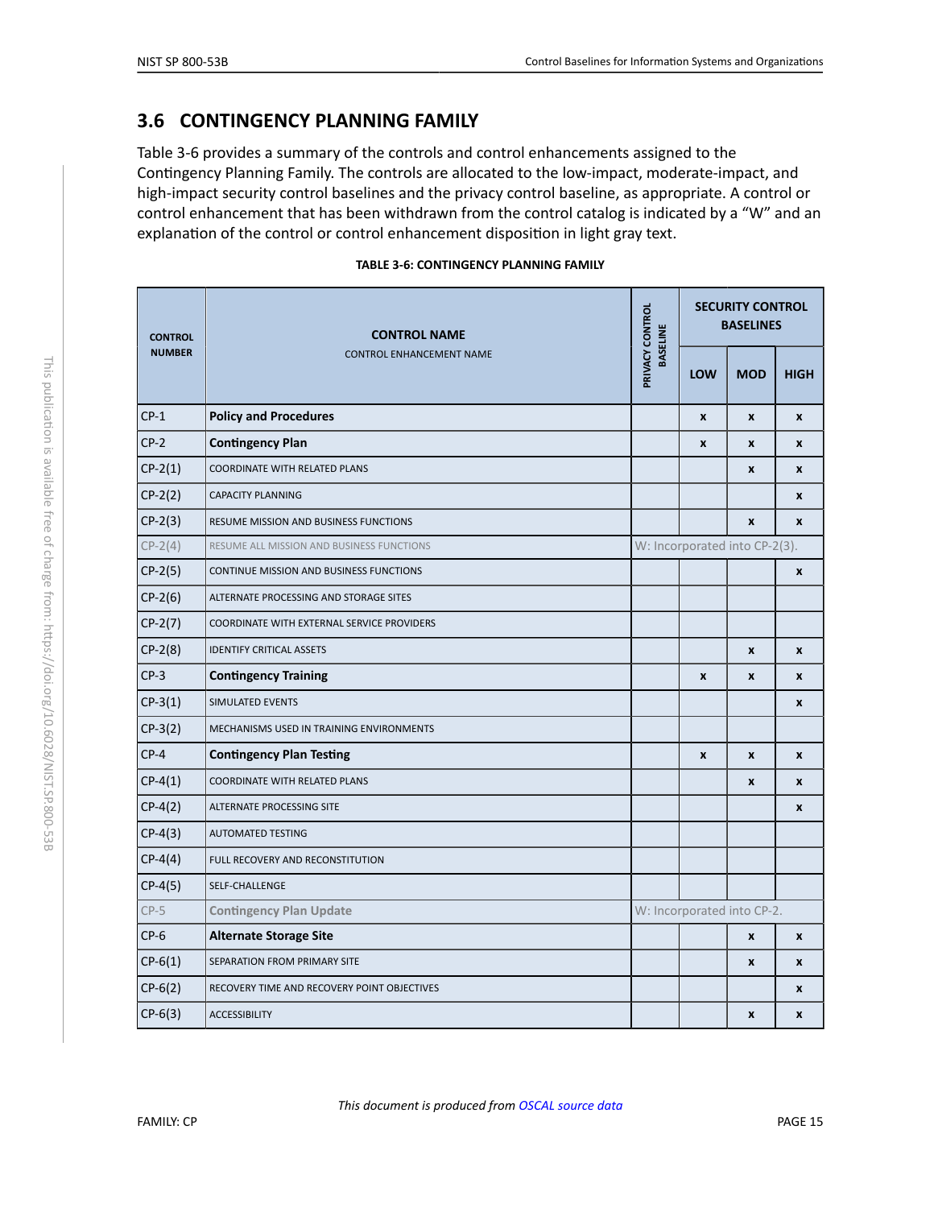## 3.6 CONTINGENCY PLANNING FAMILY

Table 3-6 provides a summary of the controls and control enhancements assigned to the Contingency Planning Family. The controls are allocated to the low-impact, moderate-impact, and high-impact security control baselines and the privacy control baseline, as appropriate. A control or control enhancement that has been withdrawn from the control catalog is indicated by a "W" and an explanation of the control or control enhancement disposition in light gray text.

**TABLE 3-6: CONTINGENCY PLANNING FAMILY**

| CONTROL NUMBER | CONTROL NAME<br>CONTROL ENHANCEMENT NAME | PRIVACY CONTROL BASELINE | SECURITY CONTROL BASELINES | | |
|---|---|---|---|---|---|
| | | | LOW | MOD | HIGH |
| CP-1 | **Policy and Procedures** | | x | x | x |
| CP-2 | **Contingency Plan** | | x | x | x |
| CP-2(1) | COORDINATE WITH RELATED PLANS | | | x | x |
| CP-2(2) | CAPACITY PLANNING | | | | x |
| CP-2(3) | RESUME MISSION AND BUSINESS FUNCTIONS | | | x | x |
| CP-2(4) | RESUME ALL MISSION AND BUSINESS FUNCTIONS | W: Incorporated into CP-2(3). | | | |
| CP-2(5) | CONTINUE MISSION AND BUSINESS FUNCTIONS | | | | x |
| CP-2(6) | ALTERNATE PROCESSING AND STORAGE SITES | | | | |
| CP-2(7) | COORDINATE WITH EXTERNAL SERVICE PROVIDERS | | | | |
| CP-2(8) | IDENTIFY CRITICAL ASSETS | | | x | x |
| CP-3 | **Contingency Training** | | x | x | x |
| CP-3(1) | SIMULATED EVENTS | | | | x |
| CP-3(2) | MECHANISMS USED IN TRAINING ENVIRONMENTS | | | | |
| CP-4 | **Contingency Plan Testing** | | x | x | x |
| CP-4(1) | COORDINATE WITH RELATED PLANS | | | x | x |
| CP-4(2) | ALTERNATE PROCESSING SITE | | | | x |
| CP-4(3) | AUTOMATED TESTING | | | | |
| CP-4(4) | FULL RECOVERY AND RECONSTITUTION | | | | |
| CP-4(5) | SELF-CHALLENGE | | | | |
| CP-5 | **Contingency Plan Update** | W: Incorporated into CP-2. | | | |
| CP-6 | **Alternate Storage Site** | | | x | x |
| CP-6(1) | SEPARATION FROM PRIMARY SITE | | | x | x |
| CP-6(2) | RECOVERY TIME AND RECOVERY POINT OBJECTIVES | | | | x |
| CP-6(3) | ACCESSIBILITY | | | x | x |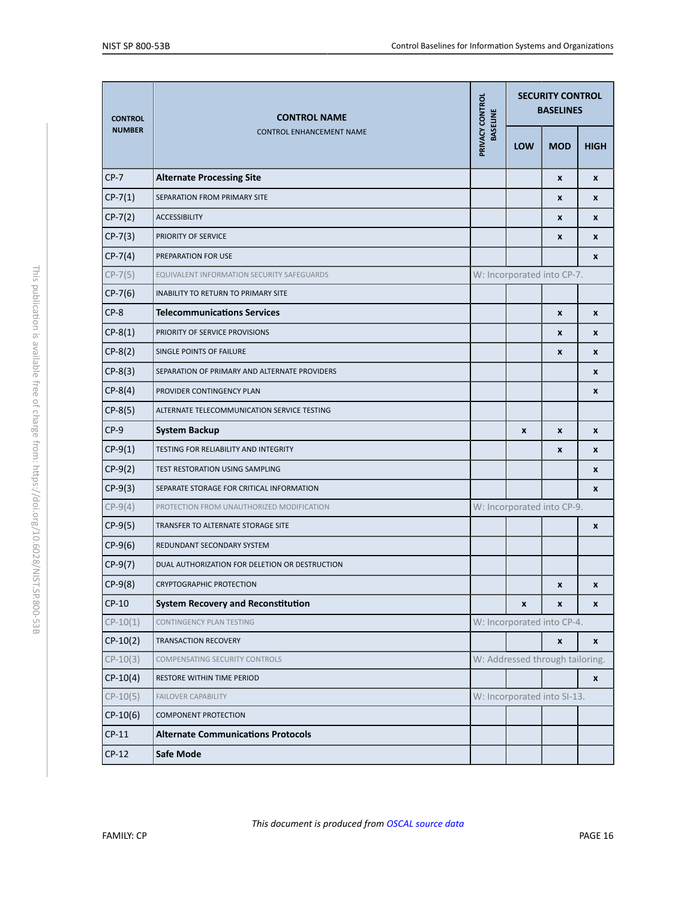| CONTROL NUMBER | CONTROL NAME<br>CONTROL ENHANCEMENT NAME | PRIVACY CONTROL BASELINE | SECURITY CONTROL BASELINES | | |
|---|---|---|---|---|---|
| | | | LOW | MOD | HIGH |
| CP-7 | **Alternate Processing Site** | | | x | x |
| CP-7(1) | SEPARATION FROM PRIMARY SITE | | | x | x |
| CP-7(2) | ACCESSIBILITY | | | x | x |
| CP-7(3) | PRIORITY OF SERVICE | | | x | x |
| CP-7(4) | PREPARATION FOR USE | | | | x |
| CP-7(5) | EQUIVALENT INFORMATION SECURITY SAFEGUARDS | W: Incorporated into CP-7. | | | |
| CP-7(6) | INABILITY TO RETURN TO PRIMARY SITE | | | | |
| CP-8 | **Telecommunications Services** | | | x | x |
| CP-8(1) | PRIORITY OF SERVICE PROVISIONS | | | x | x |
| CP-8(2) | SINGLE POINTS OF FAILURE | | | x | x |
| CP-8(3) | SEPARATION OF PRIMARY AND ALTERNATE PROVIDERS | | | | x |
| CP-8(4) | PROVIDER CONTINGENCY PLAN | | | | x |
| CP-8(5) | ALTERNATE TELECOMMUNICATION SERVICE TESTING | | | | |
| CP-9 | **System Backup** | | x | x | x |
| CP-9(1) | TESTING FOR RELIABILITY AND INTEGRITY | | | x | x |
| CP-9(2) | TEST RESTORATION USING SAMPLING | | | | x |
| CP-9(3) | SEPARATE STORAGE FOR CRITICAL INFORMATION | | | | x |
| CP-9(4) | PROTECTION FROM UNAUTHORIZED MODIFICATION | W: Incorporated into CP-9. | | | |
| CP-9(5) | TRANSFER TO ALTERNATE STORAGE SITE | | | | x |
| CP-9(6) | REDUNDANT SECONDARY SYSTEM | | | | |
| CP-9(7) | DUAL AUTHORIZATION FOR DELETION OR DESTRUCTION | | | | |
| CP-9(8) | CRYPTOGRAPHIC PROTECTION | | | x | x |
| CP-10 | **System Recovery and Reconstitution** | | x | x | x |
| CP-10(1) | CONTINGENCY PLAN TESTING | W: Incorporated into CP-4. | | | |
| CP-10(2) | TRANSACTION RECOVERY | | | x | x |
| CP-10(3) | COMPENSATING SECURITY CONTROLS | W: Addressed through tailoring. | | | |
| CP-10(4) | RESTORE WITHIN TIME PERIOD | | | | x |
| CP-10(5) | FAILOVER CAPABILITY | W: Incorporated into SI-13. | | | |
| CP-10(6) | COMPONENT PROTECTION | | | | |
| CP-11 | **Alternate Communications Protocols** | | | | |
| CP-12 | **Safe Mode** | | | | |

*This document is produced from OSCAL source data*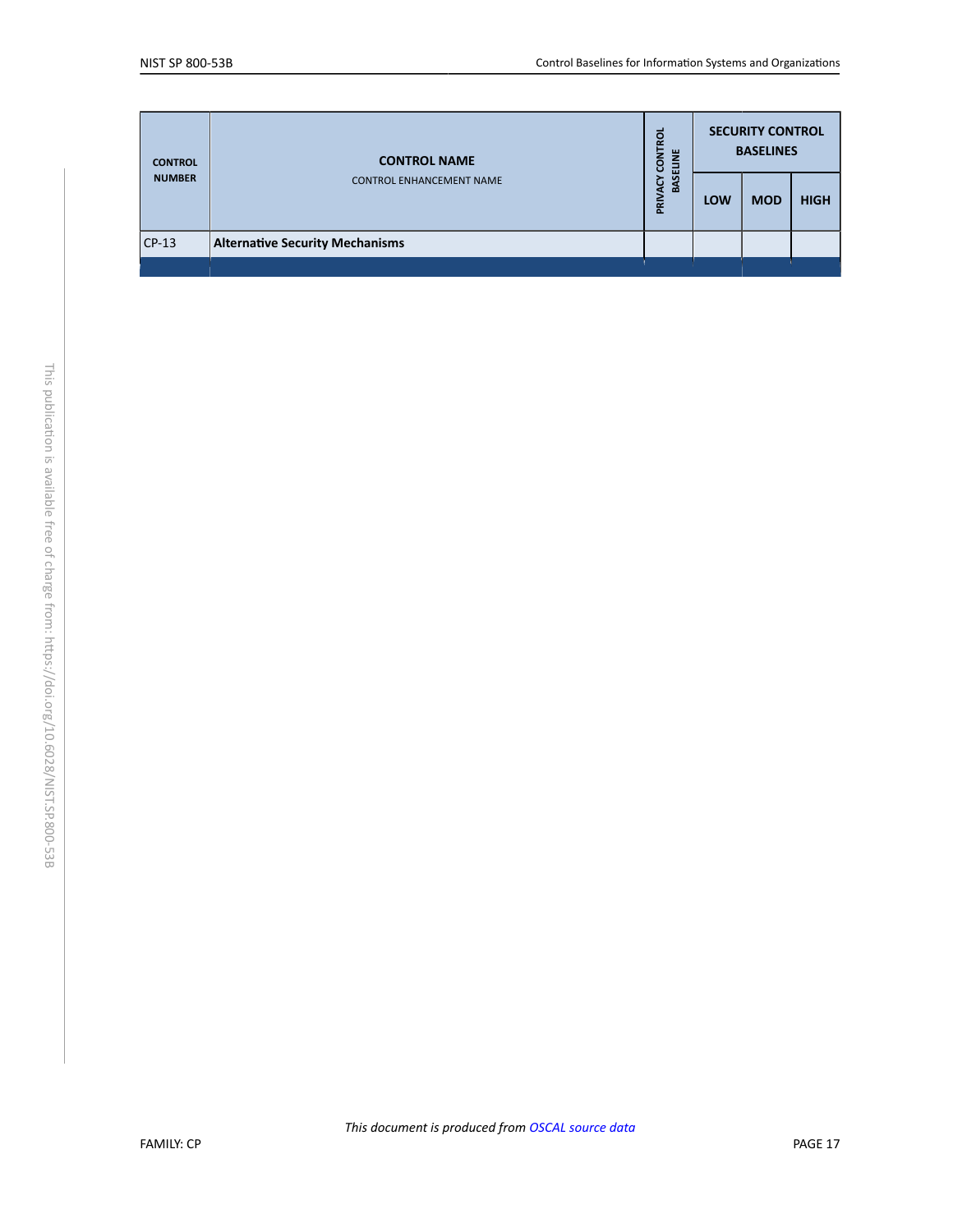| CONTROL NUMBER | CONTROL NAME<br>CONTROL ENHANCEMENT NAME | PRIVACY CONTROL BASELINE | SECURITY CONTROL BASELINES | | |
|---|---|---|---|---|---|
| | | | LOW | MOD | HIGH |
| CP-13 | **Alternative Security Mechanisms** | | | | |

*This document is produced from OSCAL source data*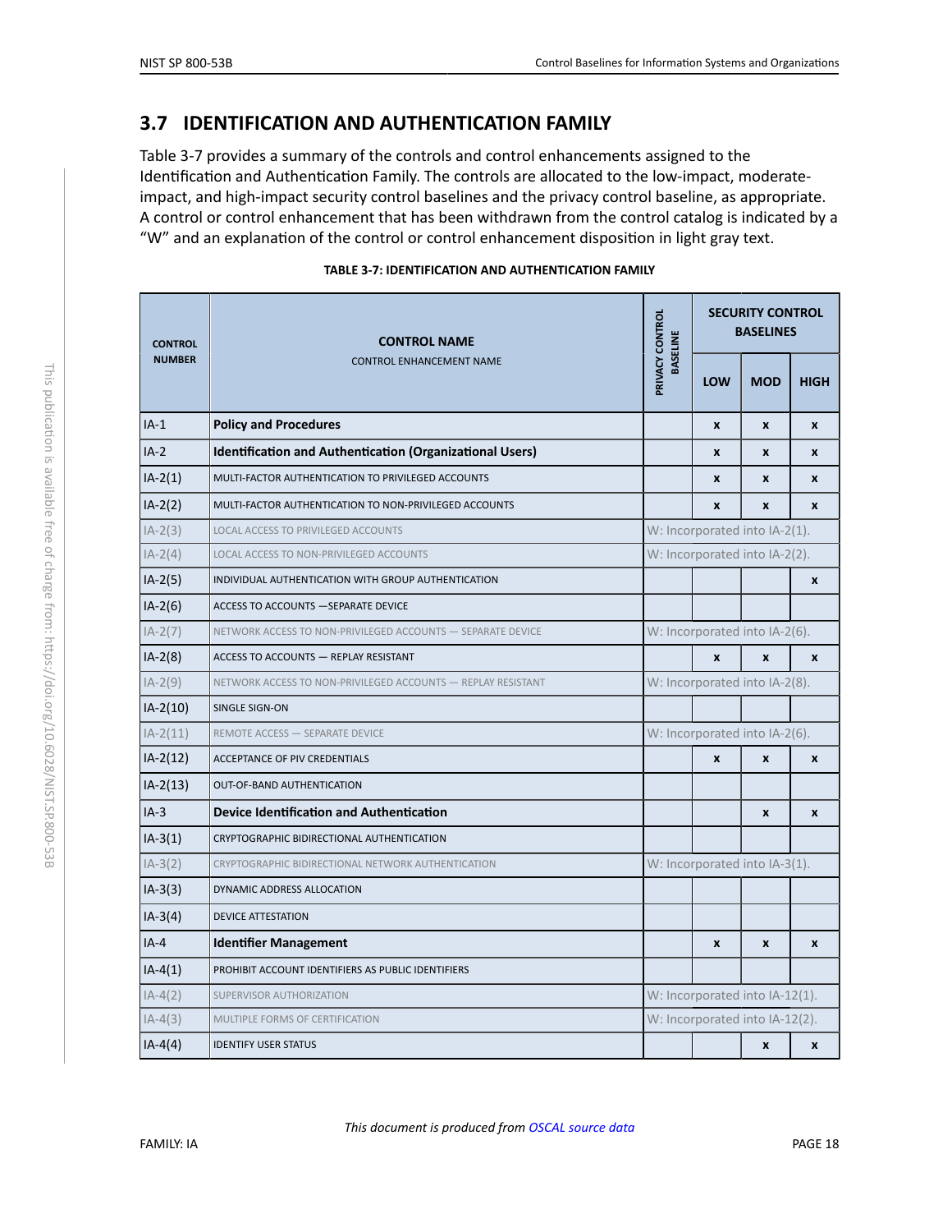## 3.7 IDENTIFICATION AND AUTHENTICATION FAMILY

Table 3-7 provides a summary of the controls and control enhancements assigned to the Identification and Authentication Family. The controls are allocated to the low-impact, moderate-impact, and high-impact security control baselines and the privacy control baseline, as appropriate. A control or control enhancement that has been withdrawn from the control catalog is indicated by a "W" and an explanation of the control or control enhancement disposition in light gray text.

**TABLE 3-7: IDENTIFICATION AND AUTHENTICATION FAMILY**

| CONTROL NUMBER | CONTROL NAME<br>CONTROL ENHANCEMENT NAME | PRIVACY CONTROL BASELINE | SECURITY CONTROL BASELINES | | |
|---|---|---|---|---|---|
| | | | LOW | MOD | HIGH |
| IA-1 | **Policy and Procedures** | | x | x | x |
| IA-2 | **Identification and Authentication (Organizational Users)** | | x | x | x |
| IA-2(1) | MULTI-FACTOR AUTHENTICATION TO PRIVILEGED ACCOUNTS | | x | x | x |
| IA-2(2) | MULTI-FACTOR AUTHENTICATION TO NON-PRIVILEGED ACCOUNTS | | x | x | x |
| IA-2(3) | LOCAL ACCESS TO PRIVILEGED ACCOUNTS | W: Incorporated into IA-2(1). | | | |
| IA-2(4) | LOCAL ACCESS TO NON-PRIVILEGED ACCOUNTS | W: Incorporated into IA-2(2). | | | |
| IA-2(5) | INDIVIDUAL AUTHENTICATION WITH GROUP AUTHENTICATION | | | | x |
| IA-2(6) | ACCESS TO ACCOUNTS —SEPARATE DEVICE | | | | |
| IA-2(7) | NETWORK ACCESS TO NON-PRIVILEGED ACCOUNTS — SEPARATE DEVICE | W: Incorporated into IA-2(6). | | | |
| IA-2(8) | ACCESS TO ACCOUNTS — REPLAY RESISTANT | | x | x | x |
| IA-2(9) | NETWORK ACCESS TO NON-PRIVILEGED ACCOUNTS — REPLAY RESISTANT | W: Incorporated into IA-2(8). | | | |
| IA-2(10) | SINGLE SIGN-ON | | | | |
| IA-2(11) | REMOTE ACCESS — SEPARATE DEVICE | W: Incorporated into IA-2(6). | | | |
| IA-2(12) | ACCEPTANCE OF PIV CREDENTIALS | | x | x | x |
| IA-2(13) | OUT-OF-BAND AUTHENTICATION | | | | |
| IA-3 | **Device Identification and Authentication** | | | x | x |
| IA-3(1) | CRYPTOGRAPHIC BIDIRECTIONAL AUTHENTICATION | | | | |
| IA-3(2) | CRYPTOGRAPHIC BIDIRECTIONAL NETWORK AUTHENTICATION | W: Incorporated into IA-3(1). | | | |
| IA-3(3) | DYNAMIC ADDRESS ALLOCATION | | | | |
| IA-3(4) | DEVICE ATTESTATION | | | | |
| IA-4 | **Identifier Management** | | x | x | x |
| IA-4(1) | PROHIBIT ACCOUNT IDENTIFIERS AS PUBLIC IDENTIFIERS | | | | |
| IA-4(2) | SUPERVISOR AUTHORIZATION | W: Incorporated into IA-12(1). | | | |
| IA-4(3) | MULTIPLE FORMS OF CERTIFICATION | W: Incorporated into IA-12(2). | | | |
| IA-4(4) | IDENTIFY USER STATUS | | | x | x |

*This document is produced from OSCAL source data*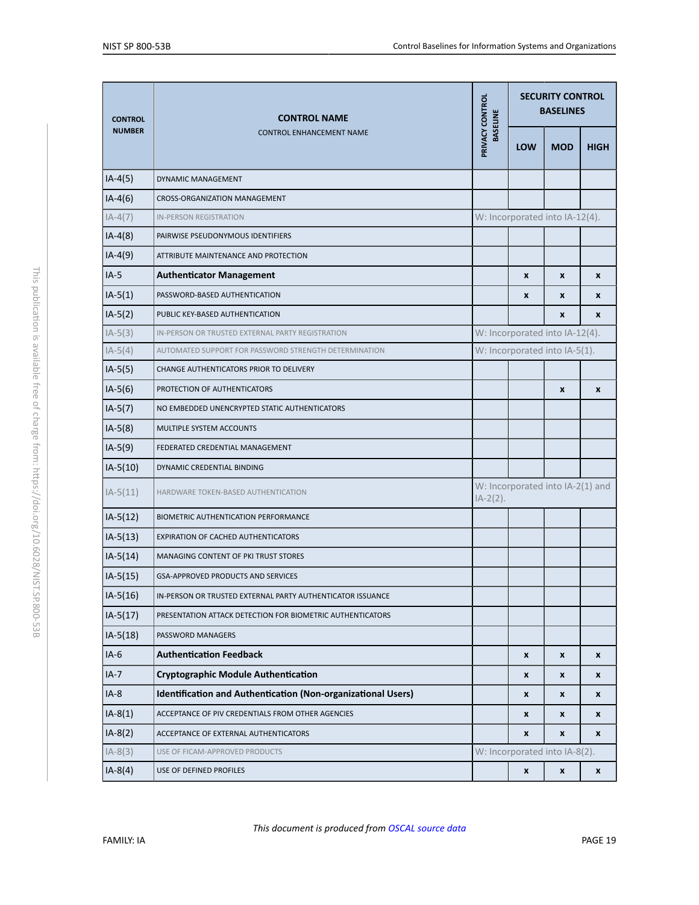| CONTROL NUMBER | CONTROL NAME<br>CONTROL ENHANCEMENT NAME | PRIVACY CONTROL BASELINE | SECURITY CONTROL BASELINES | | |
|---|---|---|---|---|---|
| | | | LOW | MOD | HIGH |
| IA-4(5) | DYNAMIC MANAGEMENT | | | | |
| IA-4(6) | CROSS-ORGANIZATION MANAGEMENT | | | | |
| IA-4(7) | IN-PERSON REGISTRATION | W: Incorporated into IA-12(4). | | | |
| IA-4(8) | PAIRWISE PSEUDONYMOUS IDENTIFIERS | | | | |
| IA-4(9) | ATTRIBUTE MAINTENANCE AND PROTECTION | | | | |
| IA-5 | **Authenticator Management** | | x | x | x |
| IA-5(1) | PASSWORD-BASED AUTHENTICATION | | x | x | x |
| IA-5(2) | PUBLIC KEY-BASED AUTHENTICATION | | | x | x |
| IA-5(3) | IN-PERSON OR TRUSTED EXTERNAL PARTY REGISTRATION | W: Incorporated into IA-12(4). | | | |
| IA-5(4) | AUTOMATED SUPPORT FOR PASSWORD STRENGTH DETERMINATION | W: Incorporated into IA-5(1). | | | |
| IA-5(5) | CHANGE AUTHENTICATORS PRIOR TO DELIVERY | | | | |
| IA-5(6) | PROTECTION OF AUTHENTICATORS | | | x | x |
| IA-5(7) | NO EMBEDDED UNENCRYPTED STATIC AUTHENTICATORS | | | | |
| IA-5(8) | MULTIPLE SYSTEM ACCOUNTS | | | | |
| IA-5(9) | FEDERATED CREDENTIAL MANAGEMENT | | | | |
| IA-5(10) | DYNAMIC CREDENTIAL BINDING | | | | |
| IA-5(11) | HARDWARE TOKEN-BASED AUTHENTICATION | W: Incorporated into IA-2(1) and IA-2(2). | | | |
| IA-5(12) | BIOMETRIC AUTHENTICATION PERFORMANCE | | | | |
| IA-5(13) | EXPIRATION OF CACHED AUTHENTICATORS | | | | |
| IA-5(14) | MANAGING CONTENT OF PKI TRUST STORES | | | | |
| IA-5(15) | GSA-APPROVED PRODUCTS AND SERVICES | | | | |
| IA-5(16) | IN-PERSON OR TRUSTED EXTERNAL PARTY AUTHENTICATOR ISSUANCE | | | | |
| IA-5(17) | PRESENTATION ATTACK DETECTION FOR BIOMETRIC AUTHENTICATORS | | | | |
| IA-5(18) | PASSWORD MANAGERS | | | | |
| IA-6 | **Authentication Feedback** | | x | x | x |
| IA-7 | **Cryptographic Module Authentication** | | x | x | x |
| IA-8 | **Identification and Authentication (Non-organizational Users)** | | x | x | x |
| IA-8(1) | ACCEPTANCE OF PIV CREDENTIALS FROM OTHER AGENCIES | | x | x | x |
| IA-8(2) | ACCEPTANCE OF EXTERNAL AUTHENTICATORS | | x | x | x |
| IA-8(3) | USE OF FICAM-APPROVED PRODUCTS | W: Incorporated into IA-8(2). | | | |
| IA-8(4) | USE OF DEFINED PROFILES | | x | x | x |

*This document is produced from OSCAL source data*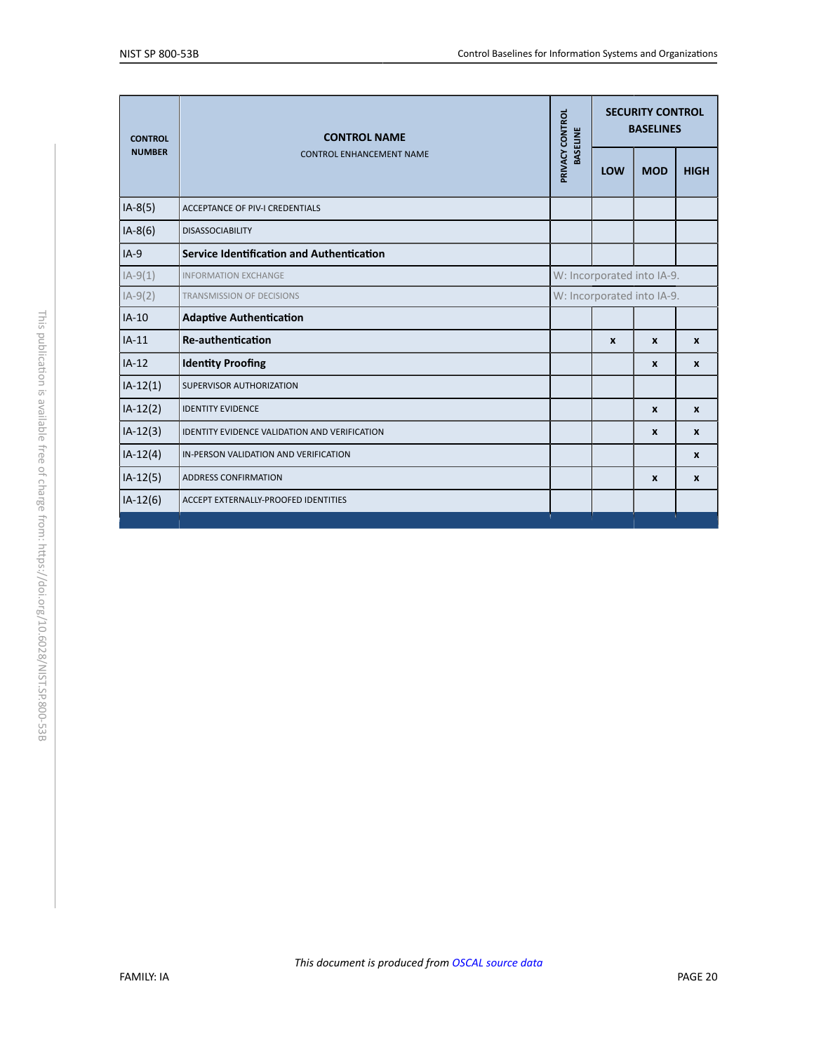| CONTROL NUMBER | CONTROL NAME<br>CONTROL ENHANCEMENT NAME | PRIVACY CONTROL BASELINE | SECURITY CONTROL BASELINES | | |
|---|---|---|---|---|---|
| | | | LOW | MOD | HIGH |
| IA-8(5) | ACCEPTANCE OF PIV-I CREDENTIALS | | | | |
| IA-8(6) | DISASSOCIABILITY | | | | |
| IA-9 | **Service Identification and Authentication** | | | | |
| IA-9(1) | INFORMATION EXCHANGE | W: Incorporated into IA-9. | | | |
| IA-9(2) | TRANSMISSION OF DECISIONS | W: Incorporated into IA-9. | | | |
| IA-10 | **Adaptive Authentication** | | | | |
| IA-11 | **Re-authentication** | | x | x | x |
| IA-12 | **Identity Proofing** | | | x | x |
| IA-12(1) | SUPERVISOR AUTHORIZATION | | | | |
| IA-12(2) | IDENTITY EVIDENCE | | | x | x |
| IA-12(3) | IDENTITY EVIDENCE VALIDATION AND VERIFICATION | | | x | x |
| IA-12(4) | IN-PERSON VALIDATION AND VERIFICATION | | | | x |
| IA-12(5) | ADDRESS CONFIRMATION | | | x | x |
| IA-12(6) | ACCEPT EXTERNALLY-PROOFED IDENTITIES | | | | |

*This document is produced from OSCAL source data*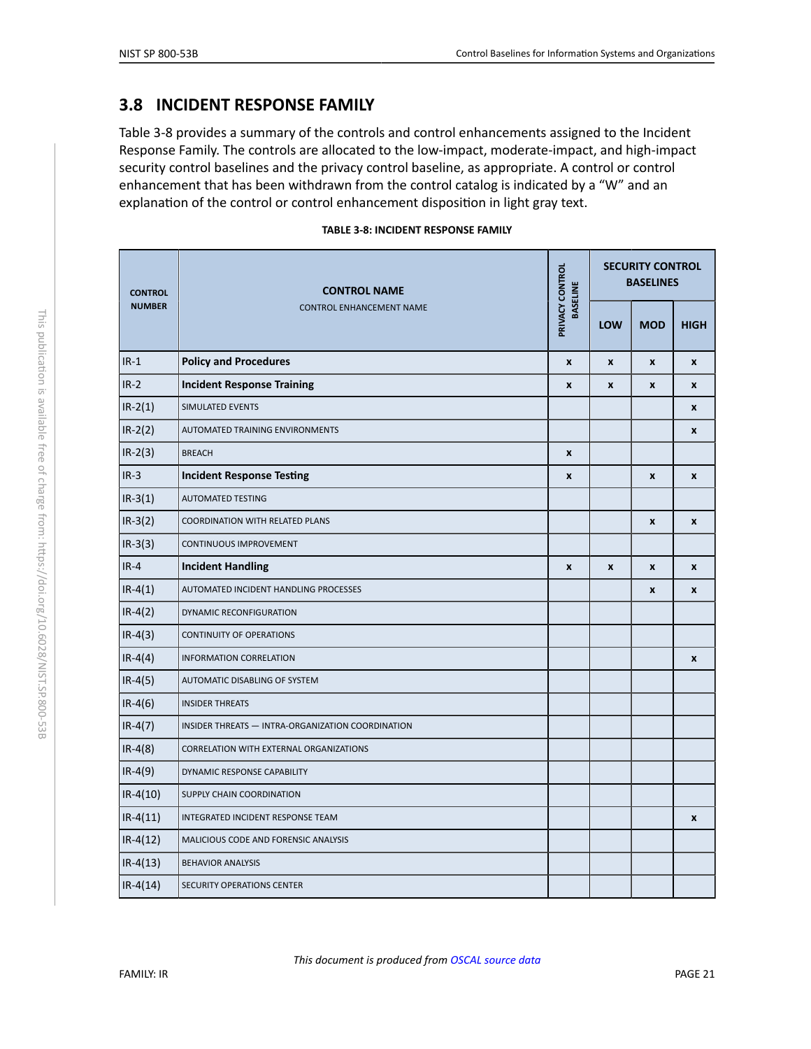## 3.8 INCIDENT RESPONSE FAMILY

Table 3-8 provides a summary of the controls and control enhancements assigned to the Incident Response Family. The controls are allocated to the low-impact, moderate-impact, and high-impact security control baselines and the privacy control baseline, as appropriate. A control or control enhancement that has been withdrawn from the control catalog is indicated by a "W" and an explanation of the control or control enhancement disposition in light gray text.

**TABLE 3-8: INCIDENT RESPONSE FAMILY**

| CONTROL NUMBER | CONTROL NAME<br>CONTROL ENHANCEMENT NAME | PRIVACY CONTROL BASELINE | SECURITY CONTROL BASELINES | | |
|---|---|---|---|---|---|
| | | | LOW | MOD | HIGH |
| IR-1 | **Policy and Procedures** | x | x | x | x |
| IR-2 | **Incident Response Training** | x | x | x | x |
| IR-2(1) | SIMULATED EVENTS | | | | x |
| IR-2(2) | AUTOMATED TRAINING ENVIRONMENTS | | | | x |
| IR-2(3) | BREACH | x | | | |
| IR-3 | **Incident Response Testing** | x | | x | x |
| IR-3(1) | AUTOMATED TESTING | | | | |
| IR-3(2) | COORDINATION WITH RELATED PLANS | | | x | x |
| IR-3(3) | CONTINUOUS IMPROVEMENT | | | | |
| IR-4 | **Incident Handling** | x | x | x | x |
| IR-4(1) | AUTOMATED INCIDENT HANDLING PROCESSES | | | x | x |
| IR-4(2) | DYNAMIC RECONFIGURATION | | | | |
| IR-4(3) | CONTINUITY OF OPERATIONS | | | | |
| IR-4(4) | INFORMATION CORRELATION | | | | x |
| IR-4(5) | AUTOMATIC DISABLING OF SYSTEM | | | | |
| IR-4(6) | INSIDER THREATS | | | | |
| IR-4(7) | INSIDER THREATS — INTRA-ORGANIZATION COORDINATION | | | | |
| IR-4(8) | CORRELATION WITH EXTERNAL ORGANIZATIONS | | | | |
| IR-4(9) | DYNAMIC RESPONSE CAPABILITY | | | | |
| IR-4(10) | SUPPLY CHAIN COORDINATION | | | | |
| IR-4(11) | INTEGRATED INCIDENT RESPONSE TEAM | | | | x |
| IR-4(12) | MALICIOUS CODE AND FORENSIC ANALYSIS | | | | |
| IR-4(13) | BEHAVIOR ANALYSIS | | | | |
| IR-4(14) | SECURITY OPERATIONS CENTER | | | | |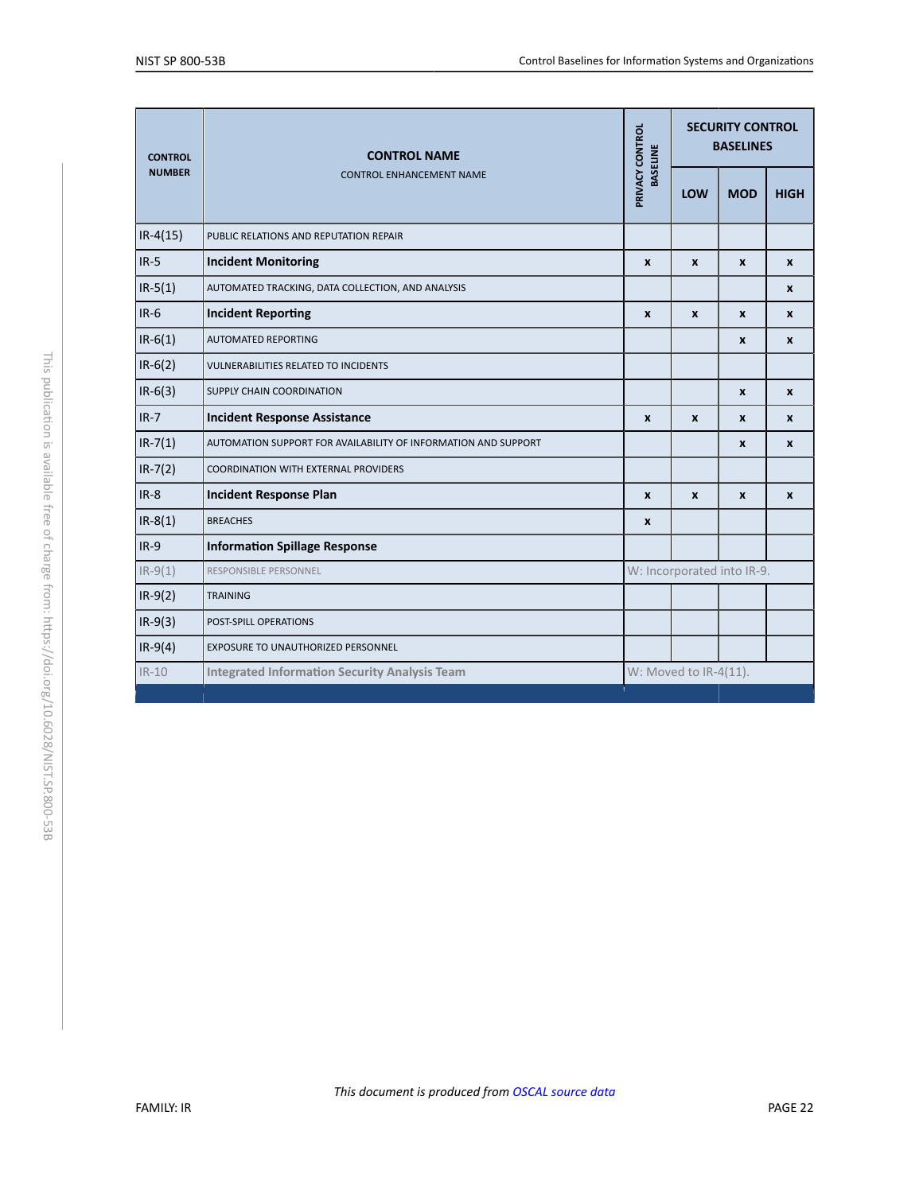| CONTROL NUMBER | CONTROL NAME<br>CONTROL ENHANCEMENT NAME | PRIVACY CONTROL BASELINE | SECURITY CONTROL BASELINES | | |
|---|---|---|---|---|---|
| | | | LOW | MOD | HIGH |
| IR-4(15) | PUBLIC RELATIONS AND REPUTATION REPAIR | | | | |
| IR-5 | **Incident Monitoring** | x | x | x | x |
| IR-5(1) | AUTOMATED TRACKING, DATA COLLECTION, AND ANALYSIS | | | | x |
| IR-6 | **Incident Reporting** | x | x | x | x |
| IR-6(1) | AUTOMATED REPORTING | | | x | x |
| IR-6(2) | VULNERABILITIES RELATED TO INCIDENTS | | | | |
| IR-6(3) | SUPPLY CHAIN COORDINATION | | | x | x |
| IR-7 | **Incident Response Assistance** | x | x | x | x |
| IR-7(1) | AUTOMATION SUPPORT FOR AVAILABILITY OF INFORMATION AND SUPPORT | | | x | x |
| IR-7(2) | COORDINATION WITH EXTERNAL PROVIDERS | | | | |
| IR-8 | **Incident Response Plan** | x | x | x | x |
| IR-8(1) | BREACHES | x | | | |
| IR-9 | **Information Spillage Response** | | | | |
| IR-9(1) | RESPONSIBLE PERSONNEL | W: Incorporated into IR-9. | | | |
| IR-9(2) | TRAINING | | | | |
| IR-9(3) | POST-SPILL OPERATIONS | | | | |
| IR-9(4) | EXPOSURE TO UNAUTHORIZED PERSONNEL | | | | |
| IR-10 | **Integrated Information Security Analysis Team** | W: Moved to IR-4(11). | | | |

*This document is produced from OSCAL source data*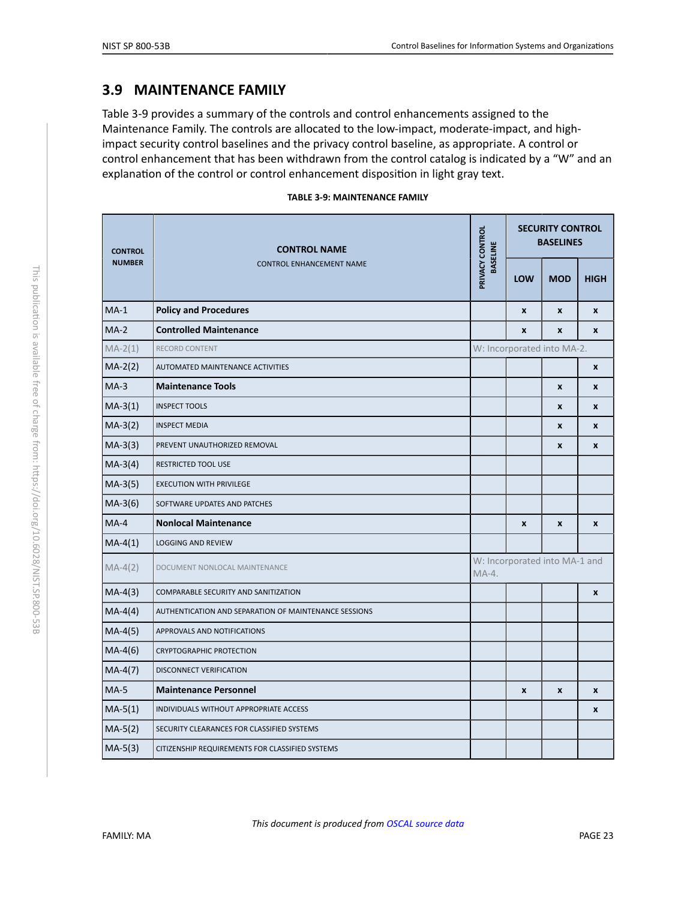## 3.9 MAINTENANCE FAMILY

Table 3-9 provides a summary of the controls and control enhancements assigned to the Maintenance Family. The controls are allocated to the low-impact, moderate-impact, and high-impact security control baselines and the privacy control baseline, as appropriate. A control or control enhancement that has been withdrawn from the control catalog is indicated by a "W" and an explanation of the control or control enhancement disposition in light gray text.

**TABLE 3-9: MAINTENANCE FAMILY**

| CONTROL NUMBER | CONTROL NAME<br>CONTROL ENHANCEMENT NAME | PRIVACY CONTROL BASELINE | SECURITY CONTROL BASELINES | | |
|---|---|---|---|---|---|
| | | | LOW | MOD | HIGH |
| MA-1 | **Policy and Procedures** | | x | x | x |
| MA-2 | **Controlled Maintenance** | | x | x | x |
| MA-2(1) | RECORD CONTENT | W: Incorporated into MA-2. | | | |
| MA-2(2) | AUTOMATED MAINTENANCE ACTIVITIES | | | | x |
| MA-3 | **Maintenance Tools** | | | x | x |
| MA-3(1) | INSPECT TOOLS | | | x | x |
| MA-3(2) | INSPECT MEDIA | | | x | x |
| MA-3(3) | PREVENT UNAUTHORIZED REMOVAL | | | x | x |
| MA-3(4) | RESTRICTED TOOL USE | | | | |
| MA-3(5) | EXECUTION WITH PRIVILEGE | | | | |
| MA-3(6) | SOFTWARE UPDATES AND PATCHES | | | | |
| MA-4 | **Nonlocal Maintenance** | | x | x | x |
| MA-4(1) | LOGGING AND REVIEW | | | | |
| MA-4(2) | DOCUMENT NONLOCAL MAINTENANCE | W: Incorporated into MA-1 and MA-4. | | | |
| MA-4(3) | COMPARABLE SECURITY AND SANITIZATION | | | | x |
| MA-4(4) | AUTHENTICATION AND SEPARATION OF MAINTENANCE SESSIONS | | | | |
| MA-4(5) | APPROVALS AND NOTIFICATIONS | | | | |
| MA-4(6) | CRYPTOGRAPHIC PROTECTION | | | | |
| MA-4(7) | DISCONNECT VERIFICATION | | | | |
| MA-5 | **Maintenance Personnel** | | x | x | x |
| MA-5(1) | INDIVIDUALS WITHOUT APPROPRIATE ACCESS | | | | x |
| MA-5(2) | SECURITY CLEARANCES FOR CLASSIFIED SYSTEMS | | | | |
| MA-5(3) | CITIZENSHIP REQUIREMENTS FOR CLASSIFIED SYSTEMS | | | | |

*This document is produced from OSCAL source data*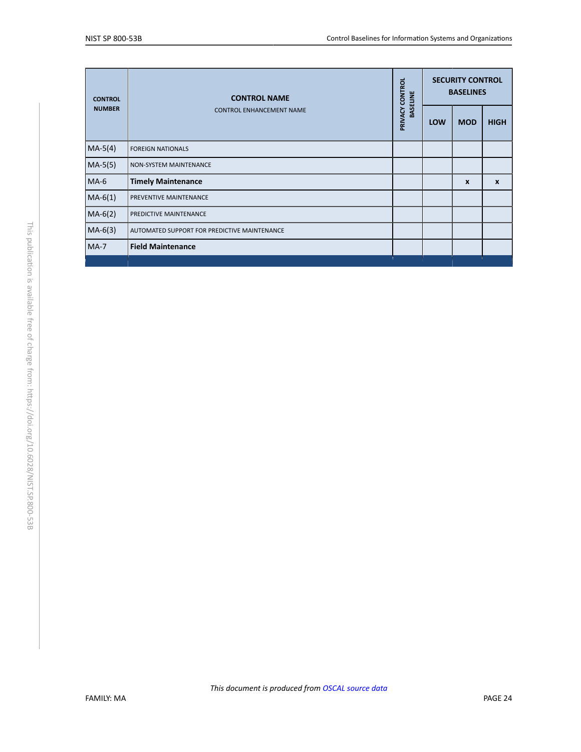| CONTROL NUMBER | CONTROL NAME<br>CONTROL ENHANCEMENT NAME | PRIVACY CONTROL BASELINE | SECURITY CONTROL BASELINES | | |
|---|---|---|---|---|---|
| | | | LOW | MOD | HIGH |
| MA-5(4) | FOREIGN NATIONALS | | | | |
| MA-5(5) | NON-SYSTEM MAINTENANCE | | | | |
| MA-6 | **Timely Maintenance** | | | x | x |
| MA-6(1) | PREVENTIVE MAINTENANCE | | | | |
| MA-6(2) | PREDICTIVE MAINTENANCE | | | | |
| MA-6(3) | AUTOMATED SUPPORT FOR PREDICTIVE MAINTENANCE | | | | |
| MA-7 | **Field Maintenance** | | | | |

*This document is produced from OSCAL source data*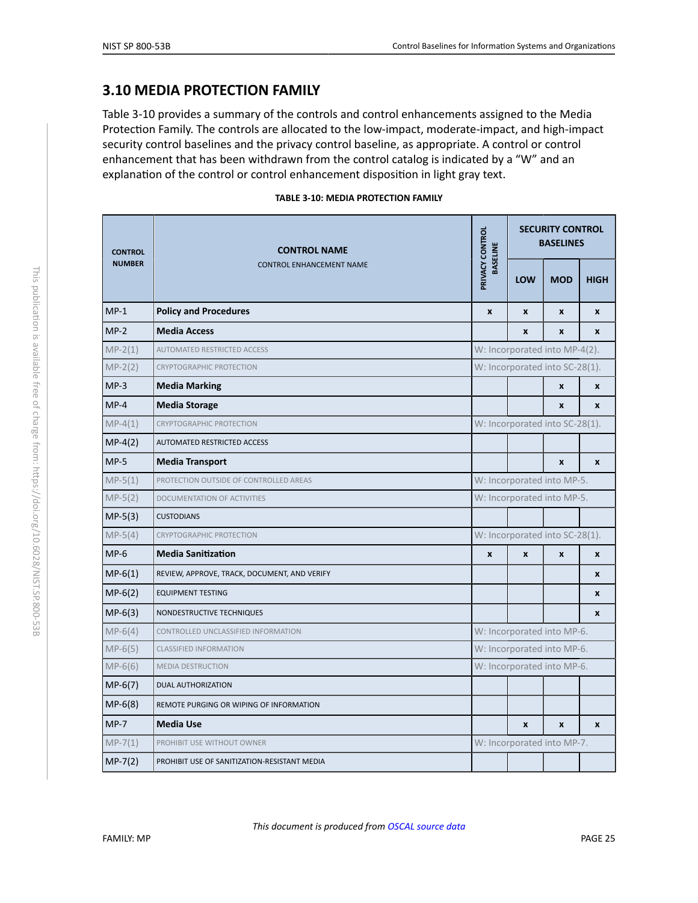## 3.10 MEDIA PROTECTION FAMILY

Table 3-10 provides a summary of the controls and control enhancements assigned to the Media Protection Family. The controls are allocated to the low-impact, moderate-impact, and high-impact security control baselines and the privacy control baseline, as appropriate. A control or control enhancement that has been withdrawn from the control catalog is indicated by a "W" and an explanation of the control or control enhancement disposition in light gray text.

**TABLE 3-10: MEDIA PROTECTION FAMILY**

| CONTROL NUMBER | CONTROL NAME<br>CONTROL ENHANCEMENT NAME | PRIVACY CONTROL BASELINE | SECURITY CONTROL BASELINES | | |
|---|---|---|---|---|---|
| | | | LOW | MOD | HIGH |
| MP-1 | **Policy and Procedures** | x | x | x | x |
| MP-2 | **Media Access** | | x | x | x |
| MP-2(1) | AUTOMATED RESTRICTED ACCESS | W: Incorporated into MP-4(2). | | | |
| MP-2(2) | CRYPTOGRAPHIC PROTECTION | W: Incorporated into SC-28(1). | | | |
| MP-3 | **Media Marking** | | | x | x |
| MP-4 | **Media Storage** | | | x | x |
| MP-4(1) | CRYPTOGRAPHIC PROTECTION | W: Incorporated into SC-28(1). | | | |
| MP-4(2) | AUTOMATED RESTRICTED ACCESS | | | | |
| MP-5 | **Media Transport** | | | x | x |
| MP-5(1) | PROTECTION OUTSIDE OF CONTROLLED AREAS | W: Incorporated into MP-5. | | | |
| MP-5(2) | DOCUMENTATION OF ACTIVITIES | W: Incorporated into MP-5. | | | |
| MP-5(3) | CUSTODIANS | | | | |
| MP-5(4) | CRYPTOGRAPHIC PROTECTION | W: Incorporated into SC-28(1). | | | |
| MP-6 | **Media Sanitization** | x | x | x | x |
| MP-6(1) | REVIEW, APPROVE, TRACK, DOCUMENT, AND VERIFY | | | | x |
| MP-6(2) | EQUIPMENT TESTING | | | | x |
| MP-6(3) | NONDESTRUCTIVE TECHNIQUES | | | | x |
| MP-6(4) | CONTROLLED UNCLASSIFIED INFORMATION | W: Incorporated into MP-6. | | | |
| MP-6(5) | CLASSIFIED INFORMATION | W: Incorporated into MP-6. | | | |
| MP-6(6) | MEDIA DESTRUCTION | W: Incorporated into MP-6. | | | |
| MP-6(7) | DUAL AUTHORIZATION | | | | |
| MP-6(8) | REMOTE PURGING OR WIPING OF INFORMATION | | | | |
| MP-7 | **Media Use** | | x | x | x |
| MP-7(1) | PROHIBIT USE WITHOUT OWNER | W: Incorporated into MP-7. | | | |
| MP-7(2) | PROHIBIT USE OF SANITIZATION-RESISTANT MEDIA | | | | |

*This document is produced from OSCAL source data*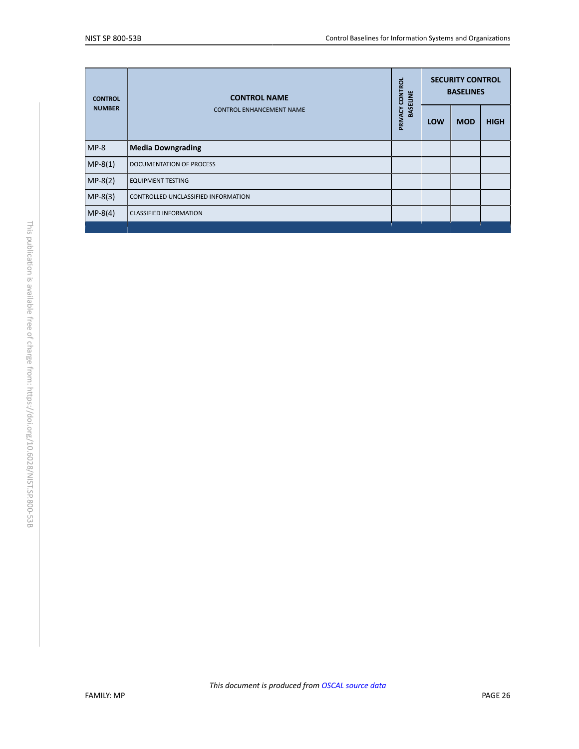| CONTROL NUMBER | CONTROL NAME<br>CONTROL ENHANCEMENT NAME | PRIVACY CONTROL BASELINE | SECURITY CONTROL BASELINES | | |
|---|---|---|---|---|---|
| | | | LOW | MOD | HIGH |
| MP-8 | **Media Downgrading** | | | | |
| MP-8(1) | DOCUMENTATION OF PROCESS | | | | |
| MP-8(2) | EQUIPMENT TESTING | | | | |
| MP-8(3) | CONTROLLED UNCLASSIFIED INFORMATION | | | | |
| MP-8(4) | CLASSIFIED INFORMATION | | | | |

*This document is produced from OSCAL source data*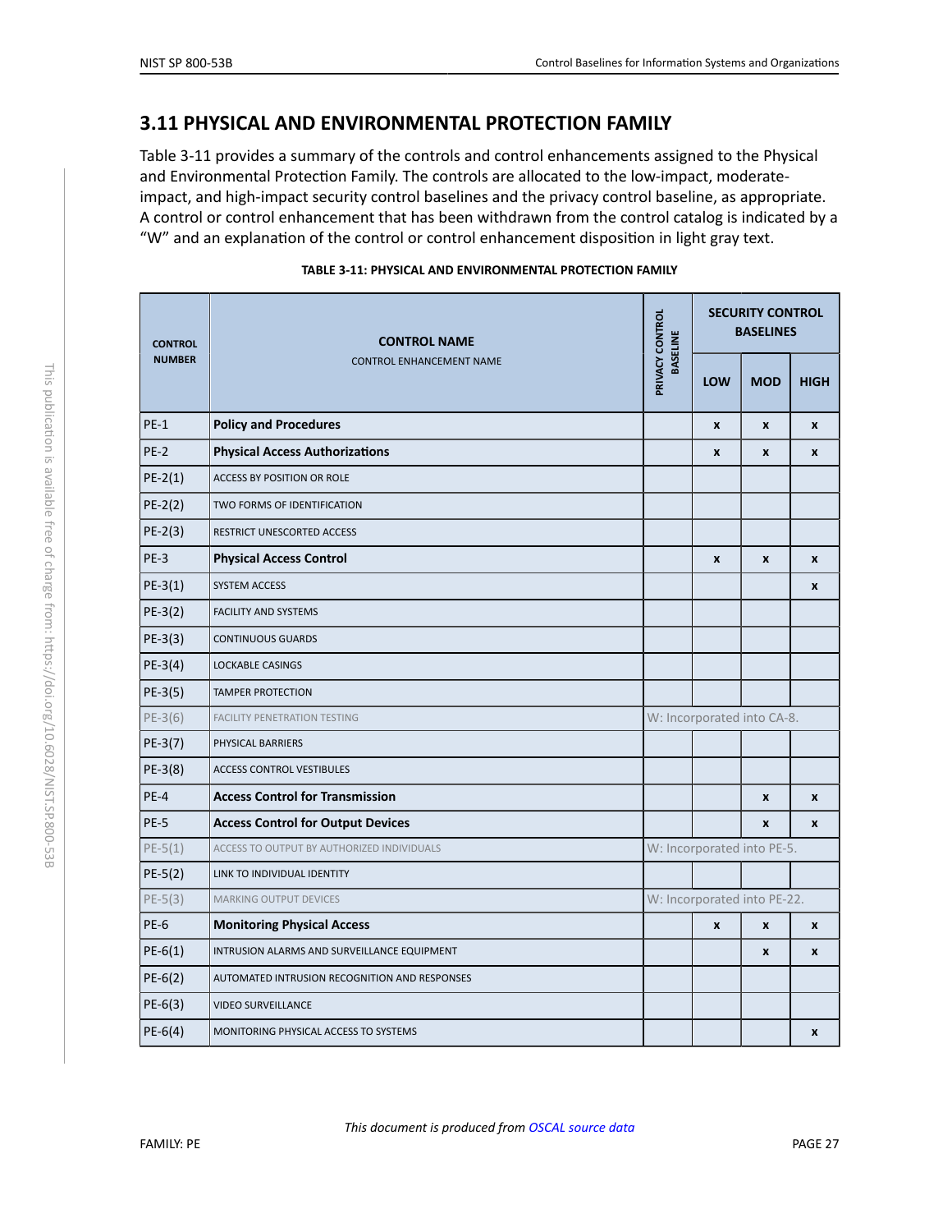## 3.11 PHYSICAL AND ENVIRONMENTAL PROTECTION FAMILY

Table 3-11 provides a summary of the controls and control enhancements assigned to the Physical and Environmental Protection Family. The controls are allocated to the low-impact, moderate-impact, and high-impact security control baselines and the privacy control baseline, as appropriate. A control or control enhancement that has been withdrawn from the control catalog is indicated by a "W" and an explanation of the control or control enhancement disposition in light gray text.

**TABLE 3-11: PHYSICAL AND ENVIRONMENTAL PROTECTION FAMILY**

| CONTROL NUMBER | CONTROL NAME<br>CONTROL ENHANCEMENT NAME | PRIVACY CONTROL BASELINE | SECURITY CONTROL BASELINES | | |
|---|---|---|---|---|---|
| | | | LOW | MOD | HIGH |
| PE-1 | **Policy and Procedures** | | x | x | x |
| PE-2 | **Physical Access Authorizations** | | x | x | x |
| PE-2(1) | ACCESS BY POSITION OR ROLE | | | | |
| PE-2(2) | TWO FORMS OF IDENTIFICATION | | | | |
| PE-2(3) | RESTRICT UNESCORTED ACCESS | | | | |
| PE-3 | **Physical Access Control** | | x | x | x |
| PE-3(1) | SYSTEM ACCESS | | | | x |
| PE-3(2) | FACILITY AND SYSTEMS | | | | |
| PE-3(3) | CONTINUOUS GUARDS | | | | |
| PE-3(4) | LOCKABLE CASINGS | | | | |
| PE-3(5) | TAMPER PROTECTION | | | | |
| PE-3(6) | FACILITY PENETRATION TESTING | W: Incorporated into CA-8. | | | |
| PE-3(7) | PHYSICAL BARRIERS | | | | |
| PE-3(8) | ACCESS CONTROL VESTIBULES | | | | |
| PE-4 | **Access Control for Transmission** | | | x | x |
| PE-5 | **Access Control for Output Devices** | | | x | x |
| PE-5(1) | ACCESS TO OUTPUT BY AUTHORIZED INDIVIDUALS | W: Incorporated into PE-5. | | | |
| PE-5(2) | LINK TO INDIVIDUAL IDENTITY | | | | |
| PE-5(3) | MARKING OUTPUT DEVICES | W: Incorporated into PE-22. | | | |
| PE-6 | **Monitoring Physical Access** | | x | x | x |
| PE-6(1) | INTRUSION ALARMS AND SURVEILLANCE EQUIPMENT | | | x | x |
| PE-6(2) | AUTOMATED INTRUSION RECOGNITION AND RESPONSES | | | | |
| PE-6(3) | VIDEO SURVEILLANCE | | | | |
| PE-6(4) | MONITORING PHYSICAL ACCESS TO SYSTEMS | | | | x |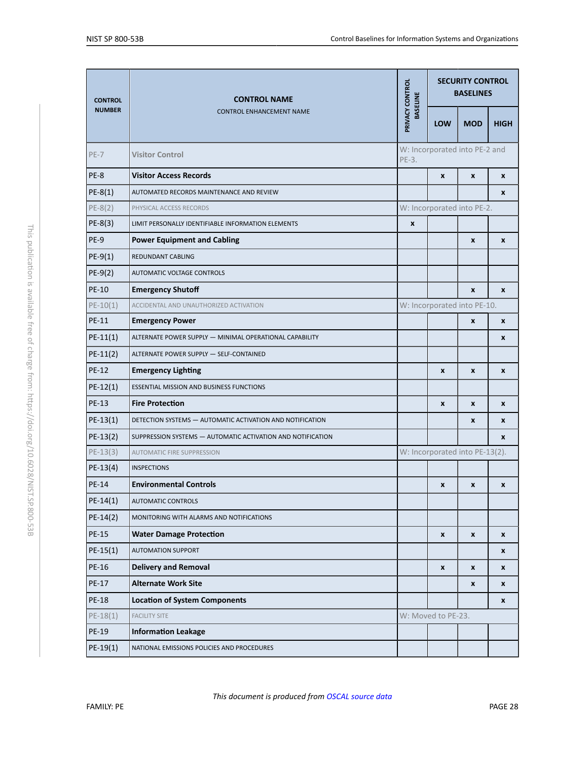| CONTROL NUMBER | CONTROL NAME<br>CONTROL ENHANCEMENT NAME | PRIVACY CONTROL BASELINE | SECURITY CONTROL BASELINES | | |
|---|---|---|---|---|---|
| | | | LOW | MOD | HIGH |
| PE-7 | Visitor Control | W: Incorporated into PE-2 and PE-3. | | | |
| PE-8 | **Visitor Access Records** | | x | x | x |
| PE-8(1) | AUTOMATED RECORDS MAINTENANCE AND REVIEW | | | | x |
| PE-8(2) | PHYSICAL ACCESS RECORDS | W: Incorporated into PE-2. | | | |
| PE-8(3) | LIMIT PERSONALLY IDENTIFIABLE INFORMATION ELEMENTS | x | | | |
| PE-9 | **Power Equipment and Cabling** | | | x | x |
| PE-9(1) | REDUNDANT CABLING | | | | |
| PE-9(2) | AUTOMATIC VOLTAGE CONTROLS | | | | |
| PE-10 | **Emergency Shutoff** | | | x | x |
| PE-10(1) | ACCIDENTAL AND UNAUTHORIZED ACTIVATION | W: Incorporated into PE-10. | | | |
| PE-11 | **Emergency Power** | | | x | x |
| PE-11(1) | ALTERNATE POWER SUPPLY — MINIMAL OPERATIONAL CAPABILITY | | | | x |
| PE-11(2) | ALTERNATE POWER SUPPLY — SELF-CONTAINED | | | | |
| PE-12 | **Emergency Lighting** | | x | x | x |
| PE-12(1) | ESSENTIAL MISSION AND BUSINESS FUNCTIONS | | | | |
| PE-13 | **Fire Protection** | | x | x | x |
| PE-13(1) | DETECTION SYSTEMS — AUTOMATIC ACTIVATION AND NOTIFICATION | | | x | x |
| PE-13(2) | SUPPRESSION SYSTEMS — AUTOMATIC ACTIVATION AND NOTIFICATION | | | | x |
| PE-13(3) | AUTOMATIC FIRE SUPPRESSION | W: Incorporated into PE-13(2). | | | |
| PE-13(4) | INSPECTIONS | | | | |
| PE-14 | **Environmental Controls** | | x | x | x |
| PE-14(1) | AUTOMATIC CONTROLS | | | | |
| PE-14(2) | MONITORING WITH ALARMS AND NOTIFICATIONS | | | | |
| PE-15 | **Water Damage Protection** | | x | x | x |
| PE-15(1) | AUTOMATION SUPPORT | | | | x |
| PE-16 | **Delivery and Removal** | | x | x | x |
| PE-17 | **Alternate Work Site** | | | x | x |
| PE-18 | **Location of System Components** | | | | x |
| PE-18(1) | FACILITY SITE | W: Moved to PE-23. | | | |
| PE-19 | **Information Leakage** | | | | |
| PE-19(1) | NATIONAL EMISSIONS POLICIES AND PROCEDURES | | | | |

*This document is produced from OSCAL source data*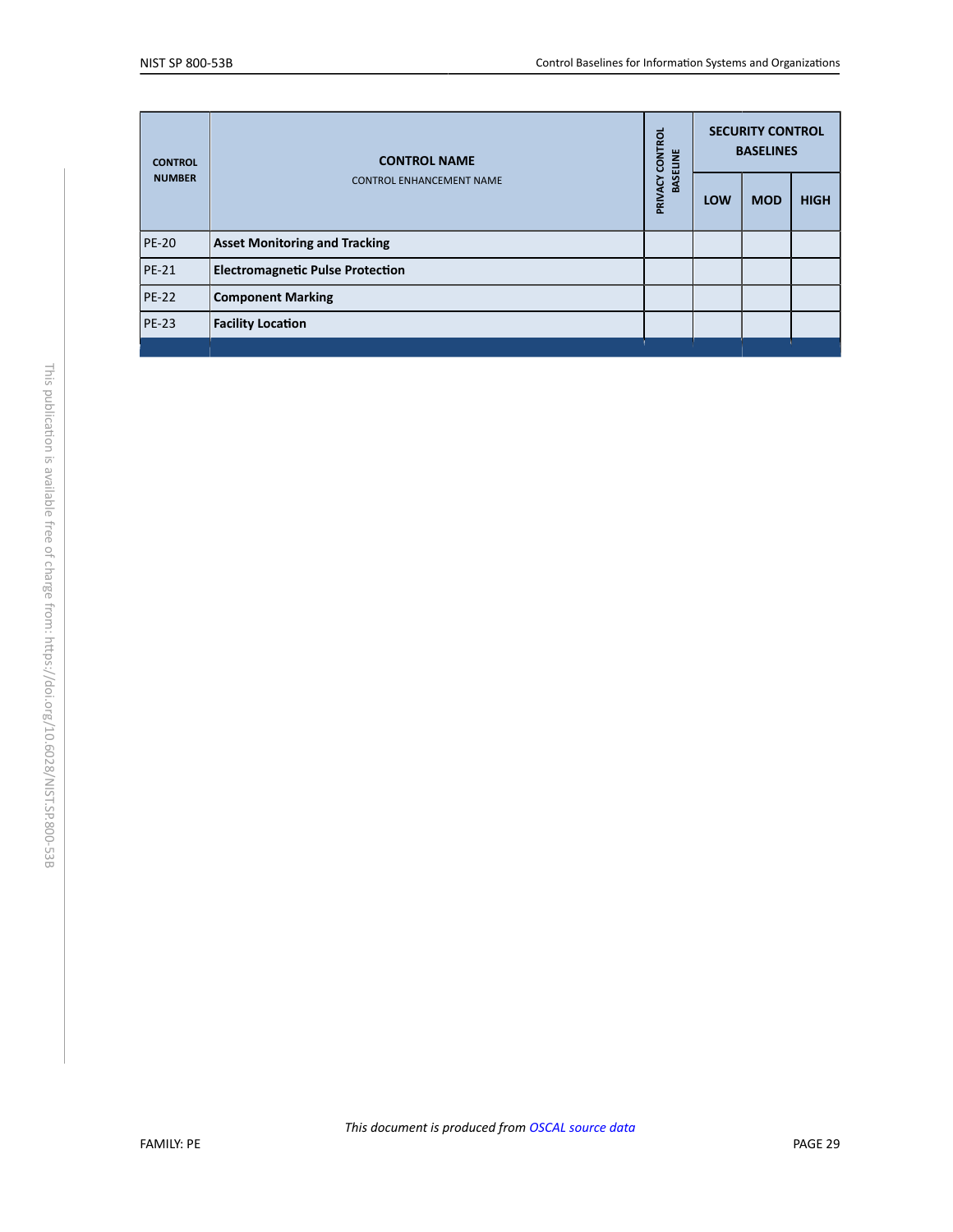| CONTROL NUMBER | CONTROL NAME<br>CONTROL ENHANCEMENT NAME | PRIVACY CONTROL BASELINE | SECURITY CONTROL BASELINES | | |
|---|---|---|---|---|---|
| | | | LOW | MOD | HIGH |
| PE-20 | **Asset Monitoring and Tracking** | | | | |
| PE-21 | **Electromagnetic Pulse Protection** | | | | |
| PE-22 | **Component Marking** | | | | |
| PE-23 | **Facility Location** | | | | |

*This document is produced from OSCAL source data*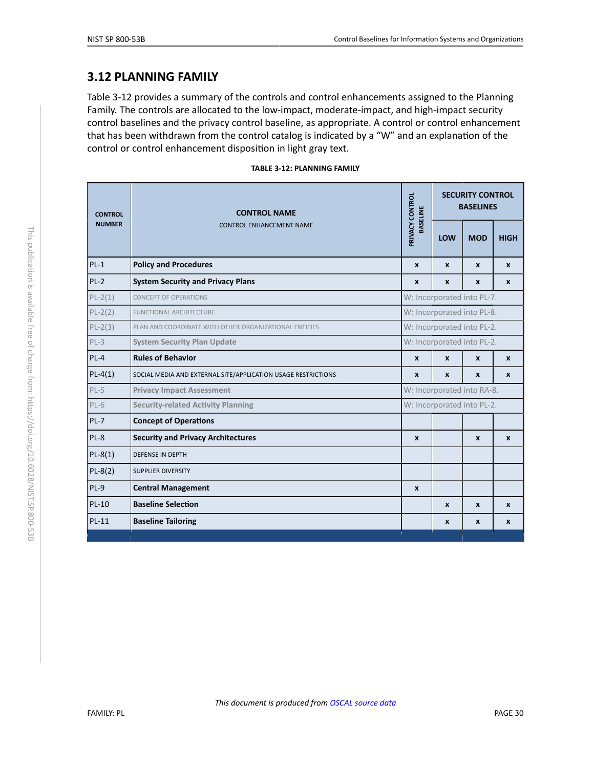## 3.12 PLANNING FAMILY

Table 3-12 provides a summary of the controls and control enhancements assigned to the Planning Family. The controls are allocated to the low-impact, moderate-impact, and high-impact security control baselines and the privacy control baseline, as appropriate. A control or control enhancement that has been withdrawn from the control catalog is indicated by a "W" and an explanation of the control or control enhancement disposition in light gray text.

**TABLE 3-12: PLANNING FAMILY**

| CONTROL NUMBER | CONTROL NAME<br>CONTROL ENHANCEMENT NAME | PRIVACY CONTROL BASELINE | SECURITY CONTROL BASELINES | | |
|---|---|---|---|---|---|
| | | | LOW | MOD | HIGH |
| PL-1 | **Policy and Procedures** | x | x | x | x |
| PL-2 | **System Security and Privacy Plans** | x | x | x | x |
| PL-2(1) | CONCEPT OF OPERATIONS | W: Incorporated into PL-7. | | | |
| PL-2(2) | FUNCTIONAL ARCHITECTURE | W: Incorporated into PL-8. | | | |
| PL-2(3) | PLAN AND COORDINATE WITH OTHER ORGANIZATIONAL ENTITIES | W: Incorporated into PL-2. | | | |
| PL-3 | **System Security Plan Update** | W: Incorporated into PL-2. | | | |
| PL-4 | **Rules of Behavior** | x | x | x | x |
| PL-4(1) | SOCIAL MEDIA AND EXTERNAL SITE/APPLICATION USAGE RESTRICTIONS | x | x | x | x |
| PL-5 | **Privacy Impact Assessment** | W: Incorporated into RA-8. | | | |
| PL-6 | **Security-related Activity Planning** | W: Incorporated into PL-2. | | | |
| PL-7 | **Concept of Operations** | | | | |
| PL-8 | **Security and Privacy Architectures** | x | | x | x |
| PL-8(1) | DEFENSE IN DEPTH | | | | |
| PL-8(2) | SUPPLIER DIVERSITY | | | | |
| PL-9 | **Central Management** | x | | | |
| PL-10 | **Baseline Selection** | | x | x | x |
| PL-11 | **Baseline Tailoring** | | x | x | x |

*This document is produced from OSCAL source data*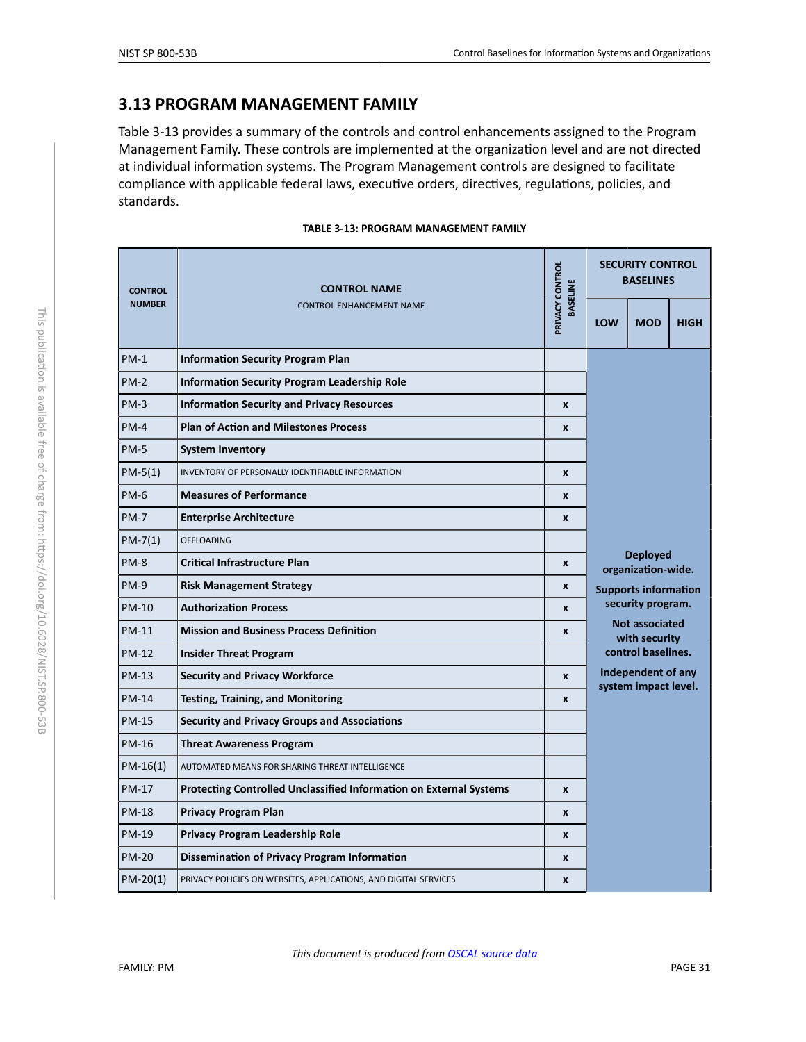## 3.13 PROGRAM MANAGEMENT FAMILY

Table 3-13 provides a summary of the controls and control enhancements assigned to the Program Management Family. These controls are implemented at the organization level and are not directed at individual information systems. The Program Management controls are designed to facilitate compliance with applicable federal laws, executive orders, directives, regulations, policies, and standards.

**TABLE 3-13: PROGRAM MANAGEMENT FAMILY**

| CONTROL NUMBER | CONTROL NAME<br>CONTROL ENHANCEMENT NAME | PRIVACY CONTROL BASELINE | SECURITY CONTROL BASELINES | | |
|---|---|---|---|---|---|
| | | | LOW | MOD | HIGH |
| PM-1 | **Information Security Program Plan** | | Deployed organization-wide. Supports information security program. Not associated with security control baselines. Independent of any system impact level. | | |
| PM-2 | **Information Security Program Leadership Role** | | | | |
| PM-3 | **Information Security and Privacy Resources** | x | | | |
| PM-4 | **Plan of Action and Milestones Process** | x | | | |
| PM-5 | **System Inventory** | | | | |
| PM-5(1) | INVENTORY OF PERSONALLY IDENTIFIABLE INFORMATION | x | | | |
| PM-6 | **Measures of Performance** | x | | | |
| PM-7 | **Enterprise Architecture** | x | | | |
| PM-7(1) | OFFLOADING | | | | |
| PM-8 | **Critical Infrastructure Plan** | x | | | |
| PM-9 | **Risk Management Strategy** | x | | | |
| PM-10 | **Authorization Process** | x | | | |
| PM-11 | **Mission and Business Process Definition** | x | | | |
| PM-12 | **Insider Threat Program** | | | | |
| PM-13 | **Security and Privacy Workforce** | x | | | |
| PM-14 | **Testing, Training, and Monitoring** | x | | | |
| PM-15 | **Security and Privacy Groups and Associations** | | | | |
| PM-16 | **Threat Awareness Program** | | | | |
| PM-16(1) | AUTOMATED MEANS FOR SHARING THREAT INTELLIGENCE | | | | |
| PM-17 | **Protecting Controlled Unclassified Information on External Systems** | x | | | |
| PM-18 | **Privacy Program Plan** | x | | | |
| PM-19 | **Privacy Program Leadership Role** | x | | | |
| PM-20 | **Dissemination of Privacy Program Information** | x | | | |
| PM-20(1) | PRIVACY POLICIES ON WEBSITES, APPLICATIONS, AND DIGITAL SERVICES | x | | | |

*This document is produced from OSCAL source data*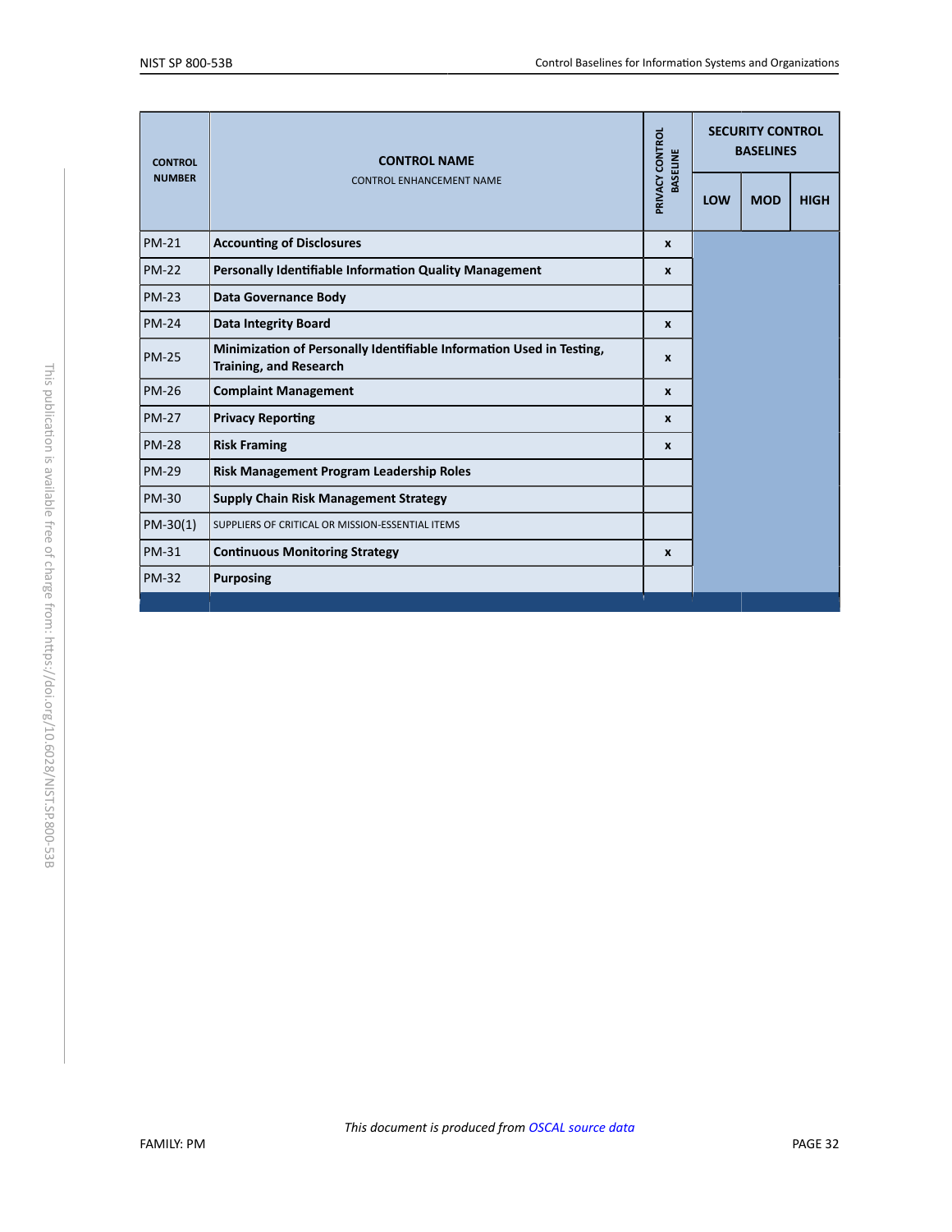| CONTROL NUMBER | CONTROL NAME<br>CONTROL ENHANCEMENT NAME | PRIVACY CONTROL BASELINE | SECURITY CONTROL BASELINES | | |
|---|---|---|---|---|---|
| | | | LOW | MOD | HIGH |
| PM-21 | **Accounting of Disclosures** | x | | | |
| PM-22 | **Personally Identifiable Information Quality Management** | x | | | |
| PM-23 | **Data Governance Body** | | | | |
| PM-24 | **Data Integrity Board** | x | | | |
| PM-25 | **Minimization of Personally Identifiable Information Used in Testing, Training, and Research** | x | | | |
| PM-26 | **Complaint Management** | x | | | |
| PM-27 | **Privacy Reporting** | x | | | |
| PM-28 | **Risk Framing** | x | | | |
| PM-29 | **Risk Management Program Leadership Roles** | | | | |
| PM-30 | **Supply Chain Risk Management Strategy** | | | | |
| PM-30(1) | SUPPLIERS OF CRITICAL OR MISSION-ESSENTIAL ITEMS | | | | |
| PM-31 | **Continuous Monitoring Strategy** | x | | | |
| PM-32 | **Purposing** | | | | |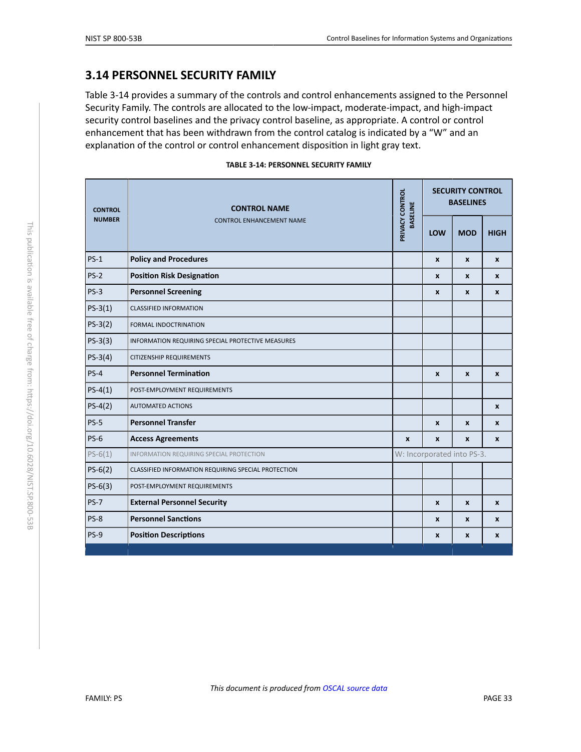## 3.14 PERSONNEL SECURITY FAMILY

Table 3-14 provides a summary of the controls and control enhancements assigned to the Personnel Security Family. The controls are allocated to the low-impact, moderate-impact, and high-impact security control baselines and the privacy control baseline, as appropriate. A control or control enhancement that has been withdrawn from the control catalog is indicated by a "W" and an explanation of the control or control enhancement disposition in light gray text.

**TABLE 3-14: PERSONNEL SECURITY FAMILY**

| CONTROL NUMBER | CONTROL NAME<br>CONTROL ENHANCEMENT NAME | PRIVACY CONTROL BASELINE | SECURITY CONTROL BASELINES | | |
|---|---|---|---|---|---|
| | | | LOW | MOD | HIGH |
| PS-1 | **Policy and Procedures** | | x | x | x |
| PS-2 | **Position Risk Designation** | | x | x | x |
| PS-3 | **Personnel Screening** | | x | x | x |
| PS-3(1) | CLASSIFIED INFORMATION | | | | |
| PS-3(2) | FORMAL INDOCTRINATION | | | | |
| PS-3(3) | INFORMATION REQUIRING SPECIAL PROTECTIVE MEASURES | | | | |
| PS-3(4) | CITIZENSHIP REQUIREMENTS | | | | |
| PS-4 | **Personnel Termination** | | x | x | x |
| PS-4(1) | POST-EMPLOYMENT REQUIREMENTS | | | | |
| PS-4(2) | AUTOMATED ACTIONS | | | | x |
| PS-5 | **Personnel Transfer** | | x | x | x |
| PS-6 | **Access Agreements** | x | x | x | x |
| PS-6(1) | INFORMATION REQUIRING SPECIAL PROTECTION | W: Incorporated into PS-3. | | | |
| PS-6(2) | CLASSIFIED INFORMATION REQUIRING SPECIAL PROTECTION | | | | |
| PS-6(3) | POST-EMPLOYMENT REQUIREMENTS | | | | |
| PS-7 | **External Personnel Security** | | x | x | x |
| PS-8 | **Personnel Sanctions** | | x | x | x |
| PS-9 | **Position Descriptions** | | x | x | x |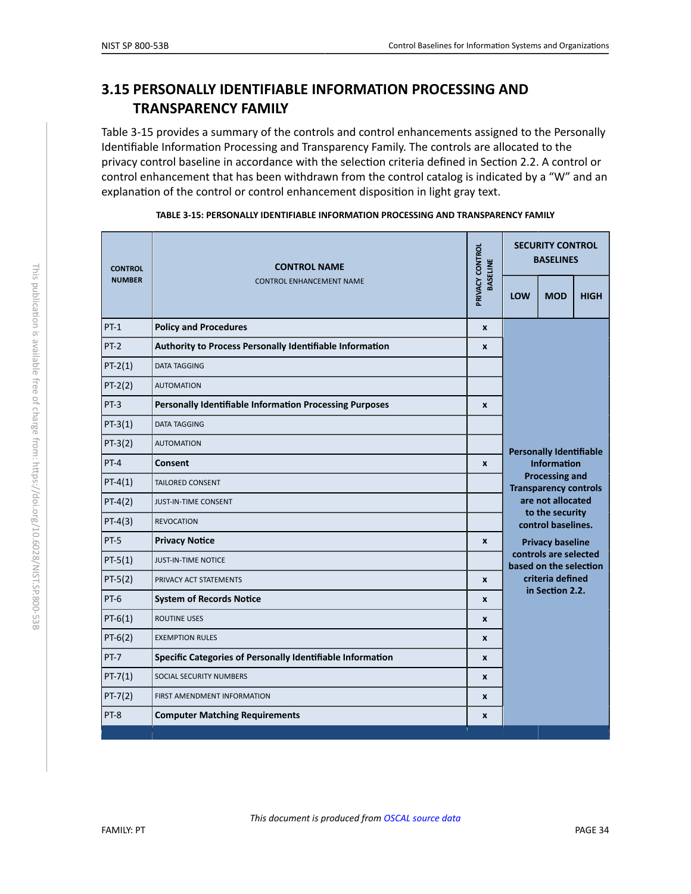## 3.15 PERSONALLY IDENTIFIABLE INFORMATION PROCESSING AND TRANSPARENCY FAMILY

Table 3-15 provides a summary of the controls and control enhancements assigned to the Personally Identifiable Information Processing and Transparency Family. The controls are allocated to the privacy control baseline in accordance with the selection criteria defined in Section 2.2. A control or control enhancement that has been withdrawn from the control catalog is indicated by a "W" and an explanation of the control or control enhancement disposition in light gray text.

**TABLE 3-15: PERSONALLY IDENTIFIABLE INFORMATION PROCESSING AND TRANSPARENCY FAMILY**

| CONTROL NUMBER | CONTROL NAME<br>CONTROL ENHANCEMENT NAME | PRIVACY CONTROL BASELINE | SECURITY CONTROL BASELINES | | |
|---|---|---|---|---|---|
| | | | LOW | MOD | HIGH |
| PT-1 | **Policy and Procedures** | x | **Personally Identifiable Information Processing and Transparency controls are not allocated to the security control baselines. Privacy baseline controls are selected based on the selection criteria defined in Section 2.2.** | | |
| PT-2 | **Authority to Process Personally Identifiable Information** | x | | | |
| PT-2(1) | DATA TAGGING | | | | |
| PT-2(2) | AUTOMATION | | | | |
| PT-3 | **Personally Identifiable Information Processing Purposes** | x | | | |
| PT-3(1) | DATA TAGGING | | | | |
| PT-3(2) | AUTOMATION | | | | |
| PT-4 | **Consent** | x | | | |
| PT-4(1) | TAILORED CONSENT | | | | |
| PT-4(2) | JUST-IN-TIME CONSENT | | | | |
| PT-4(3) | REVOCATION | | | | |
| PT-5 | **Privacy Notice** | x | | | |
| PT-5(1) | JUST-IN-TIME NOTICE | | | | |
| PT-5(2) | PRIVACY ACT STATEMENTS | x | | | |
| PT-6 | **System of Records Notice** | x | | | |
| PT-6(1) | ROUTINE USES | x | | | |
| PT-6(2) | EXEMPTION RULES | x | | | |
| PT-7 | **Specific Categories of Personally Identifiable Information** | x | | | |
| PT-7(1) | SOCIAL SECURITY NUMBERS | x | | | |
| PT-7(2) | FIRST AMENDMENT INFORMATION | x | | | |
| PT-8 | **Computer Matching Requirements** | x | | | |

*This document is produced from OSCAL source data*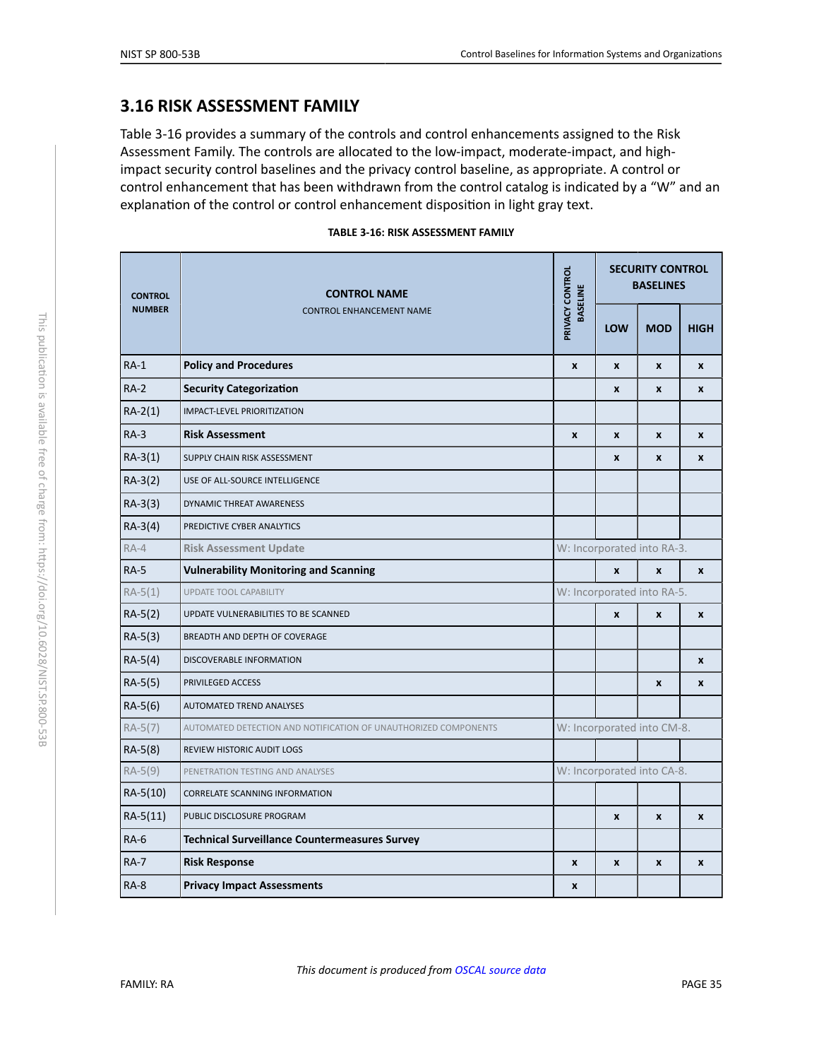## 3.16 RISK ASSESSMENT FAMILY

Table 3-16 provides a summary of the controls and control enhancements assigned to the Risk Assessment Family. The controls are allocated to the low-impact, moderate-impact, and high-impact security control baselines and the privacy control baseline, as appropriate. A control or control enhancement that has been withdrawn from the control catalog is indicated by a "W" and an explanation of the control or control enhancement disposition in light gray text.

**TABLE 3-16: RISK ASSESSMENT FAMILY**

| CONTROL NUMBER | CONTROL NAME<br>CONTROL ENHANCEMENT NAME | PRIVACY CONTROL BASELINE | SECURITY CONTROL BASELINES | | |
|---|---|---|---|---|---|
| | | | LOW | MOD | HIGH |
| RA-1 | **Policy and Procedures** | x | x | x | x |
| RA-2 | **Security Categorization** | | x | x | x |
| RA-2(1) | IMPACT-LEVEL PRIORITIZATION | | | | |
| RA-3 | **Risk Assessment** | x | x | x | x |
| RA-3(1) | SUPPLY CHAIN RISK ASSESSMENT | | x | x | x |
| RA-3(2) | USE OF ALL-SOURCE INTELLIGENCE | | | | |
| RA-3(3) | DYNAMIC THREAT AWARENESS | | | | |
| RA-3(4) | PREDICTIVE CYBER ANALYTICS | | | | |
| RA-4 | **Risk Assessment Update** | W: Incorporated into RA-3. | | | |
| RA-5 | **Vulnerability Monitoring and Scanning** | | x | x | x |
| RA-5(1) | UPDATE TOOL CAPABILITY | W: Incorporated into RA-5. | | | |
| RA-5(2) | UPDATE VULNERABILITIES TO BE SCANNED | | x | x | x |
| RA-5(3) | BREADTH AND DEPTH OF COVERAGE | | | | |
| RA-5(4) | DISCOVERABLE INFORMATION | | | | x |
| RA-5(5) | PRIVILEGED ACCESS | | | x | x |
| RA-5(6) | AUTOMATED TREND ANALYSES | | | | |
| RA-5(7) | AUTOMATED DETECTION AND NOTIFICATION OF UNAUTHORIZED COMPONENTS | W: Incorporated into CM-8. | | | |
| RA-5(8) | REVIEW HISTORIC AUDIT LOGS | | | | |
| RA-5(9) | PENETRATION TESTING AND ANALYSES | W: Incorporated into CA-8. | | | |
| RA-5(10) | CORRELATE SCANNING INFORMATION | | | | |
| RA-5(11) | PUBLIC DISCLOSURE PROGRAM | | x | x | x |
| RA-6 | **Technical Surveillance Countermeasures Survey** | | | | |
| RA-7 | **Risk Response** | x | x | x | x |
| RA-8 | **Privacy Impact Assessments** | x | | | |

*This document is produced from OSCAL source data*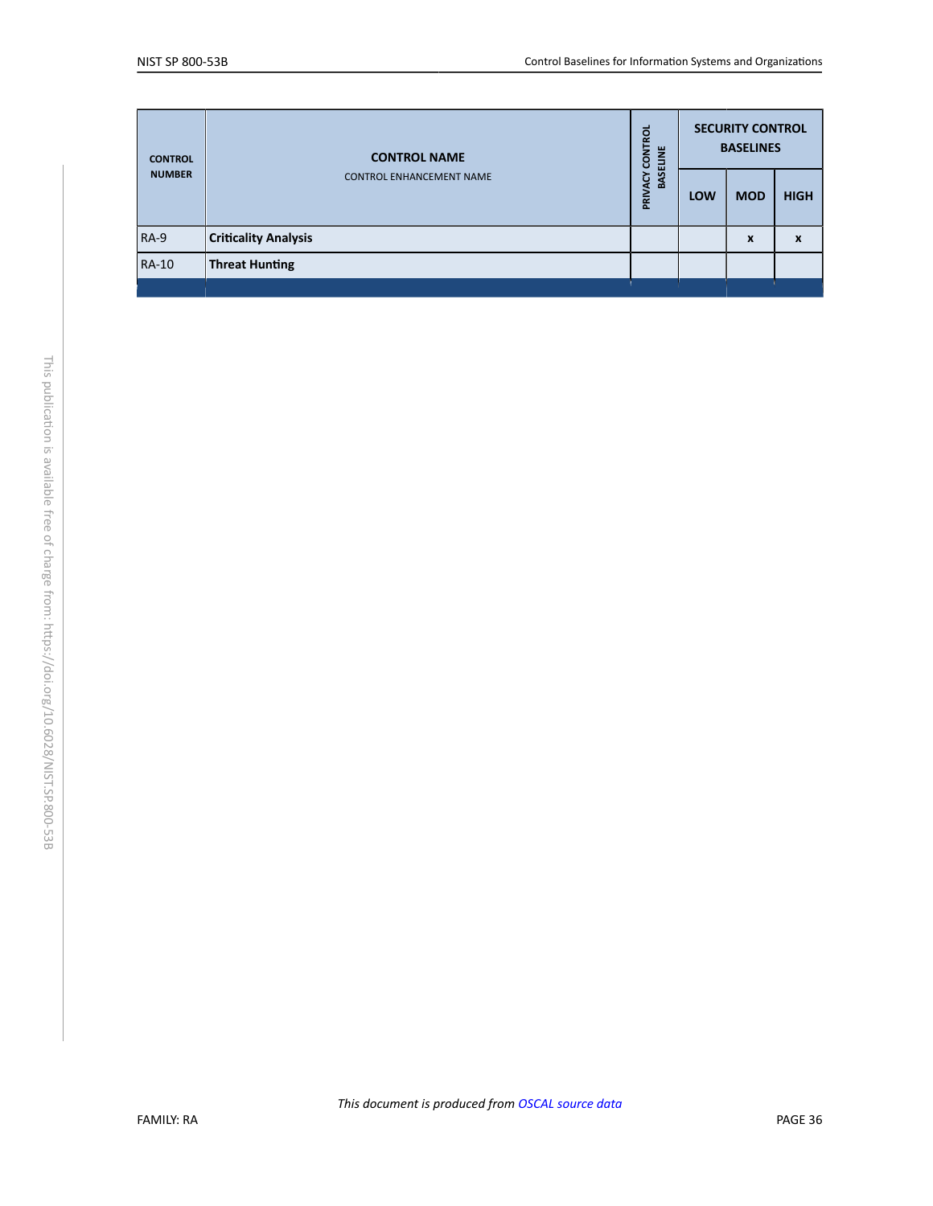| CONTROL NUMBER | CONTROL NAME<br>CONTROL ENHANCEMENT NAME | PRIVACY CONTROL BASELINE | SECURITY CONTROL BASELINES | | |
|---|---|---|---|---|---|
| | | | LOW | MOD | HIGH |
| RA-9 | **Criticality Analysis** | | | x | x |
| RA-10 | **Threat Hunting** | | | | |

*This document is produced from OSCAL source data*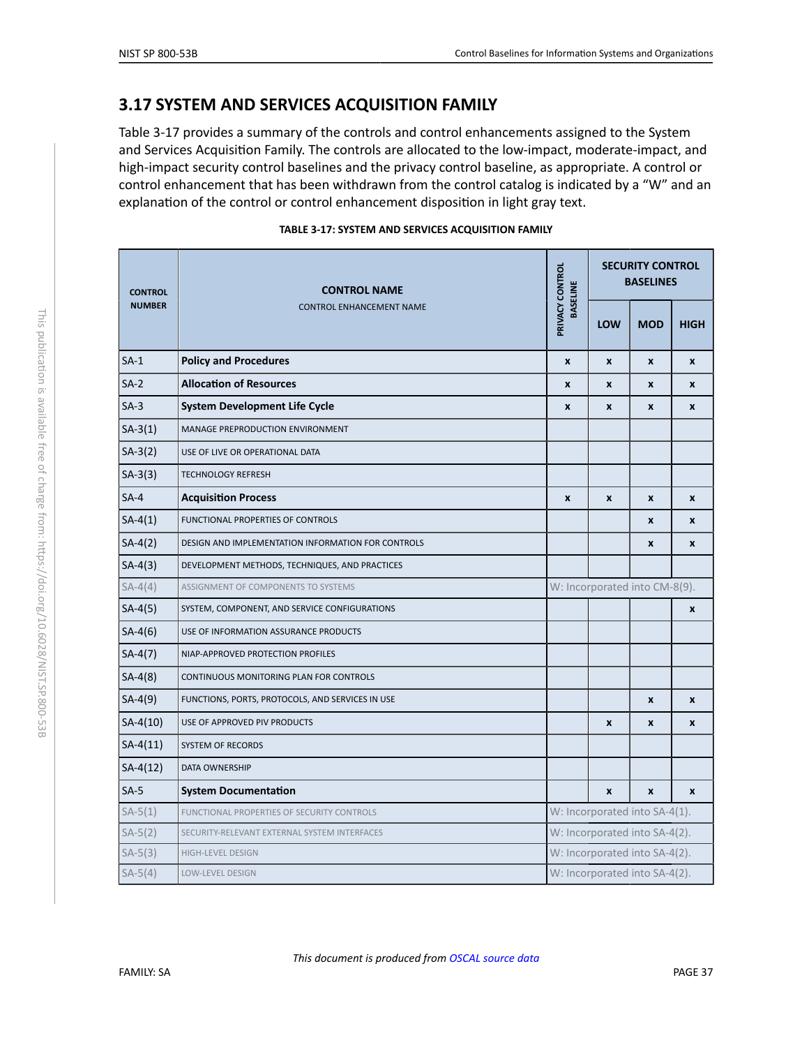## 3.17 SYSTEM AND SERVICES ACQUISITION FAMILY

Table 3-17 provides a summary of the controls and control enhancements assigned to the System and Services Acquisition Family. The controls are allocated to the low-impact, moderate-impact, and high-impact security control baselines and the privacy control baseline, as appropriate. A control or control enhancement that has been withdrawn from the control catalog is indicated by a "W" and an explanation of the control or control enhancement disposition in light gray text.

**TABLE 3-17: SYSTEM AND SERVICES ACQUISITION FAMILY**

| CONTROL NUMBER | CONTROL NAME<br>CONTROL ENHANCEMENT NAME | PRIVACY CONTROL BASELINE | SECURITY CONTROL BASELINES | | |
|---|---|---|---|---|---|
| | | | LOW | MOD | HIGH |
| SA-1 | **Policy and Procedures** | x | x | x | x |
| SA-2 | **Allocation of Resources** | x | x | x | x |
| SA-3 | **System Development Life Cycle** | x | x | x | x |
| SA-3(1) | MANAGE PREPRODUCTION ENVIRONMENT | | | | |
| SA-3(2) | USE OF LIVE OR OPERATIONAL DATA | | | | |
| SA-3(3) | TECHNOLOGY REFRESH | | | | |
| SA-4 | **Acquisition Process** | x | x | x | x |
| SA-4(1) | FUNCTIONAL PROPERTIES OF CONTROLS | | | x | x |
| SA-4(2) | DESIGN AND IMPLEMENTATION INFORMATION FOR CONTROLS | | | x | x |
| SA-4(3) | DEVELOPMENT METHODS, TECHNIQUES, AND PRACTICES | | | | |
| SA-4(4) | ASSIGNMENT OF COMPONENTS TO SYSTEMS | W: Incorporated into CM-8(9). | | | |
| SA-4(5) | SYSTEM, COMPONENT, AND SERVICE CONFIGURATIONS | | | | x |
| SA-4(6) | USE OF INFORMATION ASSURANCE PRODUCTS | | | | |
| SA-4(7) | NIAP-APPROVED PROTECTION PROFILES | | | | |
| SA-4(8) | CONTINUOUS MONITORING PLAN FOR CONTROLS | | | | |
| SA-4(9) | FUNCTIONS, PORTS, PROTOCOLS, AND SERVICES IN USE | | | x | x |
| SA-4(10) | USE OF APPROVED PIV PRODUCTS | | x | x | x |
| SA-4(11) | SYSTEM OF RECORDS | | | | |
| SA-4(12) | DATA OWNERSHIP | | | | |
| SA-5 | **System Documentation** | | x | x | x |
| SA-5(1) | FUNCTIONAL PROPERTIES OF SECURITY CONTROLS | W: Incorporated into SA-4(1). | | | |
| SA-5(2) | SECURITY-RELEVANT EXTERNAL SYSTEM INTERFACES | W: Incorporated into SA-4(2). | | | |
| SA-5(3) | HIGH-LEVEL DESIGN | W: Incorporated into SA-4(2). | | | |
| SA-5(4) | LOW-LEVEL DESIGN | W: Incorporated into SA-4(2). | | | |

*This document is produced from OSCAL source data*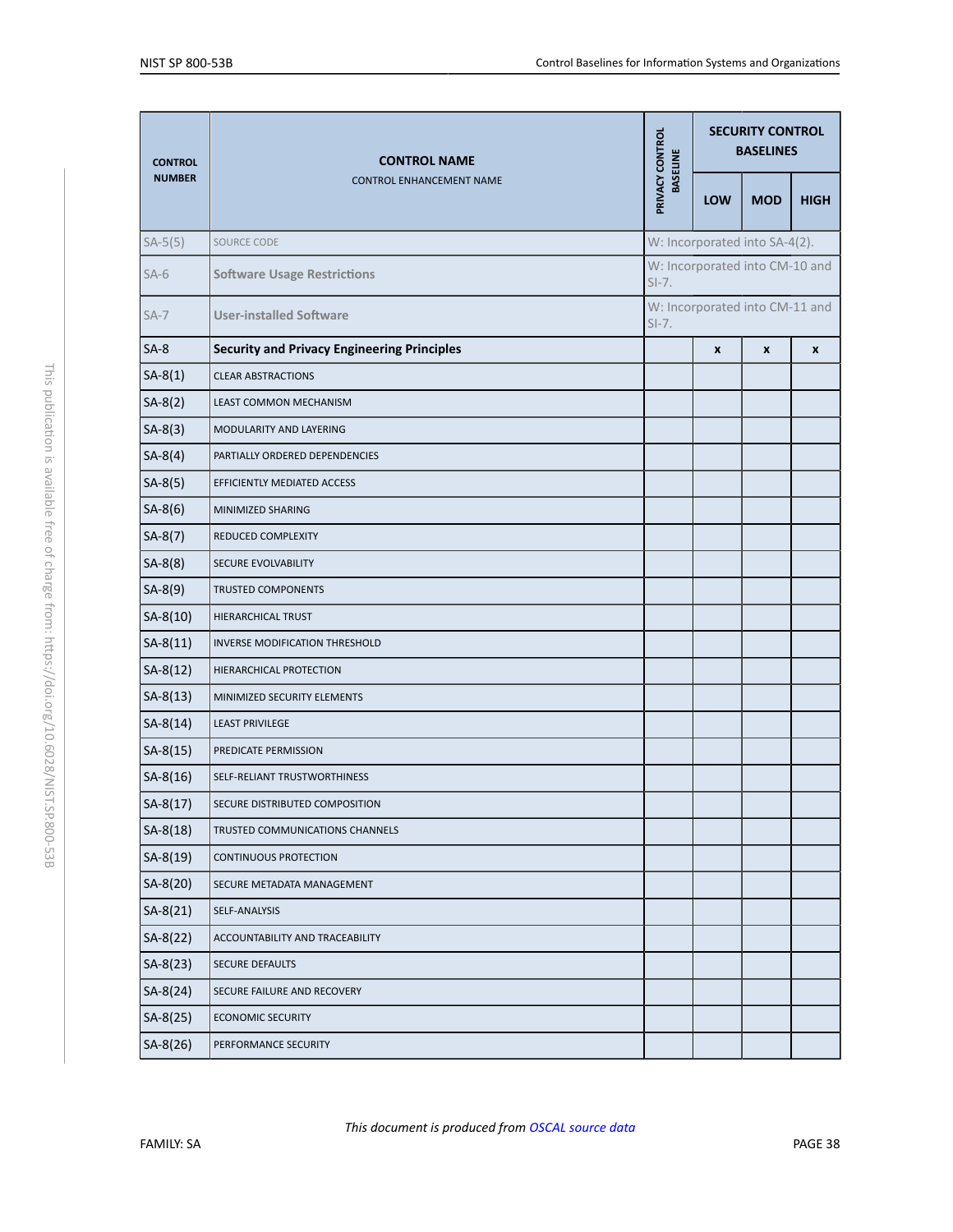| CONTROL NUMBER | CONTROL NAME<br>CONTROL ENHANCEMENT NAME | PRIVACY CONTROL BASELINE | SECURITY CONTROL BASELINES | | |
|---|---|---|---|---|---|
| | | | LOW | MOD | HIGH |
| SA-5(5) | SOURCE CODE | W: Incorporated into SA-4(2). | | | |
| SA-6 | Software Usage Restrictions | W: Incorporated into CM-10 and SI-7. | | | |
| SA-7 | User-installed Software | W: Incorporated into CM-11 and SI-7. | | | |
| SA-8 | **Security and Privacy Engineering Principles** | | x | x | x |
| SA-8(1) | CLEAR ABSTRACTIONS | | | | |
| SA-8(2) | LEAST COMMON MECHANISM | | | | |
| SA-8(3) | MODULARITY AND LAYERING | | | | |
| SA-8(4) | PARTIALLY ORDERED DEPENDENCIES | | | | |
| SA-8(5) | EFFICIENTLY MEDIATED ACCESS | | | | |
| SA-8(6) | MINIMIZED SHARING | | | | |
| SA-8(7) | REDUCED COMPLEXITY | | | | |
| SA-8(8) | SECURE EVOLVABILITY | | | | |
| SA-8(9) | TRUSTED COMPONENTS | | | | |
| SA-8(10) | HIERARCHICAL TRUST | | | | |
| SA-8(11) | INVERSE MODIFICATION THRESHOLD | | | | |
| SA-8(12) | HIERARCHICAL PROTECTION | | | | |
| SA-8(13) | MINIMIZED SECURITY ELEMENTS | | | | |
| SA-8(14) | LEAST PRIVILEGE | | | | |
| SA-8(15) | PREDICATE PERMISSION | | | | |
| SA-8(16) | SELF-RELIANT TRUSTWORTHINESS | | | | |
| SA-8(17) | SECURE DISTRIBUTED COMPOSITION | | | | |
| SA-8(18) | TRUSTED COMMUNICATIONS CHANNELS | | | | |
| SA-8(19) | CONTINUOUS PROTECTION | | | | |
| SA-8(20) | SECURE METADATA MANAGEMENT | | | | |
| SA-8(21) | SELF-ANALYSIS | | | | |
| SA-8(22) | ACCOUNTABILITY AND TRACEABILITY | | | | |
| SA-8(23) | SECURE DEFAULTS | | | | |
| SA-8(24) | SECURE FAILURE AND RECOVERY | | | | |
| SA-8(25) | ECONOMIC SECURITY | | | | |
| SA-8(26) | PERFORMANCE SECURITY | | | | |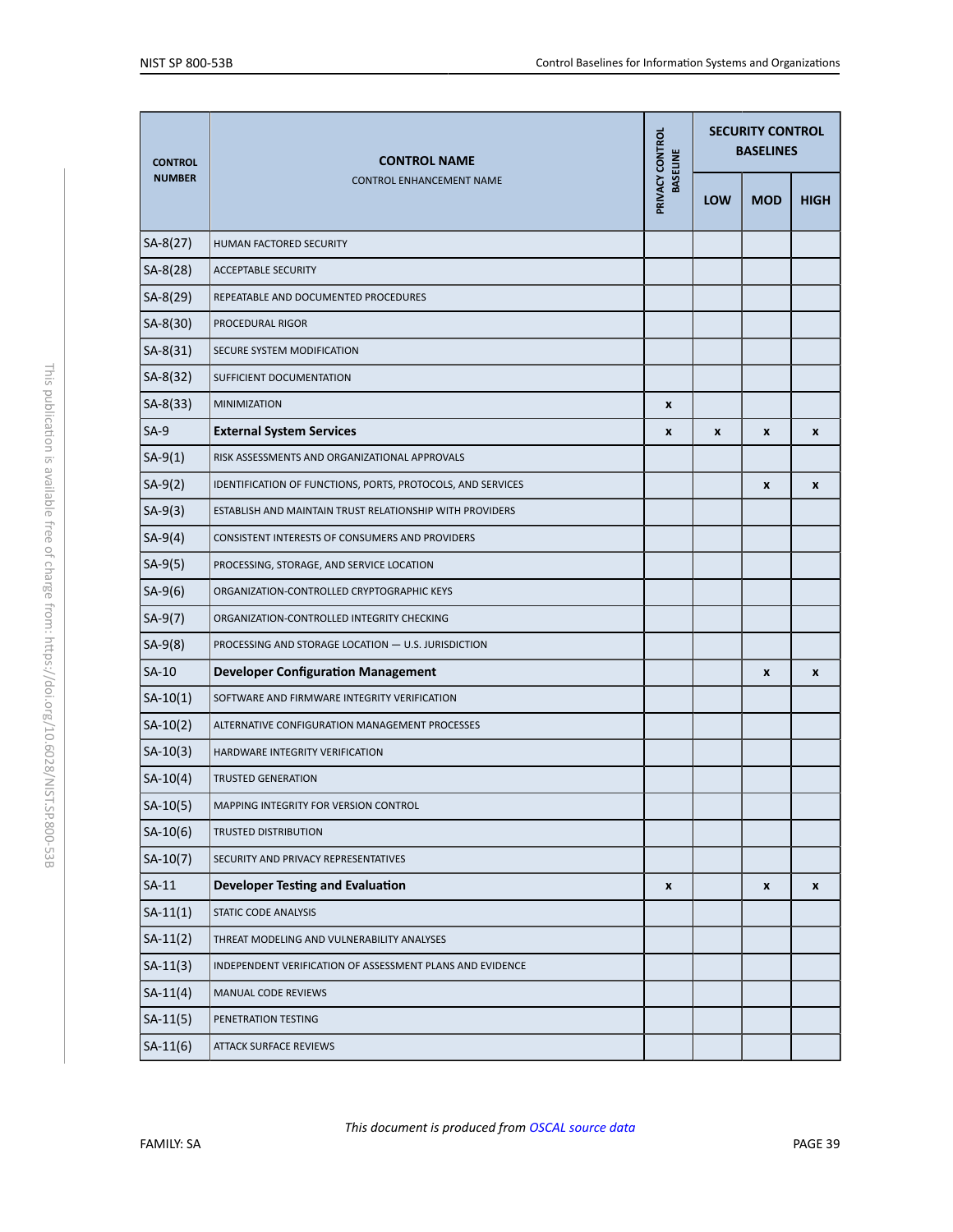| CONTROL NUMBER | CONTROL NAME<br>CONTROL ENHANCEMENT NAME | PRIVACY CONTROL BASELINE | SECURITY CONTROL BASELINES | | |
|---|---|---|---|---|---|
| | | | LOW | MOD | HIGH |
| SA-8(27) | HUMAN FACTORED SECURITY | | | | |
| SA-8(28) | ACCEPTABLE SECURITY | | | | |
| SA-8(29) | REPEATABLE AND DOCUMENTED PROCEDURES | | | | |
| SA-8(30) | PROCEDURAL RIGOR | | | | |
| SA-8(31) | SECURE SYSTEM MODIFICATION | | | | |
| SA-8(32) | SUFFICIENT DOCUMENTATION | | | | |
| SA-8(33) | MINIMIZATION | x | | | |
| SA-9 | **External System Services** | x | x | x | x |
| SA-9(1) | RISK ASSESSMENTS AND ORGANIZATIONAL APPROVALS | | | | |
| SA-9(2) | IDENTIFICATION OF FUNCTIONS, PORTS, PROTOCOLS, AND SERVICES | | | x | x |
| SA-9(3) | ESTABLISH AND MAINTAIN TRUST RELATIONSHIP WITH PROVIDERS | | | | |
| SA-9(4) | CONSISTENT INTERESTS OF CONSUMERS AND PROVIDERS | | | | |
| SA-9(5) | PROCESSING, STORAGE, AND SERVICE LOCATION | | | | |
| SA-9(6) | ORGANIZATION-CONTROLLED CRYPTOGRAPHIC KEYS | | | | |
| SA-9(7) | ORGANIZATION-CONTROLLED INTEGRITY CHECKING | | | | |
| SA-9(8) | PROCESSING AND STORAGE LOCATION — U.S. JURISDICTION | | | | |
| SA-10 | **Developer Configuration Management** | | | x | x |
| SA-10(1) | SOFTWARE AND FIRMWARE INTEGRITY VERIFICATION | | | | |
| SA-10(2) | ALTERNATIVE CONFIGURATION MANAGEMENT PROCESSES | | | | |
| SA-10(3) | HARDWARE INTEGRITY VERIFICATION | | | | |
| SA-10(4) | TRUSTED GENERATION | | | | |
| SA-10(5) | MAPPING INTEGRITY FOR VERSION CONTROL | | | | |
| SA-10(6) | TRUSTED DISTRIBUTION | | | | |
| SA-10(7) | SECURITY AND PRIVACY REPRESENTATIVES | | | | |
| SA-11 | **Developer Testing and Evaluation** | x | | x | x |
| SA-11(1) | STATIC CODE ANALYSIS | | | | |
| SA-11(2) | THREAT MODELING AND VULNERABILITY ANALYSES | | | | |
| SA-11(3) | INDEPENDENT VERIFICATION OF ASSESSMENT PLANS AND EVIDENCE | | | | |
| SA-11(4) | MANUAL CODE REVIEWS | | | | |
| SA-11(5) | PENETRATION TESTING | | | | |
| SA-11(6) | ATTACK SURFACE REVIEWS | | | | |

*This document is produced from OSCAL source data*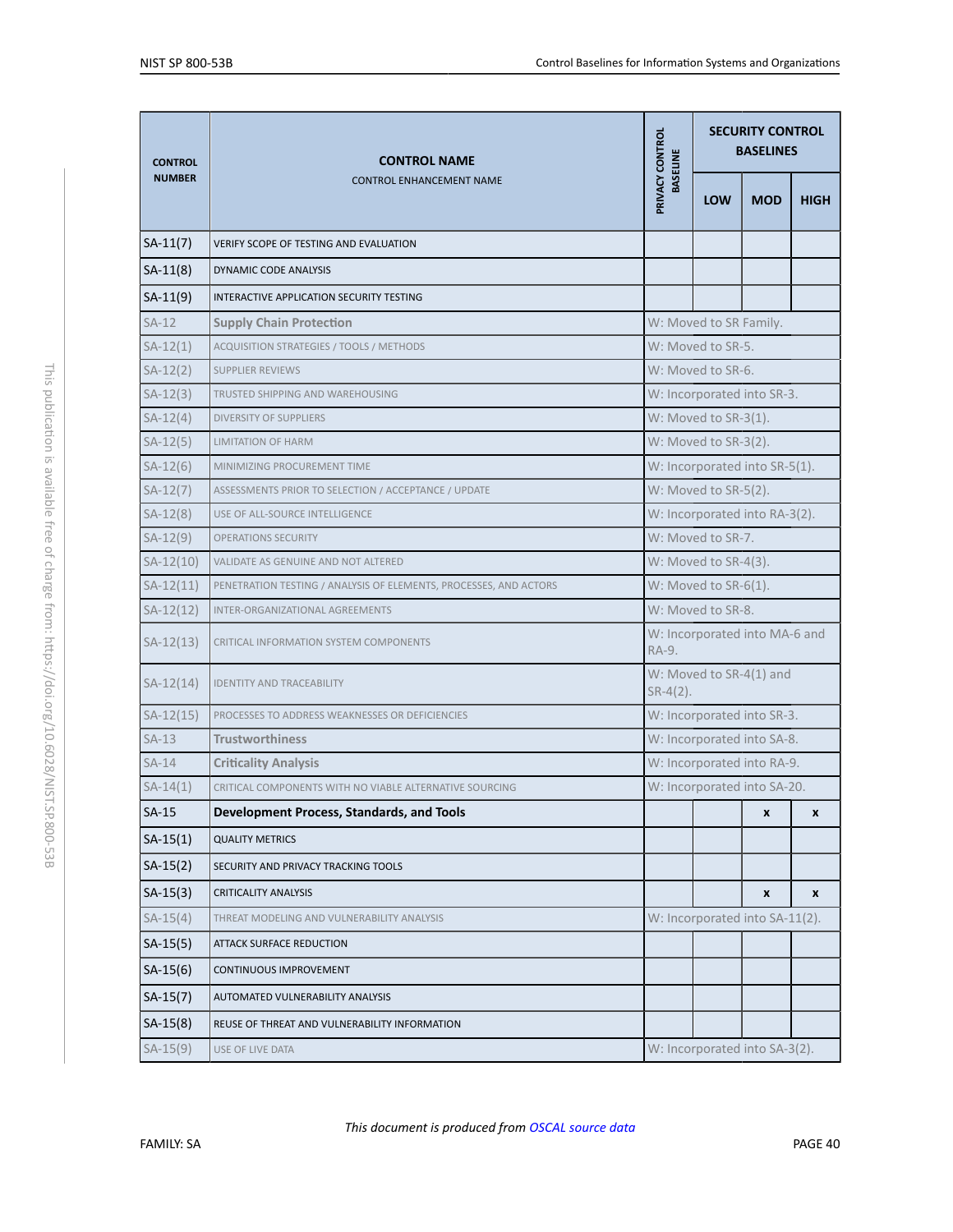| CONTROL NUMBER | CONTROL NAME<br>CONTROL ENHANCEMENT NAME | PRIVACY CONTROL BASELINE | SECURITY CONTROL BASELINES | | |
|---|---|---|---|---|---|
| | | | LOW | MOD | HIGH |
| SA-11(7) | VERIFY SCOPE OF TESTING AND EVALUATION | | | | |
| SA-11(8) | DYNAMIC CODE ANALYSIS | | | | |
| SA-11(9) | INTERACTIVE APPLICATION SECURITY TESTING | | | | |
| SA-12 | **Supply Chain Protection** | W: Moved to SR Family. | | | |
| SA-12(1) | ACQUISITION STRATEGIES / TOOLS / METHODS | W: Moved to SR-5. | | | |
| SA-12(2) | SUPPLIER REVIEWS | W: Moved to SR-6. | | | |
| SA-12(3) | TRUSTED SHIPPING AND WAREHOUSING | W: Incorporated into SR-3. | | | |
| SA-12(4) | DIVERSITY OF SUPPLIERS | W: Moved to SR-3(1). | | | |
| SA-12(5) | LIMITATION OF HARM | W: Moved to SR-3(2). | | | |
| SA-12(6) | MINIMIZING PROCUREMENT TIME | W: Incorporated into SR-5(1). | | | |
| SA-12(7) | ASSESSMENTS PRIOR TO SELECTION / ACCEPTANCE / UPDATE | W: Moved to SR-5(2). | | | |
| SA-12(8) | USE OF ALL-SOURCE INTELLIGENCE | W: Incorporated into RA-3(2). | | | |
| SA-12(9) | OPERATIONS SECURITY | W: Moved to SR-7. | | | |
| SA-12(10) | VALIDATE AS GENUINE AND NOT ALTERED | W: Moved to SR-4(3). | | | |
| SA-12(11) | PENETRATION TESTING / ANALYSIS OF ELEMENTS, PROCESSES, AND ACTORS | W: Moved to SR-6(1). | | | |
| SA-12(12) | INTER-ORGANIZATIONAL AGREEMENTS | W: Moved to SR-8. | | | |
| SA-12(13) | CRITICAL INFORMATION SYSTEM COMPONENTS | W: Incorporated into MA-6 and RA-9. | | | |
| SA-12(14) | IDENTITY AND TRACEABILITY | W: Moved to SR-4(1) and SR-4(2). | | | |
| SA-12(15) | PROCESSES TO ADDRESS WEAKNESSES OR DEFICIENCIES | W: Incorporated into SR-3. | | | |
| SA-13 | **Trustworthiness** | W: Incorporated into SA-8. | | | |
| SA-14 | **Criticality Analysis** | W: Incorporated into RA-9. | | | |
| SA-14(1) | CRITICAL COMPONENTS WITH NO VIABLE ALTERNATIVE SOURCING | W: Incorporated into SA-20. | | | |
| SA-15 | **Development Process, Standards, and Tools** | | | x | x |
| SA-15(1) | QUALITY METRICS | | | | |
| SA-15(2) | SECURITY AND PRIVACY TRACKING TOOLS | | | | |
| SA-15(3) | CRITICALITY ANALYSIS | | | x | x |
| SA-15(4) | THREAT MODELING AND VULNERABILITY ANALYSIS | W: Incorporated into SA-11(2). | | | |
| SA-15(5) | ATTACK SURFACE REDUCTION | | | | |
| SA-15(6) | CONTINUOUS IMPROVEMENT | | | | |
| SA-15(7) | AUTOMATED VULNERABILITY ANALYSIS | | | | |
| SA-15(8) | REUSE OF THREAT AND VULNERABILITY INFORMATION | | | | |
| SA-15(9) | USE OF LIVE DATA | W: Incorporated into SA-3(2). | | | |

*This document is produced from OSCAL source data*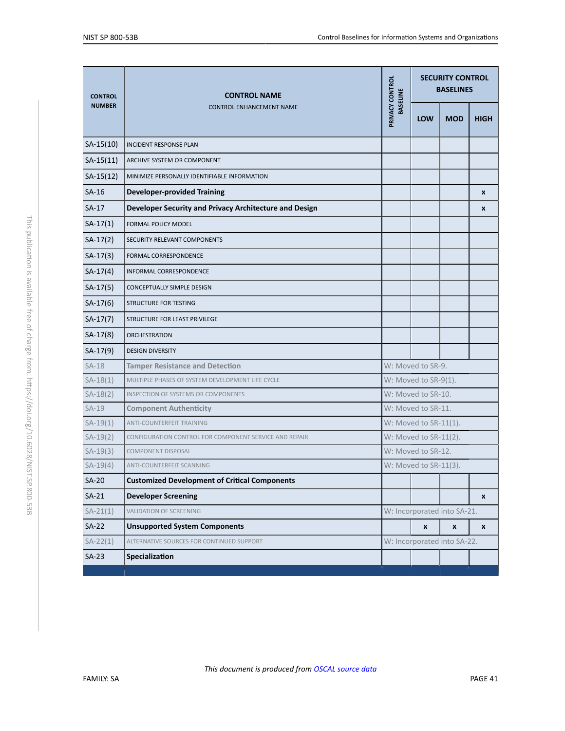| CONTROL NUMBER | CONTROL NAME<br>CONTROL ENHANCEMENT NAME | PRIVACY CONTROL BASELINE | SECURITY CONTROL BASELINES | | |
|---|---|---|---|---|---|
| | | | LOW | MOD | HIGH |
| SA-15(10) | INCIDENT RESPONSE PLAN | | | | |
| SA-15(11) | ARCHIVE SYSTEM OR COMPONENT | | | | |
| SA-15(12) | MINIMIZE PERSONALLY IDENTIFIABLE INFORMATION | | | | |
| SA-16 | **Developer-provided Training** | | | | x |
| SA-17 | **Developer Security and Privacy Architecture and Design** | | | | x |
| SA-17(1) | FORMAL POLICY MODEL | | | | |
| SA-17(2) | SECURITY-RELEVANT COMPONENTS | | | | |
| SA-17(3) | FORMAL CORRESPONDENCE | | | | |
| SA-17(4) | INFORMAL CORRESPONDENCE | | | | |
| SA-17(5) | CONCEPTUALLY SIMPLE DESIGN | | | | |
| SA-17(6) | STRUCTURE FOR TESTING | | | | |
| SA-17(7) | STRUCTURE FOR LEAST PRIVILEGE | | | | |
| SA-17(8) | ORCHESTRATION | | | | |
| SA-17(9) | DESIGN DIVERSITY | | | | |
| SA-18 | **Tamper Resistance and Detection** | W: Moved to SR-9. | | | |
| SA-18(1) | MULTIPLE PHASES OF SYSTEM DEVELOPMENT LIFE CYCLE | W: Moved to SR-9(1). | | | |
| SA-18(2) | INSPECTION OF SYSTEMS OR COMPONENTS | W: Moved to SR-10. | | | |
| SA-19 | **Component Authenticity** | W: Moved to SR-11. | | | |
| SA-19(1) | ANTI-COUNTERFEIT TRAINING | W: Moved to SR-11(1). | | | |
| SA-19(2) | CONFIGURATION CONTROL FOR COMPONENT SERVICE AND REPAIR | W: Moved to SR-11(2). | | | |
| SA-19(3) | COMPONENT DISPOSAL | W: Moved to SR-12. | | | |
| SA-19(4) | ANTI-COUNTERFEIT SCANNING | W: Moved to SR-11(3). | | | |
| SA-20 | **Customized Development of Critical Components** | | | | |
| SA-21 | **Developer Screening** | | | | x |
| SA-21(1) | VALIDATION OF SCREENING | W: Incorporated into SA-21. | | | |
| SA-22 | **Unsupported System Components** | | x | x | x |
| SA-22(1) | ALTERNATIVE SOURCES FOR CONTINUED SUPPORT | W: Incorporated into SA-22. | | | |
| SA-23 | **Specialization** | | | | |

*This document is produced from OSCAL source data*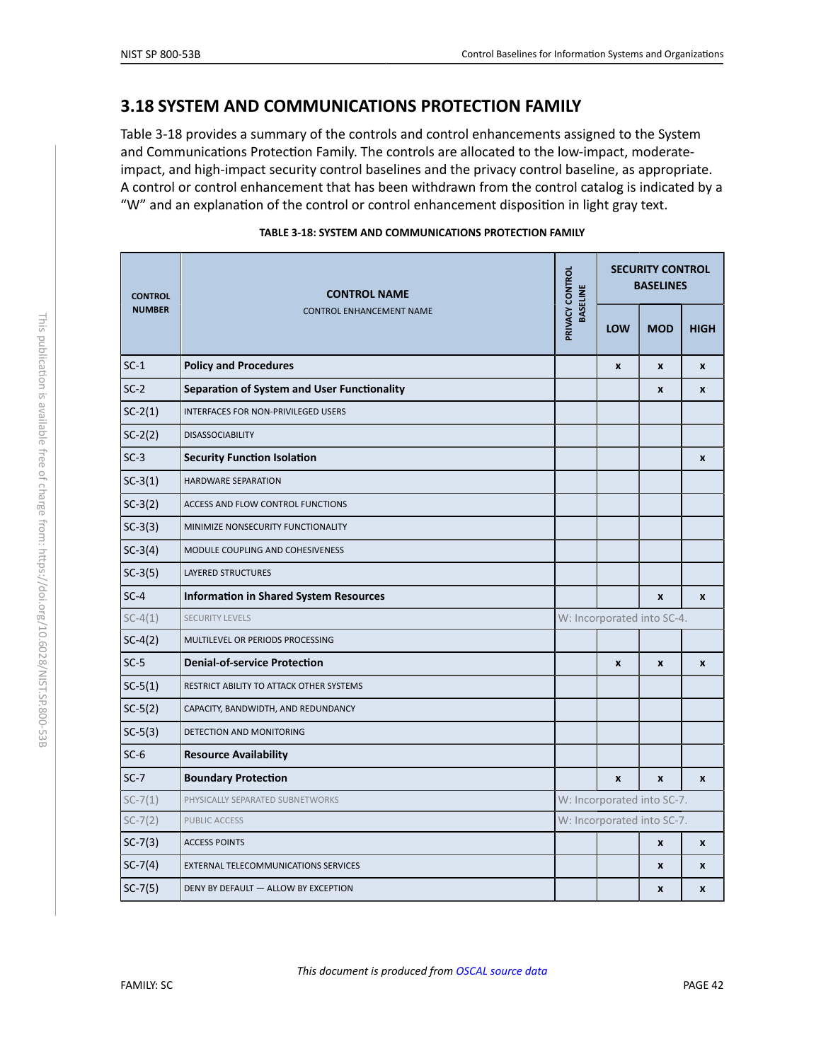## 3.18 SYSTEM AND COMMUNICATIONS PROTECTION FAMILY

Table 3-18 provides a summary of the controls and control enhancements assigned to the System and Communications Protection Family. The controls are allocated to the low-impact, moderate-impact, and high-impact security control baselines and the privacy control baseline, as appropriate. A control or control enhancement that has been withdrawn from the control catalog is indicated by a "W" and an explanation of the control or control enhancement disposition in light gray text.

**TABLE 3-18: SYSTEM AND COMMUNICATIONS PROTECTION FAMILY**

| CONTROL NUMBER | CONTROL NAME<br>CONTROL ENHANCEMENT NAME | PRIVACY CONTROL BASELINE | SECURITY CONTROL BASELINES | | |
|---|---|---|---|---|---|
| | | | LOW | MOD | HIGH |
| SC-1 | **Policy and Procedures** | | x | x | x |
| SC-2 | **Separation of System and User Functionality** | | | x | x |
| SC-2(1) | INTERFACES FOR NON-PRIVILEGED USERS | | | | |
| SC-2(2) | DISASSOCIABILITY | | | | |
| SC-3 | **Security Function Isolation** | | | | x |
| SC-3(1) | HARDWARE SEPARATION | | | | |
| SC-3(2) | ACCESS AND FLOW CONTROL FUNCTIONS | | | | |
| SC-3(3) | MINIMIZE NONSECURITY FUNCTIONALITY | | | | |
| SC-3(4) | MODULE COUPLING AND COHESIVENESS | | | | |
| SC-3(5) | LAYERED STRUCTURES | | | | |
| SC-4 | **Information in Shared System Resources** | | | x | x |
| SC-4(1) | SECURITY LEVELS | W: Incorporated into SC-4. | | | |
| SC-4(2) | MULTILEVEL OR PERIODS PROCESSING | | | | |
| SC-5 | **Denial-of-service Protection** | | x | x | x |
| SC-5(1) | RESTRICT ABILITY TO ATTACK OTHER SYSTEMS | | | | |
| SC-5(2) | CAPACITY, BANDWIDTH, AND REDUNDANCY | | | | |
| SC-5(3) | DETECTION AND MONITORING | | | | |
| SC-6 | **Resource Availability** | | | | |
| SC-7 | **Boundary Protection** | | x | x | x |
| SC-7(1) | PHYSICALLY SEPARATED SUBNETWORKS | W: Incorporated into SC-7. | | | |
| SC-7(2) | PUBLIC ACCESS | W: Incorporated into SC-7. | | | |
| SC-7(3) | ACCESS POINTS | | | x | x |
| SC-7(4) | EXTERNAL TELECOMMUNICATIONS SERVICES | | | x | x |
| SC-7(5) | DENY BY DEFAULT — ALLOW BY EXCEPTION | | | x | x |

*This document is produced from OSCAL source data*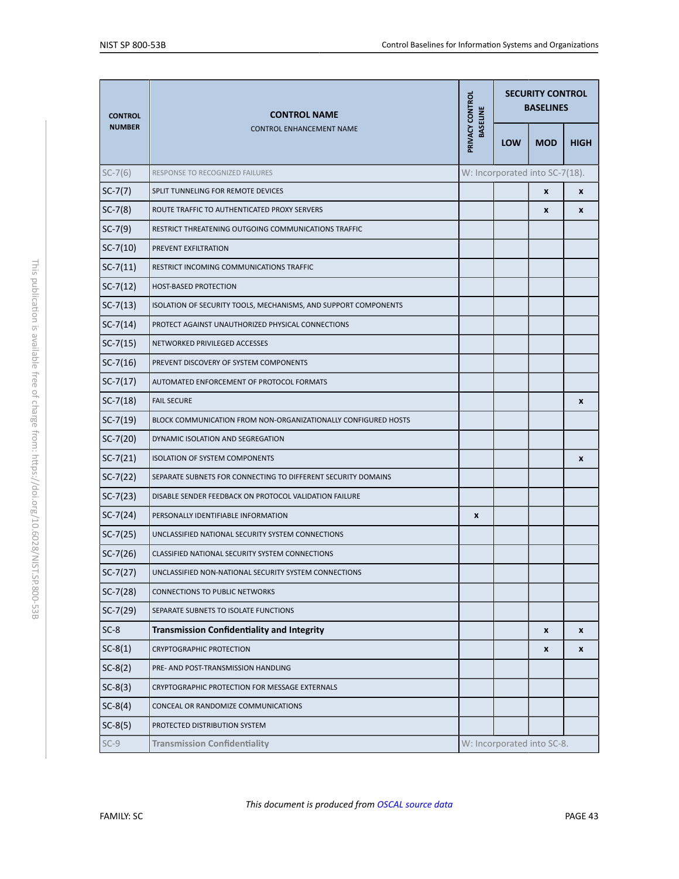| CONTROL NUMBER | CONTROL NAME<br>CONTROL ENHANCEMENT NAME | PRIVACY CONTROL BASELINE | SECURITY CONTROL BASELINES | | |
|---|---|---|---|---|---|
| | | | LOW | MOD | HIGH |
| SC-7(6) | RESPONSE TO RECOGNIZED FAILURES | W: Incorporated into SC-7(18). | | | |
| SC-7(7) | SPLIT TUNNELING FOR REMOTE DEVICES | | | x | x |
| SC-7(8) | ROUTE TRAFFIC TO AUTHENTICATED PROXY SERVERS | | | x | x |
| SC-7(9) | RESTRICT THREATENING OUTGOING COMMUNICATIONS TRAFFIC | | | | |
| SC-7(10) | PREVENT EXFILTRATION | | | | |
| SC-7(11) | RESTRICT INCOMING COMMUNICATIONS TRAFFIC | | | | |
| SC-7(12) | HOST-BASED PROTECTION | | | | |
| SC-7(13) | ISOLATION OF SECURITY TOOLS, MECHANISMS, AND SUPPORT COMPONENTS | | | | |
| SC-7(14) | PROTECT AGAINST UNAUTHORIZED PHYSICAL CONNECTIONS | | | | |
| SC-7(15) | NETWORKED PRIVILEGED ACCESSES | | | | |
| SC-7(16) | PREVENT DISCOVERY OF SYSTEM COMPONENTS | | | | |
| SC-7(17) | AUTOMATED ENFORCEMENT OF PROTOCOL FORMATS | | | | |
| SC-7(18) | FAIL SECURE | | | | x |
| SC-7(19) | BLOCK COMMUNICATION FROM NON-ORGANIZATIONALLY CONFIGURED HOSTS | | | | |
| SC-7(20) | DYNAMIC ISOLATION AND SEGREGATION | | | | |
| SC-7(21) | ISOLATION OF SYSTEM COMPONENTS | | | | x |
| SC-7(22) | SEPARATE SUBNETS FOR CONNECTING TO DIFFERENT SECURITY DOMAINS | | | | |
| SC-7(23) | DISABLE SENDER FEEDBACK ON PROTOCOL VALIDATION FAILURE | | | | |
| SC-7(24) | PERSONALLY IDENTIFIABLE INFORMATION | x | | | |
| SC-7(25) | UNCLASSIFIED NATIONAL SECURITY SYSTEM CONNECTIONS | | | | |
| SC-7(26) | CLASSIFIED NATIONAL SECURITY SYSTEM CONNECTIONS | | | | |
| SC-7(27) | UNCLASSIFIED NON-NATIONAL SECURITY SYSTEM CONNECTIONS | | | | |
| SC-7(28) | CONNECTIONS TO PUBLIC NETWORKS | | | | |
| SC-7(29) | SEPARATE SUBNETS TO ISOLATE FUNCTIONS | | | | |
| SC-8 | **Transmission Confidentiality and Integrity** | | | x | x |
| SC-8(1) | CRYPTOGRAPHIC PROTECTION | | | x | x |
| SC-8(2) | PRE- AND POST-TRANSMISSION HANDLING | | | | |
| SC-8(3) | CRYPTOGRAPHIC PROTECTION FOR MESSAGE EXTERNALS | | | | |
| SC-8(4) | CONCEAL OR RANDOMIZE COMMUNICATIONS | | | | |
| SC-8(5) | PROTECTED DISTRIBUTION SYSTEM | | | | |
| SC-9 | **Transmission Confidentiality** | W: Incorporated into SC-8. | | | |

*This document is produced from OSCAL source data*

FAMILY: SC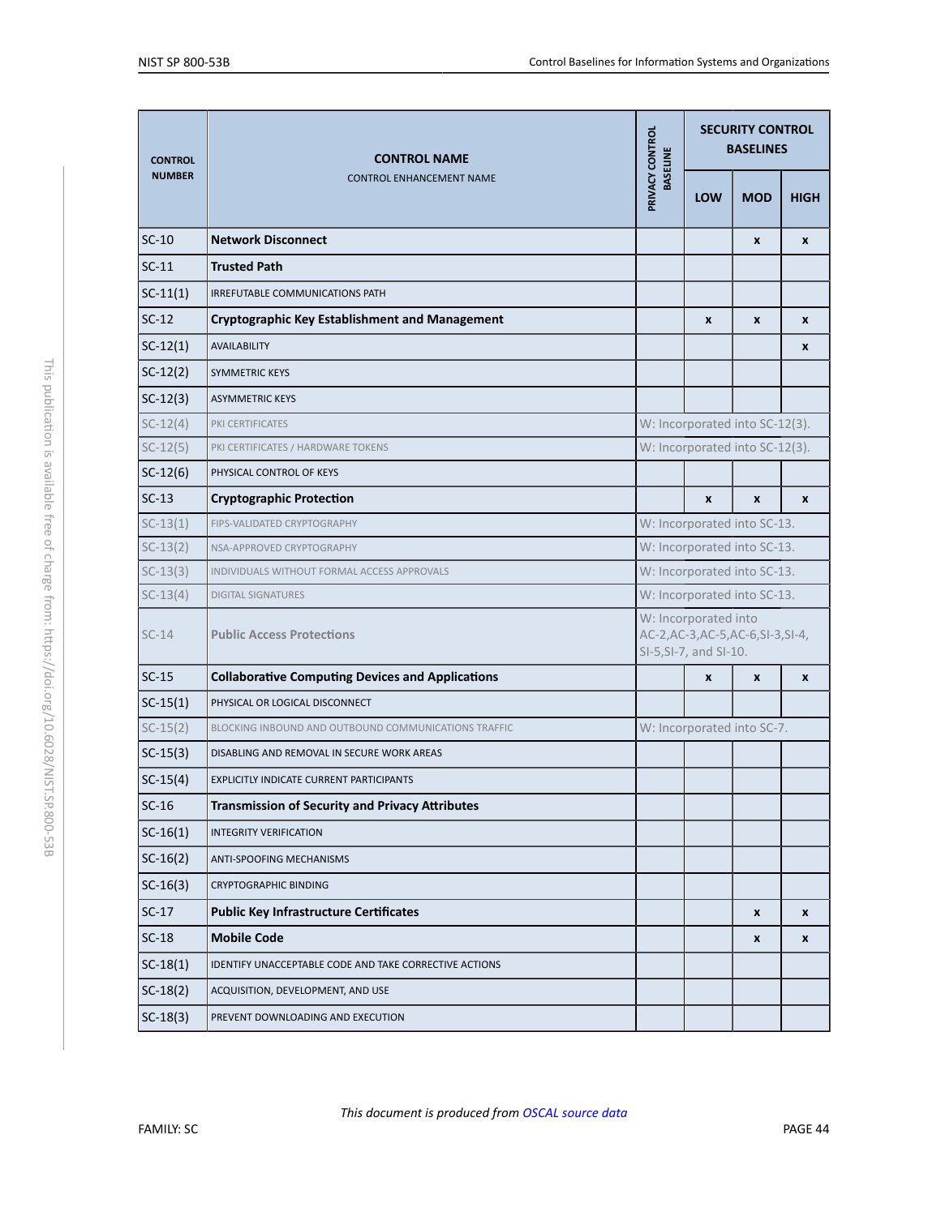| CONTROL NUMBER | CONTROL NAME<br>CONTROL ENHANCEMENT NAME | PRIVACY CONTROL BASELINE | SECURITY CONTROL BASELINES | | |
|---|---|---|---|---|---|
| | | | LOW | MOD | HIGH |
| SC-10 | **Network Disconnect** | | | x | x |
| SC-11 | **Trusted Path** | | | | |
| SC-11(1) | IRREFUTABLE COMMUNICATIONS PATH | | | | |
| SC-12 | **Cryptographic Key Establishment and Management** | | x | x | x |
| SC-12(1) | AVAILABILITY | | | | x |
| SC-12(2) | SYMMETRIC KEYS | | | | |
| SC-12(3) | ASYMMETRIC KEYS | | | | |
| SC-12(4) | PKI CERTIFICATES | W: Incorporated into SC-12(3). | | | |
| SC-12(5) | PKI CERTIFICATES / HARDWARE TOKENS | W: Incorporated into SC-12(3). | | | |
| SC-12(6) | PHYSICAL CONTROL OF KEYS | | | | |
| SC-13 | **Cryptographic Protection** | | x | x | x |
| SC-13(1) | FIPS-VALIDATED CRYPTOGRAPHY | W: Incorporated into SC-13. | | | |
| SC-13(2) | NSA-APPROVED CRYPTOGRAPHY | W: Incorporated into SC-13. | | | |
| SC-13(3) | INDIVIDUALS WITHOUT FORMAL ACCESS APPROVALS | W: Incorporated into SC-13. | | | |
| SC-13(4) | DIGITAL SIGNATURES | W: Incorporated into SC-13. | | | |
| SC-14 | **Public Access Protections** | W: Incorporated into AC-2,AC-3,AC-5,AC-6,SI-3,SI-4, SI-5,SI-7, and SI-10. | | | |
| SC-15 | **Collaborative Computing Devices and Applications** | | x | x | x |
| SC-15(1) | PHYSICAL OR LOGICAL DISCONNECT | | | | |
| SC-15(2) | BLOCKING INBOUND AND OUTBOUND COMMUNICATIONS TRAFFIC | W: Incorporated into SC-7. | | | |
| SC-15(3) | DISABLING AND REMOVAL IN SECURE WORK AREAS | | | | |
| SC-15(4) | EXPLICITLY INDICATE CURRENT PARTICIPANTS | | | | |
| SC-16 | **Transmission of Security and Privacy Attributes** | | | | |
| SC-16(1) | INTEGRITY VERIFICATION | | | | |
| SC-16(2) | ANTI-SPOOFING MECHANISMS | | | | |
| SC-16(3) | CRYPTOGRAPHIC BINDING | | | | |
| SC-17 | **Public Key Infrastructure Certificates** | | | x | x |
| SC-18 | **Mobile Code** | | | x | x |
| SC-18(1) | IDENTIFY UNACCEPTABLE CODE AND TAKE CORRECTIVE ACTIONS | | | | |
| SC-18(2) | ACQUISITION, DEVELOPMENT, AND USE | | | | |
| SC-18(3) | PREVENT DOWNLOADING AND EXECUTION | | | | |

*This document is produced from OSCAL source data*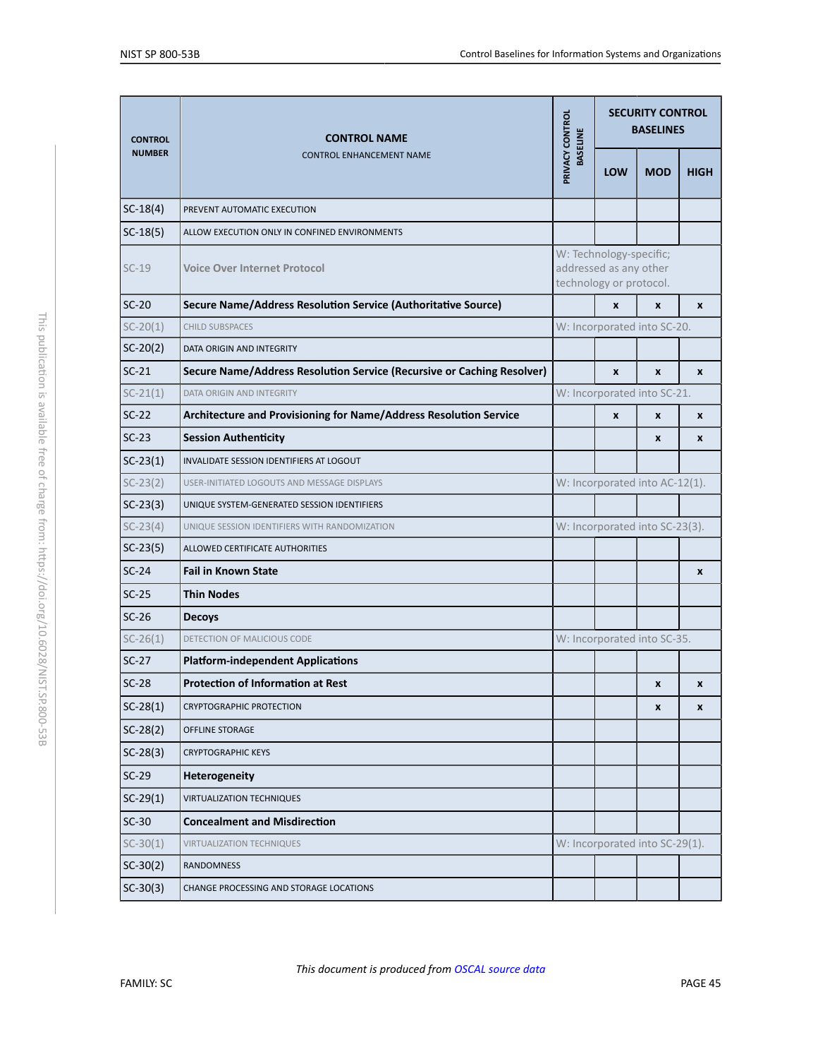| CONTROL NUMBER | CONTROL NAME<br>CONTROL ENHANCEMENT NAME | PRIVACY CONTROL BASELINE | SECURITY CONTROL BASELINES | | |
|---|---|---|---|---|---|
| | | | LOW | MOD | HIGH |
| SC-18(4) | PREVENT AUTOMATIC EXECUTION | | | | |
| SC-18(5) | ALLOW EXECUTION ONLY IN CONFINED ENVIRONMENTS | | | | |
| SC-19 | Voice Over Internet Protocol | W: Technology-specific; addressed as any other technology or protocol. | | | |
| SC-20 | **Secure Name/Address Resolution Service (Authoritative Source)** | | x | x | x |
| SC-20(1) | CHILD SUBSPACES | W: Incorporated into SC-20. | | | |
| SC-20(2) | DATA ORIGIN AND INTEGRITY | | | | |
| SC-21 | **Secure Name/Address Resolution Service (Recursive or Caching Resolver)** | | x | x | x |
| SC-21(1) | DATA ORIGIN AND INTEGRITY | W: Incorporated into SC-21. | | | |
| SC-22 | **Architecture and Provisioning for Name/Address Resolution Service** | | x | x | x |
| SC-23 | **Session Authenticity** | | | x | x |
| SC-23(1) | INVALIDATE SESSION IDENTIFIERS AT LOGOUT | | | | |
| SC-23(2) | USER-INITIATED LOGOUTS AND MESSAGE DISPLAYS | W: Incorporated into AC-12(1). | | | |
| SC-23(3) | UNIQUE SYSTEM-GENERATED SESSION IDENTIFIERS | | | | |
| SC-23(4) | UNIQUE SESSION IDENTIFIERS WITH RANDOMIZATION | W: Incorporated into SC-23(3). | | | |
| SC-23(5) | ALLOWED CERTIFICATE AUTHORITIES | | | | |
| SC-24 | **Fail in Known State** | | | | x |
| SC-25 | **Thin Nodes** | | | | |
| SC-26 | **Decoys** | | | | |
| SC-26(1) | DETECTION OF MALICIOUS CODE | W: Incorporated into SC-35. | | | |
| SC-27 | **Platform-independent Applications** | | | | |
| SC-28 | **Protection of Information at Rest** | | | x | x |
| SC-28(1) | CRYPTOGRAPHIC PROTECTION | | | x | x |
| SC-28(2) | OFFLINE STORAGE | | | | |
| SC-28(3) | CRYPTOGRAPHIC KEYS | | | | |
| SC-29 | **Heterogeneity** | | | | |
| SC-29(1) | VIRTUALIZATION TECHNIQUES | | | | |
| SC-30 | **Concealment and Misdirection** | | | | |
| SC-30(1) | VIRTUALIZATION TECHNIQUES | W: Incorporated into SC-29(1). | | | |
| SC-30(2) | RANDOMNESS | | | | |
| SC-30(3) | CHANGE PROCESSING AND STORAGE LOCATIONS | | | | |

*This document is produced from OSCAL source data*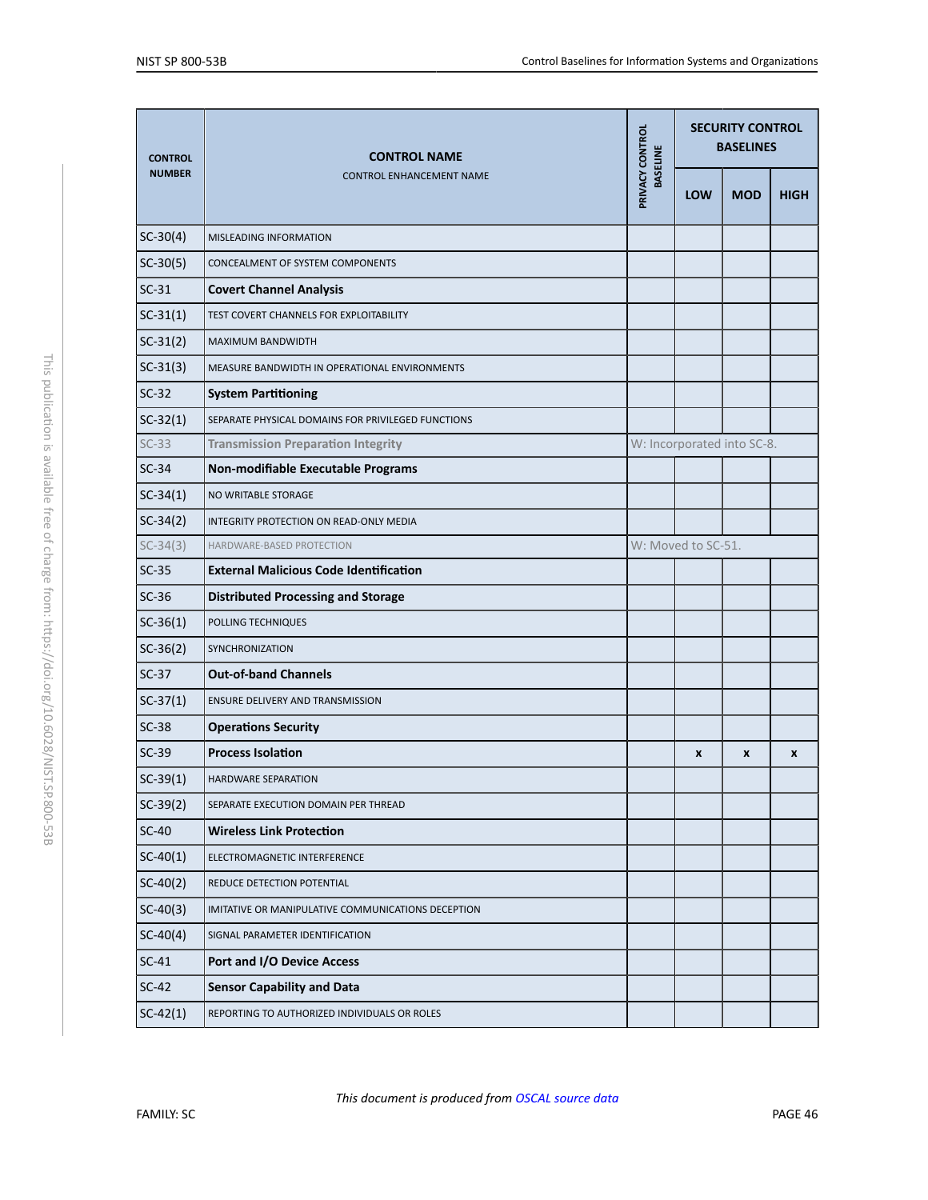| CONTROL NUMBER | CONTROL NAME<br>CONTROL ENHANCEMENT NAME | PRIVACY CONTROL BASELINE | SECURITY CONTROL BASELINES | | |
|---|---|---|---|---|---|
| | | | LOW | MOD | HIGH |
| SC-30(4) | MISLEADING INFORMATION | | | | |
| SC-30(5) | CONCEALMENT OF SYSTEM COMPONENTS | | | | |
| SC-31 | **Covert Channel Analysis** | | | | |
| SC-31(1) | TEST COVERT CHANNELS FOR EXPLOITABILITY | | | | |
| SC-31(2) | MAXIMUM BANDWIDTH | | | | |
| SC-31(3) | MEASURE BANDWIDTH IN OPERATIONAL ENVIRONMENTS | | | | |
| SC-32 | **System Partitioning** | | | | |
| SC-32(1) | SEPARATE PHYSICAL DOMAINS FOR PRIVILEGED FUNCTIONS | | | | |
| SC-33 | **Transmission Preparation Integrity** | W: Incorporated into SC-8. | | | |
| SC-34 | **Non-modifiable Executable Programs** | | | | |
| SC-34(1) | NO WRITABLE STORAGE | | | | |
| SC-34(2) | INTEGRITY PROTECTION ON READ-ONLY MEDIA | | | | |
| SC-34(3) | HARDWARE-BASED PROTECTION | W: Moved to SC-51. | | | |
| SC-35 | **External Malicious Code Identification** | | | | |
| SC-36 | **Distributed Processing and Storage** | | | | |
| SC-36(1) | POLLING TECHNIQUES | | | | |
| SC-36(2) | SYNCHRONIZATION | | | | |
| SC-37 | **Out-of-band Channels** | | | | |
| SC-37(1) | ENSURE DELIVERY AND TRANSMISSION | | | | |
| SC-38 | **Operations Security** | | | | |
| SC-39 | **Process Isolation** | | x | x | x |
| SC-39(1) | HARDWARE SEPARATION | | | | |
| SC-39(2) | SEPARATE EXECUTION DOMAIN PER THREAD | | | | |
| SC-40 | **Wireless Link Protection** | | | | |
| SC-40(1) | ELECTROMAGNETIC INTERFERENCE | | | | |
| SC-40(2) | REDUCE DETECTION POTENTIAL | | | | |
| SC-40(3) | IMITATIVE OR MANIPULATIVE COMMUNICATIONS DECEPTION | | | | |
| SC-40(4) | SIGNAL PARAMETER IDENTIFICATION | | | | |
| SC-41 | **Port and I/O Device Access** | | | | |
| SC-42 | **Sensor Capability and Data** | | | | |
| SC-42(1) | REPORTING TO AUTHORIZED INDIVIDUALS OR ROLES | | | | |

*This document is produced from OSCAL source data*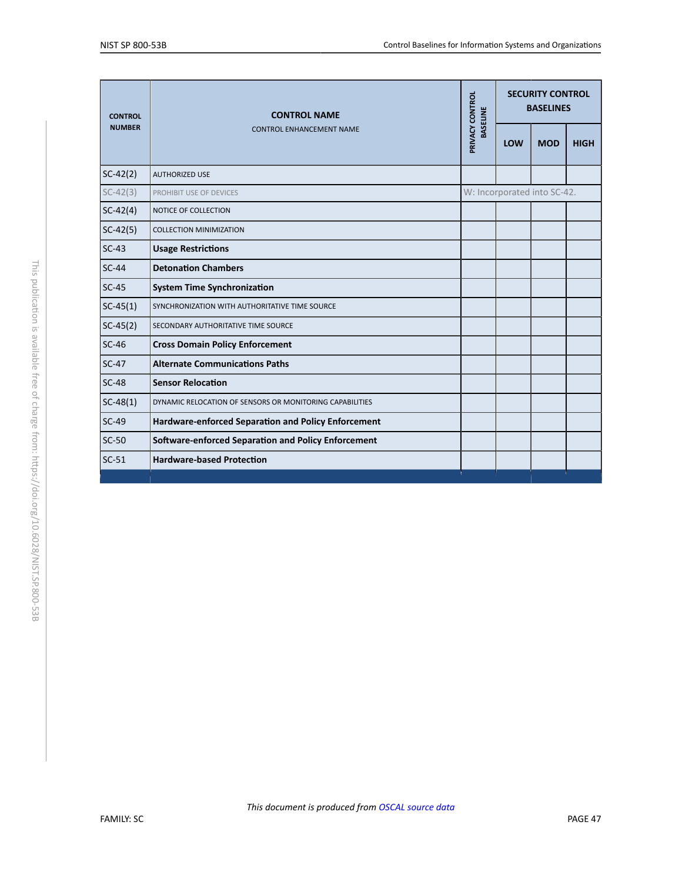| CONTROL NUMBER | CONTROL NAME<br>CONTROL ENHANCEMENT NAME | PRIVACY CONTROL BASELINE | SECURITY CONTROL BASELINES | | |
|---|---|---|---|---|---|
| | | | LOW | MOD | HIGH |
| SC-42(2) | AUTHORIZED USE | | | | |
| SC-42(3) | PROHIBIT USE OF DEVICES | W: Incorporated into SC-42. | | | |
| SC-42(4) | NOTICE OF COLLECTION | | | | |
| SC-42(5) | COLLECTION MINIMIZATION | | | | |
| SC-43 | **Usage Restrictions** | | | | |
| SC-44 | **Detonation Chambers** | | | | |
| SC-45 | **System Time Synchronization** | | | | |
| SC-45(1) | SYNCHRONIZATION WITH AUTHORITATIVE TIME SOURCE | | | | |
| SC-45(2) | SECONDARY AUTHORITATIVE TIME SOURCE | | | | |
| SC-46 | **Cross Domain Policy Enforcement** | | | | |
| SC-47 | **Alternate Communications Paths** | | | | |
| SC-48 | **Sensor Relocation** | | | | |
| SC-48(1) | DYNAMIC RELOCATION OF SENSORS OR MONITORING CAPABILITIES | | | | |
| SC-49 | **Hardware-enforced Separation and Policy Enforcement** | | | | |
| SC-50 | **Software-enforced Separation and Policy Enforcement** | | | | |
| SC-51 | **Hardware-based Protection** | | | | |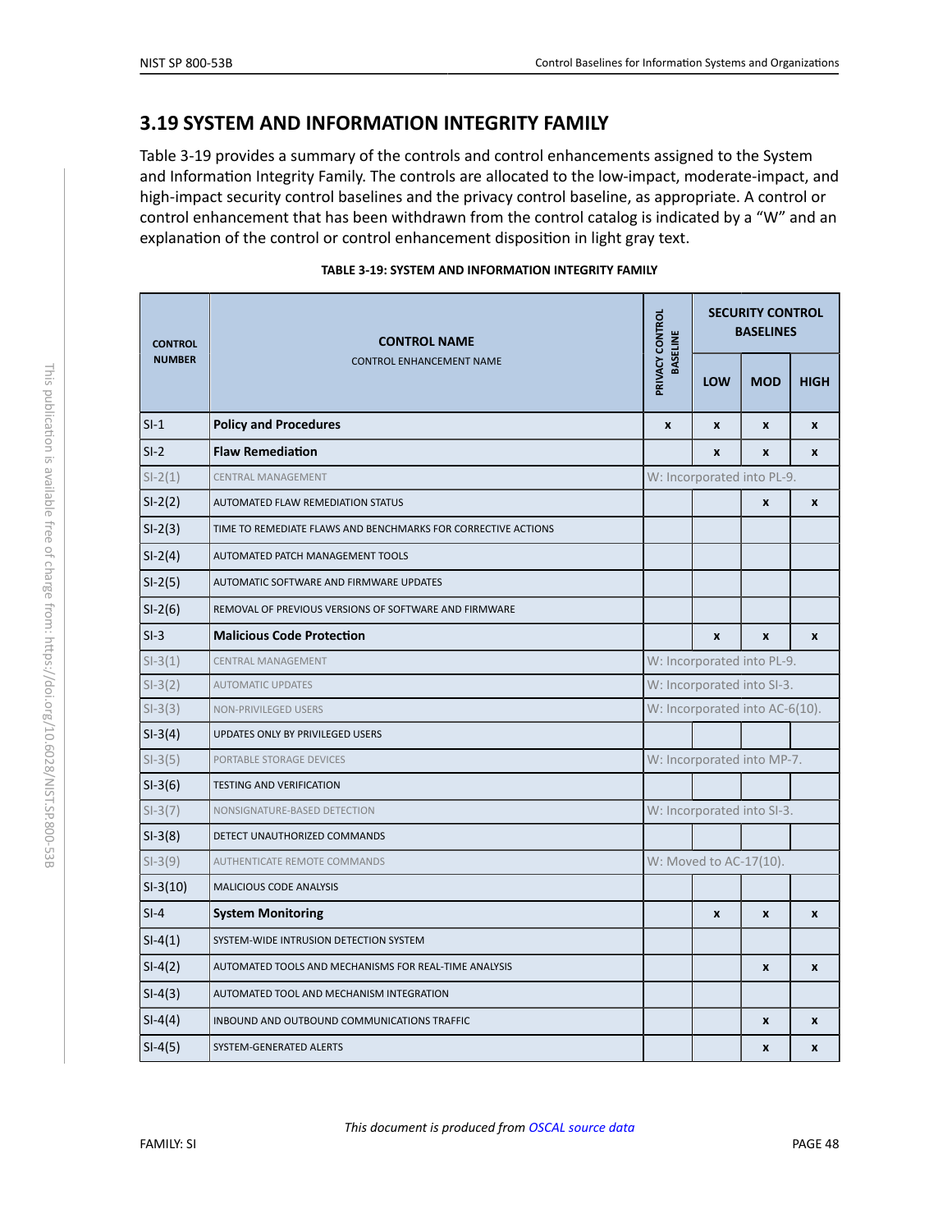## 3.19 SYSTEM AND INFORMATION INTEGRITY FAMILY

Table 3-19 provides a summary of the controls and control enhancements assigned to the System and Information Integrity Family. The controls are allocated to the low-impact, moderate-impact, and high-impact security control baselines and the privacy control baseline, as appropriate. A control or control enhancement that has been withdrawn from the control catalog is indicated by a "W" and an explanation of the control or control enhancement disposition in light gray text.

**TABLE 3-19: SYSTEM AND INFORMATION INTEGRITY FAMILY**

| CONTROL NUMBER | CONTROL NAME<br>CONTROL ENHANCEMENT NAME | PRIVACY CONTROL BASELINE | SECURITY CONTROL BASELINES | | |
|---|---|---|---|---|---|
| | | | LOW | MOD | HIGH |
| SI-1 | **Policy and Procedures** | x | x | x | x |
| SI-2 | **Flaw Remediation** | | x | x | x |
| SI-2(1) | CENTRAL MANAGEMENT | W: Incorporated into PL-9. | | | |
| SI-2(2) | AUTOMATED FLAW REMEDIATION STATUS | | | x | x |
| SI-2(3) | TIME TO REMEDIATE FLAWS AND BENCHMARKS FOR CORRECTIVE ACTIONS | | | | |
| SI-2(4) | AUTOMATED PATCH MANAGEMENT TOOLS | | | | |
| SI-2(5) | AUTOMATIC SOFTWARE AND FIRMWARE UPDATES | | | | |
| SI-2(6) | REMOVAL OF PREVIOUS VERSIONS OF SOFTWARE AND FIRMWARE | | | | |
| SI-3 | **Malicious Code Protection** | | x | x | x |
| SI-3(1) | CENTRAL MANAGEMENT | W: Incorporated into PL-9. | | | |
| SI-3(2) | AUTOMATIC UPDATES | W: Incorporated into SI-3. | | | |
| SI-3(3) | NON-PRIVILEGED USERS | W: Incorporated into AC-6(10). | | | |
| SI-3(4) | UPDATES ONLY BY PRIVILEGED USERS | | | | |
| SI-3(5) | PORTABLE STORAGE DEVICES | W: Incorporated into MP-7. | | | |
| SI-3(6) | TESTING AND VERIFICATION | | | | |
| SI-3(7) | NONSIGNATURE-BASED DETECTION | W: Incorporated into SI-3. | | | |
| SI-3(8) | DETECT UNAUTHORIZED COMMANDS | | | | |
| SI-3(9) | AUTHENTICATE REMOTE COMMANDS | W: Moved to AC-17(10). | | | |
| SI-3(10) | MALICIOUS CODE ANALYSIS | | | | |
| SI-4 | **System Monitoring** | | x | x | x |
| SI-4(1) | SYSTEM-WIDE INTRUSION DETECTION SYSTEM | | | | |
| SI-4(2) | AUTOMATED TOOLS AND MECHANISMS FOR REAL-TIME ANALYSIS | | | x | x |
| SI-4(3) | AUTOMATED TOOL AND MECHANISM INTEGRATION | | | | |
| SI-4(4) | INBOUND AND OUTBOUND COMMUNICATIONS TRAFFIC | | | x | x |
| SI-4(5) | SYSTEM-GENERATED ALERTS | | | x | x |

*This document is produced from OSCAL source data*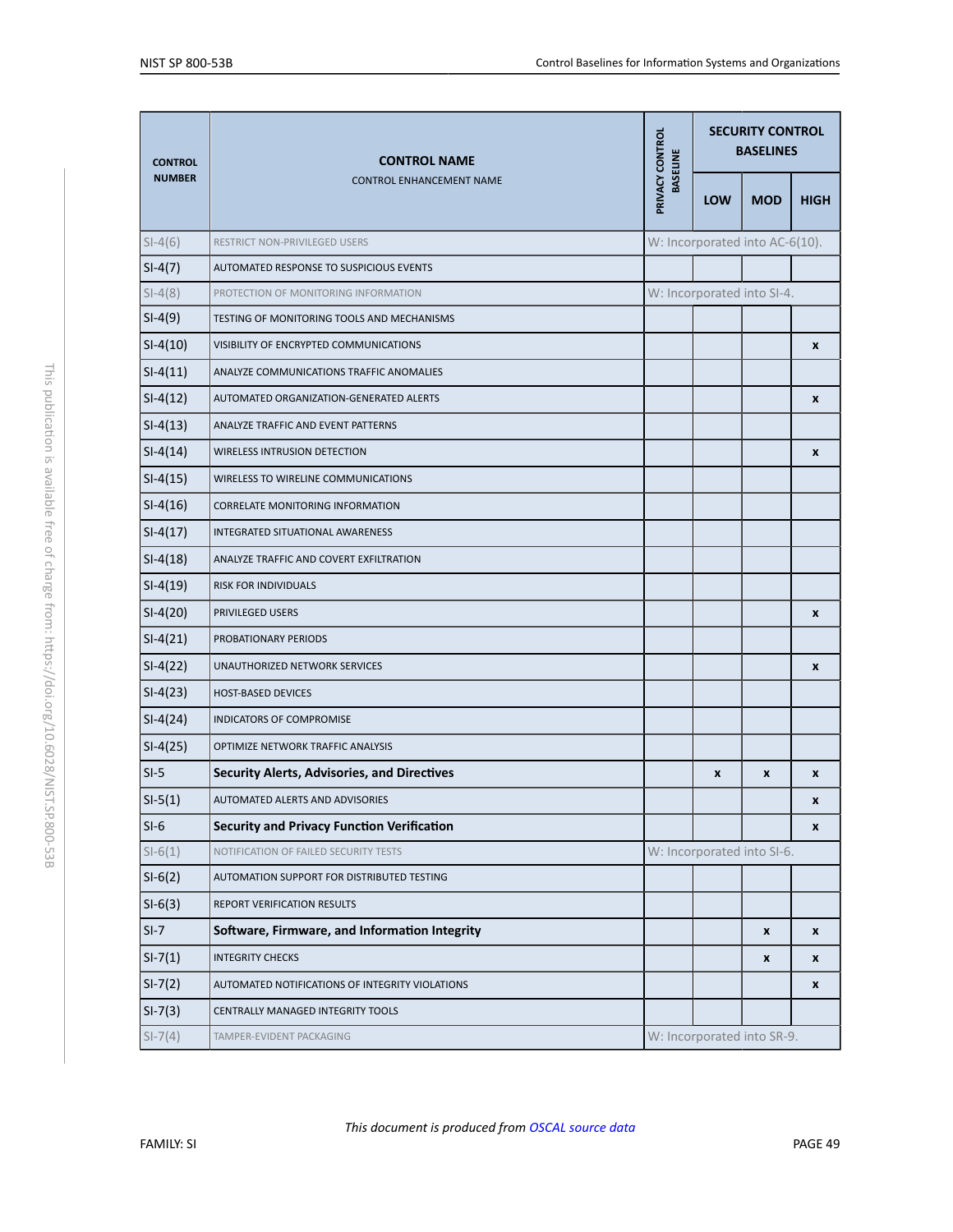| CONTROL NUMBER | CONTROL NAME<br>CONTROL ENHANCEMENT NAME | PRIVACY CONTROL BASELINE | SECURITY CONTROL BASELINES | | |
|---|---|---|---|---|---|
| | | | LOW | MOD | HIGH |
| SI-4(6) | RESTRICT NON-PRIVILEGED USERS | W: Incorporated into AC-6(10). | | | |
| SI-4(7) | AUTOMATED RESPONSE TO SUSPICIOUS EVENTS | | | | |
| SI-4(8) | PROTECTION OF MONITORING INFORMATION | W: Incorporated into SI-4. | | | |
| SI-4(9) | TESTING OF MONITORING TOOLS AND MECHANISMS | | | | |
| SI-4(10) | VISIBILITY OF ENCRYPTED COMMUNICATIONS | | | | x |
| SI-4(11) | ANALYZE COMMUNICATIONS TRAFFIC ANOMALIES | | | | |
| SI-4(12) | AUTOMATED ORGANIZATION-GENERATED ALERTS | | | | x |
| SI-4(13) | ANALYZE TRAFFIC AND EVENT PATTERNS | | | | |
| SI-4(14) | WIRELESS INTRUSION DETECTION | | | | x |
| SI-4(15) | WIRELESS TO WIRELINE COMMUNICATIONS | | | | |
| SI-4(16) | CORRELATE MONITORING INFORMATION | | | | |
| SI-4(17) | INTEGRATED SITUATIONAL AWARENESS | | | | |
| SI-4(18) | ANALYZE TRAFFIC AND COVERT EXFILTRATION | | | | |
| SI-4(19) | RISK FOR INDIVIDUALS | | | | |
| SI-4(20) | PRIVILEGED USERS | | | | x |
| SI-4(21) | PROBATIONARY PERIODS | | | | |
| SI-4(22) | UNAUTHORIZED NETWORK SERVICES | | | | x |
| SI-4(23) | HOST-BASED DEVICES | | | | |
| SI-4(24) | INDICATORS OF COMPROMISE | | | | |
| SI-4(25) | OPTIMIZE NETWORK TRAFFIC ANALYSIS | | | | |
| SI-5 | **Security Alerts, Advisories, and Directives** | | x | x | x |
| SI-5(1) | AUTOMATED ALERTS AND ADVISORIES | | | | x |
| SI-6 | **Security and Privacy Function Verification** | | | | x |
| SI-6(1) | NOTIFICATION OF FAILED SECURITY TESTS | W: Incorporated into SI-6. | | | |
| SI-6(2) | AUTOMATION SUPPORT FOR DISTRIBUTED TESTING | | | | |
| SI-6(3) | REPORT VERIFICATION RESULTS | | | | |
| SI-7 | **Software, Firmware, and Information Integrity** | | | x | x |
| SI-7(1) | INTEGRITY CHECKS | | | x | x |
| SI-7(2) | AUTOMATED NOTIFICATIONS OF INTEGRITY VIOLATIONS | | | | x |
| SI-7(3) | CENTRALLY MANAGED INTEGRITY TOOLS | | | | |
| SI-7(4) | TAMPER-EVIDENT PACKAGING | W: Incorporated into SR-9. | | | |

*This document is produced from OSCAL source data*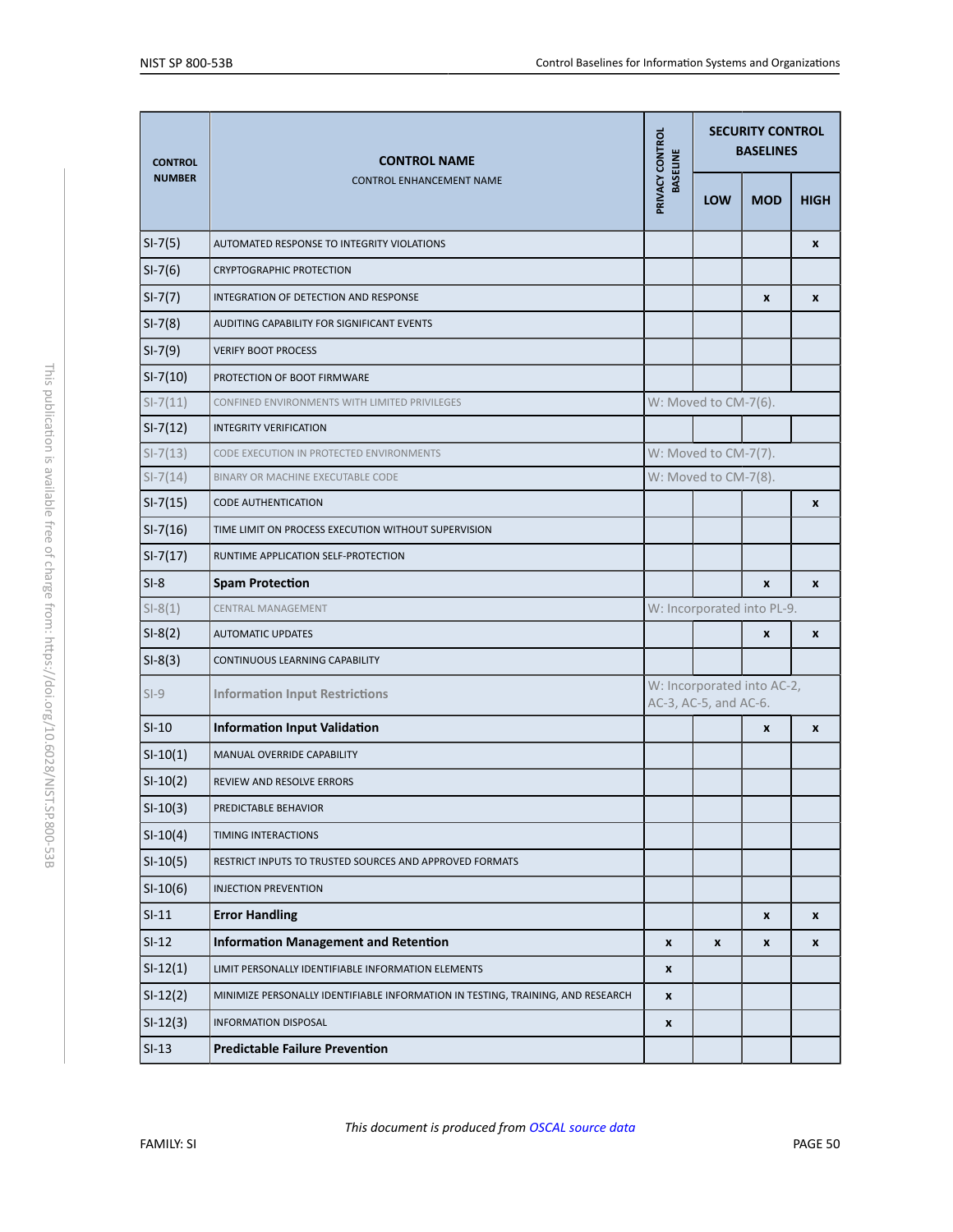| CONTROL NUMBER | CONTROL NAME<br>CONTROL ENHANCEMENT NAME | PRIVACY CONTROL BASELINE | SECURITY CONTROL BASELINES | | |
|---|---|---|---|---|---|
| | | | LOW | MOD | HIGH |
| SI-7(5) | AUTOMATED RESPONSE TO INTEGRITY VIOLATIONS | | | | x |
| SI-7(6) | CRYPTOGRAPHIC PROTECTION | | | | |
| SI-7(7) | INTEGRATION OF DETECTION AND RESPONSE | | | x | x |
| SI-7(8) | AUDITING CAPABILITY FOR SIGNIFICANT EVENTS | | | | |
| SI-7(9) | VERIFY BOOT PROCESS | | | | |
| SI-7(10) | PROTECTION OF BOOT FIRMWARE | | | | |
| SI-7(11) | CONFINED ENVIRONMENTS WITH LIMITED PRIVILEGES | W: Moved to CM-7(6). | | | |
| SI-7(12) | INTEGRITY VERIFICATION | | | | |
| SI-7(13) | CODE EXECUTION IN PROTECTED ENVIRONMENTS | W: Moved to CM-7(7). | | | |
| SI-7(14) | BINARY OR MACHINE EXECUTABLE CODE | W: Moved to CM-7(8). | | | |
| SI-7(15) | CODE AUTHENTICATION | | | | x |
| SI-7(16) | TIME LIMIT ON PROCESS EXECUTION WITHOUT SUPERVISION | | | | |
| SI-7(17) | RUNTIME APPLICATION SELF-PROTECTION | | | | |
| SI-8 | **Spam Protection** | | | x | x |
| SI-8(1) | CENTRAL MANAGEMENT | W: Incorporated into PL-9. | | | |
| SI-8(2) | AUTOMATIC UPDATES | | | x | x |
| SI-8(3) | CONTINUOUS LEARNING CAPABILITY | | | | |
| SI-9 | **Information Input Restrictions** | W: Incorporated into AC-2, AC-3, AC-5, and AC-6. | | | |
| SI-10 | **Information Input Validation** | | | x | x |
| SI-10(1) | MANUAL OVERRIDE CAPABILITY | | | | |
| SI-10(2) | REVIEW AND RESOLVE ERRORS | | | | |
| SI-10(3) | PREDICTABLE BEHAVIOR | | | | |
| SI-10(4) | TIMING INTERACTIONS | | | | |
| SI-10(5) | RESTRICT INPUTS TO TRUSTED SOURCES AND APPROVED FORMATS | | | | |
| SI-10(6) | INJECTION PREVENTION | | | | |
| SI-11 | **Error Handling** | | | x | x |
| SI-12 | **Information Management and Retention** | x | x | x | x |
| SI-12(1) | LIMIT PERSONALLY IDENTIFIABLE INFORMATION ELEMENTS | x | | | |
| SI-12(2) | MINIMIZE PERSONALLY IDENTIFIABLE INFORMATION IN TESTING, TRAINING, AND RESEARCH | x | | | |
| SI-12(3) | INFORMATION DISPOSAL | x | | | |
| SI-13 | **Predictable Failure Prevention** | | | | |

*This document is produced from OSCAL source data*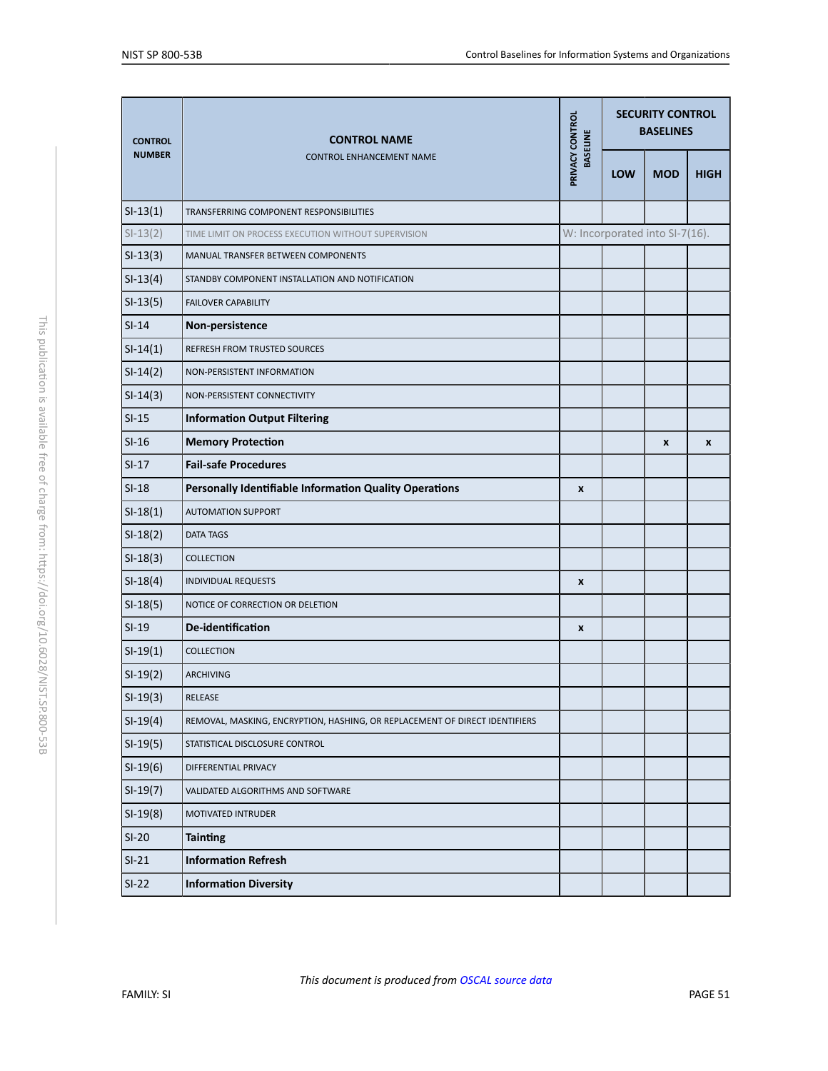| CONTROL NUMBER | CONTROL NAME<br>CONTROL ENHANCEMENT NAME | PRIVACY CONTROL BASELINE | SECURITY CONTROL BASELINES | | |
|---|---|---|---|---|---|
| | | | LOW | MOD | HIGH |
| SI-13(1) | TRANSFERRING COMPONENT RESPONSIBILITIES | | | | |
| SI-13(2) | TIME LIMIT ON PROCESS EXECUTION WITHOUT SUPERVISION | W: Incorporated into SI-7(16). | | | |
| SI-13(3) | MANUAL TRANSFER BETWEEN COMPONENTS | | | | |
| SI-13(4) | STANDBY COMPONENT INSTALLATION AND NOTIFICATION | | | | |
| SI-13(5) | FAILOVER CAPABILITY | | | | |
| SI-14 | **Non-persistence** | | | | |
| SI-14(1) | REFRESH FROM TRUSTED SOURCES | | | | |
| SI-14(2) | NON-PERSISTENT INFORMATION | | | | |
| SI-14(3) | NON-PERSISTENT CONNECTIVITY | | | | |
| SI-15 | **Information Output Filtering** | | | | |
| SI-16 | **Memory Protection** | | | x | x |
| SI-17 | **Fail-safe Procedures** | | | | |
| SI-18 | **Personally Identifiable Information Quality Operations** | x | | | |
| SI-18(1) | AUTOMATION SUPPORT | | | | |
| SI-18(2) | DATA TAGS | | | | |
| SI-18(3) | COLLECTION | | | | |
| SI-18(4) | INDIVIDUAL REQUESTS | x | | | |
| SI-18(5) | NOTICE OF CORRECTION OR DELETION | | | | |
| SI-19 | **De-identification** | x | | | |
| SI-19(1) | COLLECTION | | | | |
| SI-19(2) | ARCHIVING | | | | |
| SI-19(3) | RELEASE | | | | |
| SI-19(4) | REMOVAL, MASKING, ENCRYPTION, HASHING, OR REPLACEMENT OF DIRECT IDENTIFIERS | | | | |
| SI-19(5) | STATISTICAL DISCLOSURE CONTROL | | | | |
| SI-19(6) | DIFFERENTIAL PRIVACY | | | | |
| SI-19(7) | VALIDATED ALGORITHMS AND SOFTWARE | | | | |
| SI-19(8) | MOTIVATED INTRUDER | | | | |
| SI-20 | **Tainting** | | | | |
| SI-21 | **Information Refresh** | | | | |
| SI-22 | **Information Diversity** | | | | |

*This document is produced from OSCAL source data*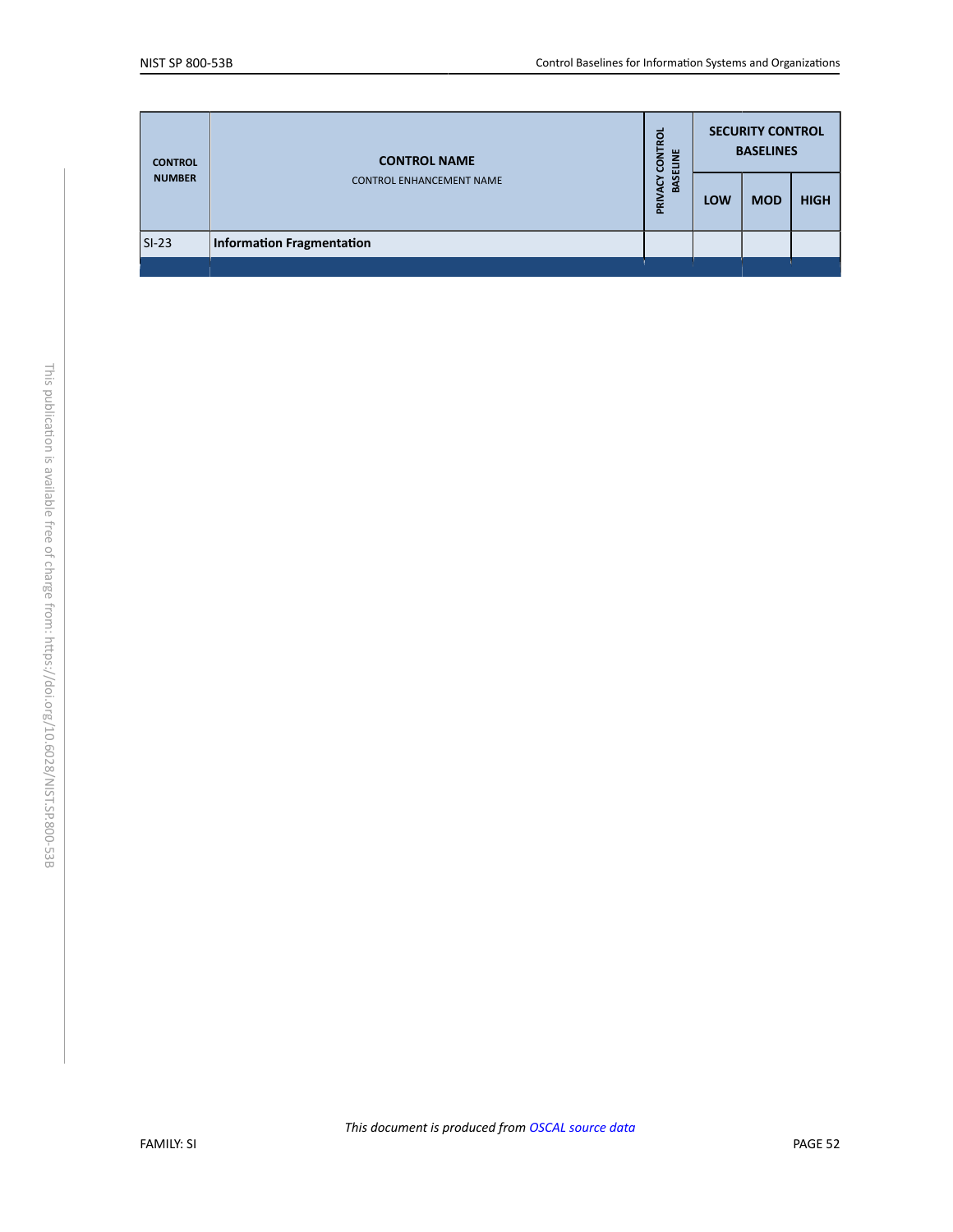| CONTROL NUMBER | CONTROL NAME<br>CONTROL ENHANCEMENT NAME | PRIVACY CONTROL BASELINE | SECURITY CONTROL BASELINES | | |
|---|---|---|---|---|---|
| | | | LOW | MOD | HIGH |
| SI-23 | **Information Fragmentation** | | | | |

*This document is produced from OSCAL source data*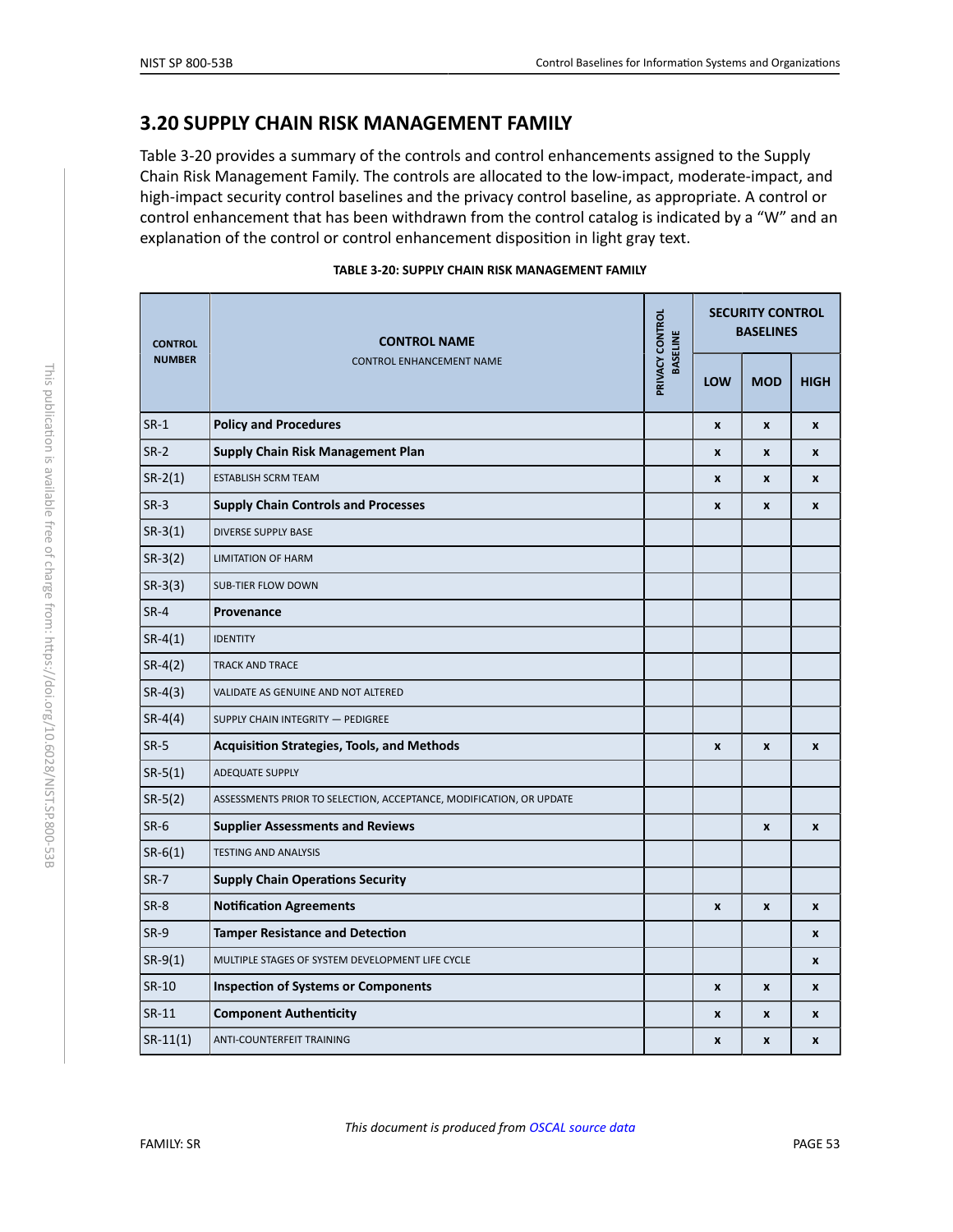## 3.20 SUPPLY CHAIN RISK MANAGEMENT FAMILY

Table 3-20 provides a summary of the controls and control enhancements assigned to the Supply Chain Risk Management Family. The controls are allocated to the low-impact, moderate-impact, and high-impact security control baselines and the privacy control baseline, as appropriate. A control or control enhancement that has been withdrawn from the control catalog is indicated by a "W" and an explanation of the control or control enhancement disposition in light gray text.

**TABLE 3-20: SUPPLY CHAIN RISK MANAGEMENT FAMILY**

| CONTROL NUMBER | CONTROL NAME<br>CONTROL ENHANCEMENT NAME | PRIVACY CONTROL BASELINE | SECURITY CONTROL BASELINES | | |
|---|---|---|---|---|---|
| | | | LOW | MOD | HIGH |
| SR-1 | **Policy and Procedures** | | x | x | x |
| SR-2 | **Supply Chain Risk Management Plan** | | x | x | x |
| SR-2(1) | ESTABLISH SCRM TEAM | | x | x | x |
| SR-3 | **Supply Chain Controls and Processes** | | x | x | x |
| SR-3(1) | DIVERSE SUPPLY BASE | | | | |
| SR-3(2) | LIMITATION OF HARM | | | | |
| SR-3(3) | SUB-TIER FLOW DOWN | | | | |
| SR-4 | **Provenance** | | | | |
| SR-4(1) | IDENTITY | | | | |
| SR-4(2) | TRACK AND TRACE | | | | |
| SR-4(3) | VALIDATE AS GENUINE AND NOT ALTERED | | | | |
| SR-4(4) | SUPPLY CHAIN INTEGRITY — PEDIGREE | | | | |
| SR-5 | **Acquisition Strategies, Tools, and Methods** | | x | x | x |
| SR-5(1) | ADEQUATE SUPPLY | | | | |
| SR-5(2) | ASSESSMENTS PRIOR TO SELECTION, ACCEPTANCE, MODIFICATION, OR UPDATE | | | | |
| SR-6 | **Supplier Assessments and Reviews** | | | x | x |
| SR-6(1) | TESTING AND ANALYSIS | | | | |
| SR-7 | **Supply Chain Operations Security** | | | | |
| SR-8 | **Notification Agreements** | | x | x | x |
| SR-9 | **Tamper Resistance and Detection** | | | | x |
| SR-9(1) | MULTIPLE STAGES OF SYSTEM DEVELOPMENT LIFE CYCLE | | | | x |
| SR-10 | **Inspection of Systems or Components** | | x | x | x |
| SR-11 | **Component Authenticity** | | x | x | x |
| SR-11(1) | ANTI-COUNTERFEIT TRAINING | | x | x | x |

*This document is produced from OSCAL source data*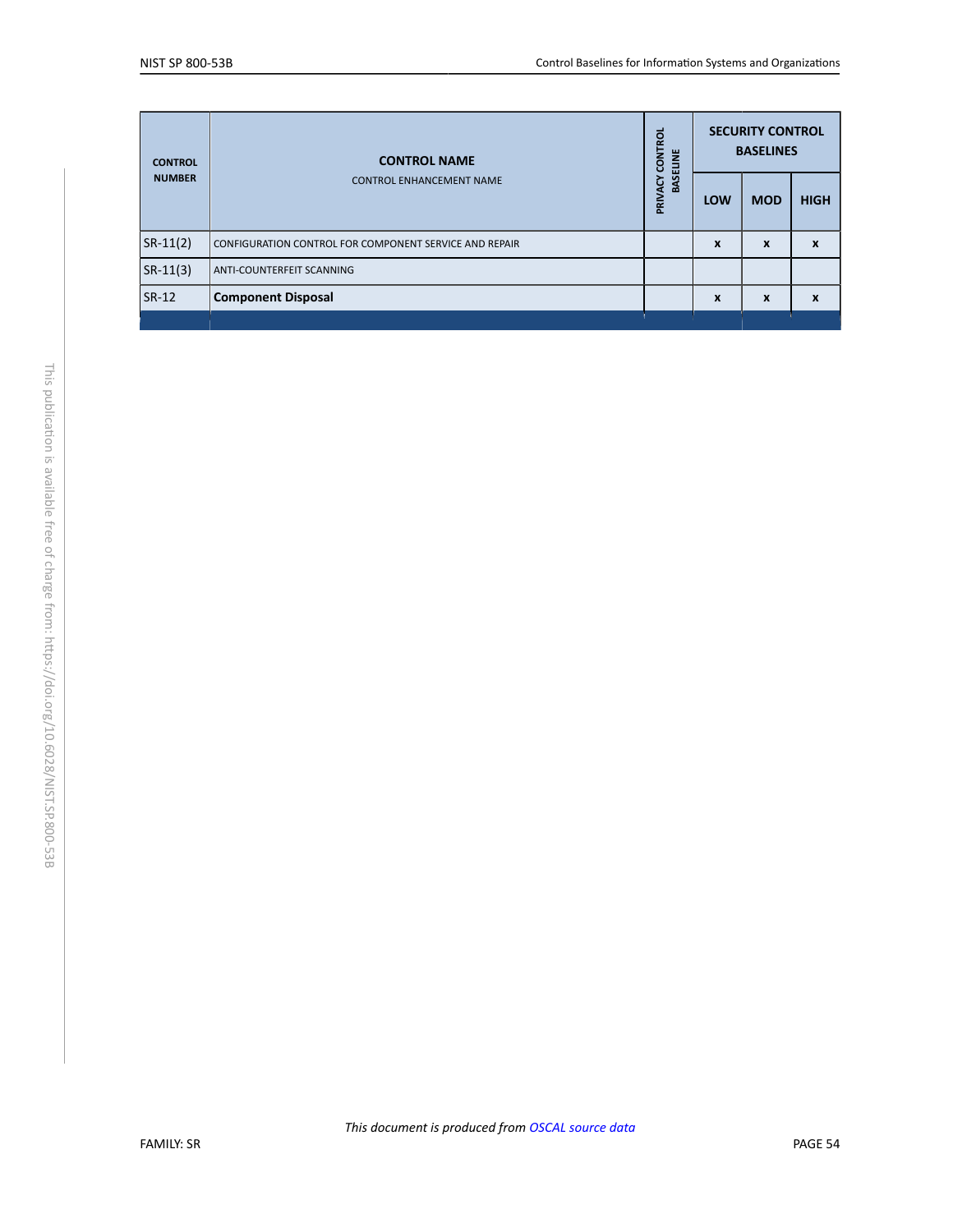| CONTROL NUMBER | **CONTROL NAME** CONTROL ENHANCEMENT NAME | PRIVACY CONTROL BASELINE | SECURITY CONTROL BASELINES | | |
|---|---|---|---|---|---|
| | | | LOW | MOD | HIGH |
| SR-11(2) | CONFIGURATION CONTROL FOR COMPONENT SERVICE AND REPAIR | | x | x | x |
| SR-11(3) | ANTI-COUNTERFEIT SCANNING | | | | |
| SR-12 | **Component Disposal** | | x | x | x |

*This document is produced from OSCAL source data*